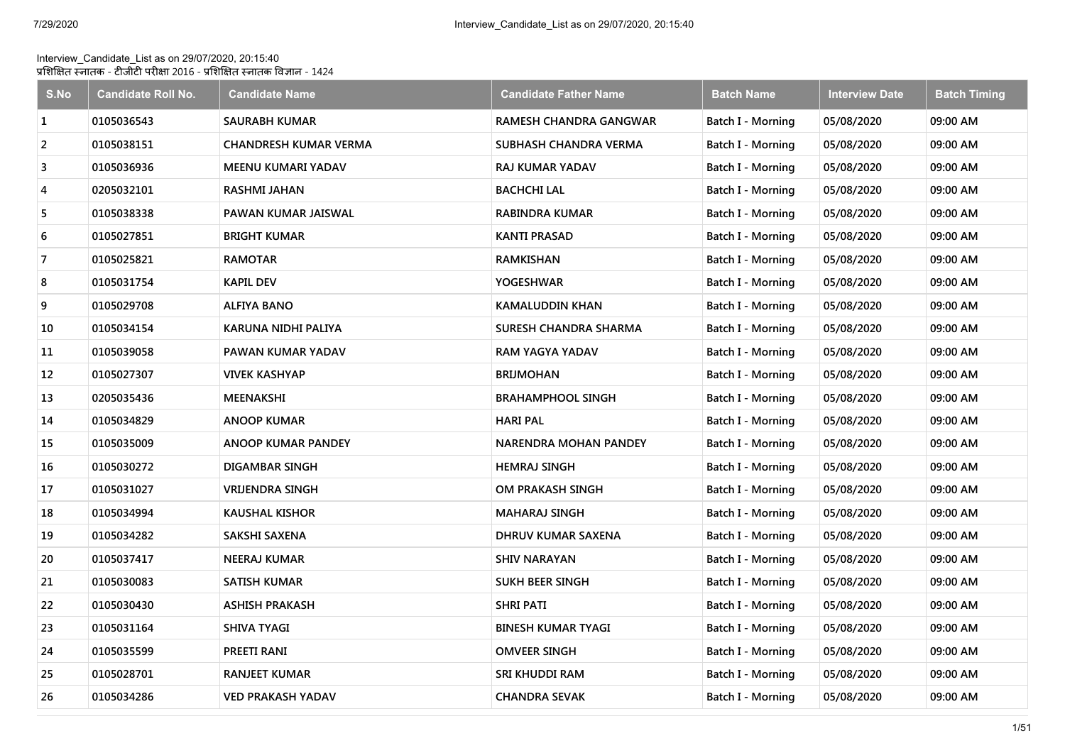Interview_Candidate_List as on 29/07/2020, 20:15:40
प्रशिक्षित स्नातक - टीजीटी परीक्षा 2016 - प्रशिक्षित स्नातक विज्ञान - 1424

| S.No | Candidate Roll No. | Candidate Name | Candidate Father Name | Batch Name | Interview Date | Batch Timing |
|---|---|---|---|---|---|---|
| 1 | 0105036543 | SAURABH KUMAR | RAMESH CHANDRA GANGWAR | Batch I - Morning | 05/08/2020 | 09:00 AM |
| 2 | 0105038151 | CHANDRESH KUMAR VERMA | SUBHASH CHANDRA VERMA | Batch I - Morning | 05/08/2020 | 09:00 AM |
| 3 | 0105036936 | MEENU KUMARI YADAV | RAJ KUMAR YADAV | Batch I - Morning | 05/08/2020 | 09:00 AM |
| 4 | 0205032101 | RASHMI JAHAN | BACHCHI LAL | Batch I - Morning | 05/08/2020 | 09:00 AM |
| 5 | 0105038338 | PAWAN KUMAR JAISWAL | RABINDRA KUMAR | Batch I - Morning | 05/08/2020 | 09:00 AM |
| 6 | 0105027851 | BRIGHT KUMAR | KANTI PRASAD | Batch I - Morning | 05/08/2020 | 09:00 AM |
| 7 | 0105025821 | RAMOTAR | RAMKISHAN | Batch I - Morning | 05/08/2020 | 09:00 AM |
| 8 | 0105031754 | KAPIL DEV | YOGESHWAR | Batch I - Morning | 05/08/2020 | 09:00 AM |
| 9 | 0105029708 | ALFIYA BANO | KAMALUDDIN KHAN | Batch I - Morning | 05/08/2020 | 09:00 AM |
| 10 | 0105034154 | KARUNA NIDHI PALIYA | SURESH CHANDRA SHARMA | Batch I - Morning | 05/08/2020 | 09:00 AM |
| 11 | 0105039058 | PAWAN KUMAR YADAV | RAM YAGYA YADAV | Batch I - Morning | 05/08/2020 | 09:00 AM |
| 12 | 0105027307 | VIVEK KASHYAP | BRIJMOHAN | Batch I - Morning | 05/08/2020 | 09:00 AM |
| 13 | 0205035436 | MEENAKSHI | BRAHAMPHOOL SINGH | Batch I - Morning | 05/08/2020 | 09:00 AM |
| 14 | 0105034829 | ANOOP KUMAR | HARI PAL | Batch I - Morning | 05/08/2020 | 09:00 AM |
| 15 | 0105035009 | ANOOP KUMAR PANDEY | NARENDRA MOHAN PANDEY | Batch I - Morning | 05/08/2020 | 09:00 AM |
| 16 | 0105030272 | DIGAMBAR SINGH | HEMRAJ SINGH | Batch I - Morning | 05/08/2020 | 09:00 AM |
| 17 | 0105031027 | VRIJENDRA SINGH | OM PRAKASH SINGH | Batch I - Morning | 05/08/2020 | 09:00 AM |
| 18 | 0105034994 | KAUSHAL KISHOR | MAHARAJ SINGH | Batch I - Morning | 05/08/2020 | 09:00 AM |
| 19 | 0105034282 | SAKSHI SAXENA | DHRUV KUMAR SAXENA | Batch I - Morning | 05/08/2020 | 09:00 AM |
| 20 | 0105037417 | NEERAJ KUMAR | SHIV NARAYAN | Batch I - Morning | 05/08/2020 | 09:00 AM |
| 21 | 0105030083 | SATISH KUMAR | SUKH BEER SINGH | Batch I - Morning | 05/08/2020 | 09:00 AM |
| 22 | 0105030430 | ASHISH PRAKASH | SHRI PATI | Batch I - Morning | 05/08/2020 | 09:00 AM |
| 23 | 0105031164 | SHIVA TYAGI | BINESH KUMAR TYAGI | Batch I - Morning | 05/08/2020 | 09:00 AM |
| 24 | 0105035599 | PREETI RANI | OMVEER SINGH | Batch I - Morning | 05/08/2020 | 09:00 AM |
| 25 | 0105028701 | RANJEET KUMAR | SRI KHUDDI RAM | Batch I - Morning | 05/08/2020 | 09:00 AM |
| 26 | 0105034286 | VED PRAKASH YADAV | CHANDRA SEVAK | Batch I - Morning | 05/08/2020 | 09:00 AM |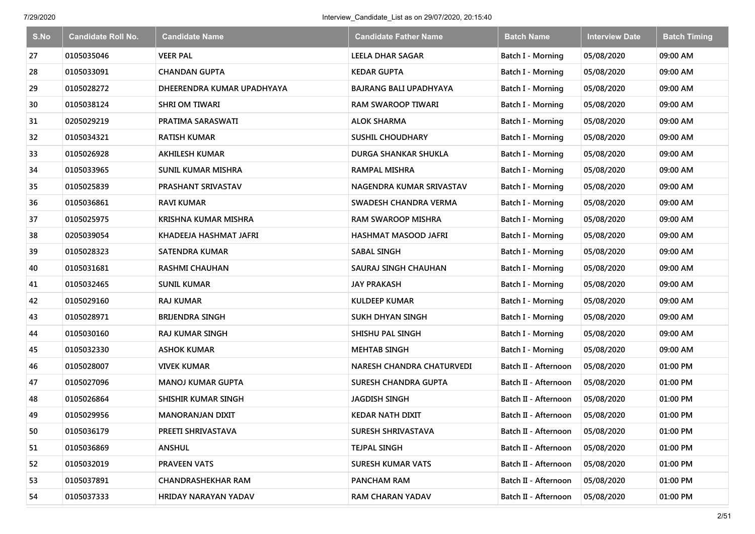| S.No | Candidate Roll No. | Candidate Name | Candidate Father Name | Batch Name | Interview Date | Batch Timing |
|---|---|---|---|---|---|---|
| 27 | 0105035046 | VEER PAL | LEELA DHAR SAGAR | Batch I - Morning | 05/08/2020 | 09:00 AM |
| 28 | 0105033091 | CHANDAN GUPTA | KEDAR GUPTA | Batch I - Morning | 05/08/2020 | 09:00 AM |
| 29 | 0105028272 | DHEERENDRA KUMAR UPADHYAYA | BAJRANG BALI UPADHYAYA | Batch I - Morning | 05/08/2020 | 09:00 AM |
| 30 | 0105038124 | SHRI OM TIWARI | RAM SWAROOP TIWARI | Batch I - Morning | 05/08/2020 | 09:00 AM |
| 31 | 0205029219 | PRATIMA SARASWATI | ALOK SHARMA | Batch I - Morning | 05/08/2020 | 09:00 AM |
| 32 | 0105034321 | RATISH KUMAR | SUSHIL CHOUDHARY | Batch I - Morning | 05/08/2020 | 09:00 AM |
| 33 | 0105026928 | AKHILESH KUMAR | DURGA SHANKAR SHUKLA | Batch I - Morning | 05/08/2020 | 09:00 AM |
| 34 | 0105033965 | SUNIL KUMAR MISHRA | RAMPAL MISHRA | Batch I - Morning | 05/08/2020 | 09:00 AM |
| 35 | 0105025839 | PRASHANT SRIVASTAV | NAGENDRA KUMAR SRIVASTAV | Batch I - Morning | 05/08/2020 | 09:00 AM |
| 36 | 0105036861 | RAVI KUMAR | SWADESH CHANDRA VERMA | Batch I - Morning | 05/08/2020 | 09:00 AM |
| 37 | 0105025975 | KRISHNA KUMAR MISHRA | RAM SWAROOP MISHRA | Batch I - Morning | 05/08/2020 | 09:00 AM |
| 38 | 0205039054 | KHADEEJA HASHMAT JAFRI | HASHMAT MASOOD JAFRI | Batch I - Morning | 05/08/2020 | 09:00 AM |
| 39 | 0105028323 | SATENDRA KUMAR | SABAL SINGH | Batch I - Morning | 05/08/2020 | 09:00 AM |
| 40 | 0105031681 | RASHMI CHAUHAN | SAURAJ SINGH CHAUHAN | Batch I - Morning | 05/08/2020 | 09:00 AM |
| 41 | 0105032465 | SUNIL KUMAR | JAY PRAKASH | Batch I - Morning | 05/08/2020 | 09:00 AM |
| 42 | 0105029160 | RAJ KUMAR | KULDEEP KUMAR | Batch I - Morning | 05/08/2020 | 09:00 AM |
| 43 | 0105028971 | BRIJENDRA SINGH | SUKH DHYAN SINGH | Batch I - Morning | 05/08/2020 | 09:00 AM |
| 44 | 0105030160 | RAJ KUMAR SINGH | SHISHU PAL SINGH | Batch I - Morning | 05/08/2020 | 09:00 AM |
| 45 | 0105032330 | ASHOK KUMAR | MEHTAB SINGH | Batch I - Morning | 05/08/2020 | 09:00 AM |
| 46 | 0105028007 | VIVEK KUMAR | NARESH CHANDRA CHATURVEDI | Batch II - Afternoon | 05/08/2020 | 01:00 PM |
| 47 | 0105027096 | MANOJ KUMAR GUPTA | SURESH CHANDRA GUPTA | Batch II - Afternoon | 05/08/2020 | 01:00 PM |
| 48 | 0105026864 | SHISHIR KUMAR SINGH | JAGDISH SINGH | Batch II - Afternoon | 05/08/2020 | 01:00 PM |
| 49 | 0105029956 | MANORANJAN DIXIT | KEDAR NATH DIXIT | Batch II - Afternoon | 05/08/2020 | 01:00 PM |
| 50 | 0105036179 | PREETI SHRIVASTAVA | SURESH SHRIVASTAVA | Batch II - Afternoon | 05/08/2020 | 01:00 PM |
| 51 | 0105036869 | ANSHUL | TEJPAL SINGH | Batch II - Afternoon | 05/08/2020 | 01:00 PM |
| 52 | 0105032019 | PRAVEEN VATS | SURESH KUMAR VATS | Batch II - Afternoon | 05/08/2020 | 01:00 PM |
| 53 | 0105037891 | CHANDRASHEKHAR RAM | PANCHAM RAM | Batch II - Afternoon | 05/08/2020 | 01:00 PM |
| 54 | 0105037333 | HRIDAY NARAYAN YADAV | RAM CHARAN YADAV | Batch II - Afternoon | 05/08/2020 | 01:00 PM |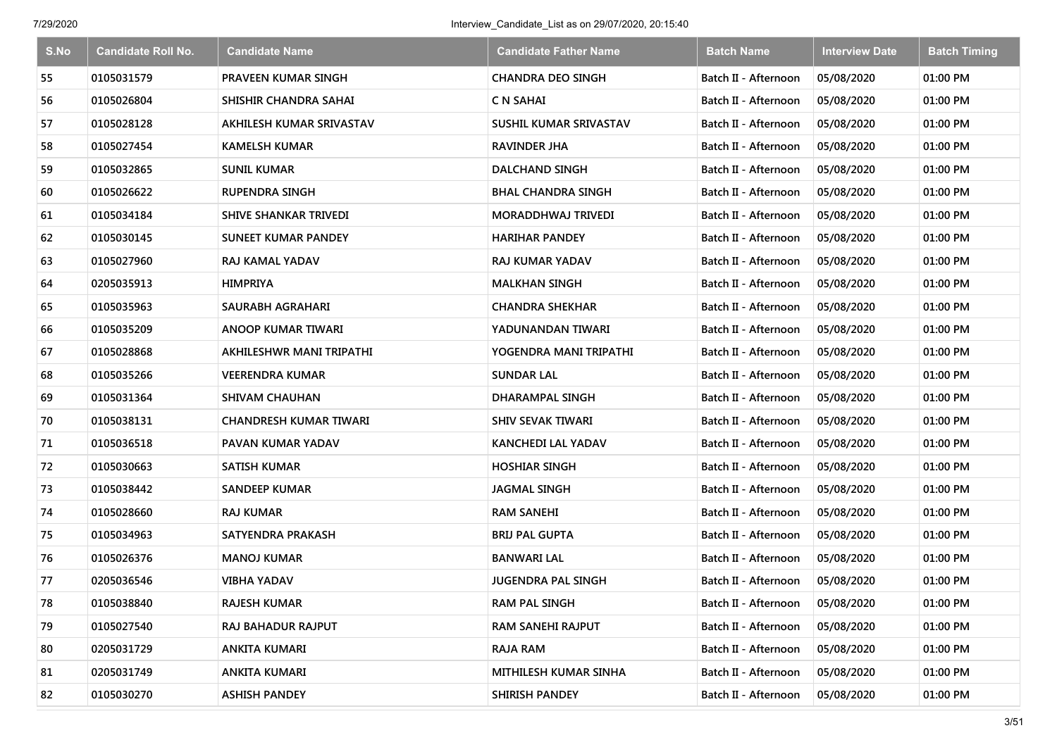| S.No | Candidate Roll No. | Candidate Name | Candidate Father Name | Batch Name | Interview Date | Batch Timing |
|---|---|---|---|---|---|---|
| 55 | 0105031579 | PRAVEEN KUMAR SINGH | CHANDRA DEO SINGH | Batch II - Afternoon | 05/08/2020 | 01:00 PM |
| 56 | 0105026804 | SHISHIR CHANDRA SAHAI | C N SAHAI | Batch II - Afternoon | 05/08/2020 | 01:00 PM |
| 57 | 0105028128 | AKHILESH KUMAR SRIVASTAV | SUSHIL KUMAR SRIVASTAV | Batch II - Afternoon | 05/08/2020 | 01:00 PM |
| 58 | 0105027454 | KAMELSH KUMAR | RAVINDER JHA | Batch II - Afternoon | 05/08/2020 | 01:00 PM |
| 59 | 0105032865 | SUNIL KUMAR | DALCHAND SINGH | Batch II - Afternoon | 05/08/2020 | 01:00 PM |
| 60 | 0105026622 | RUPENDRA SINGH | BHAL CHANDRA SINGH | Batch II - Afternoon | 05/08/2020 | 01:00 PM |
| 61 | 0105034184 | SHIVE SHANKAR TRIVEDI | MORADDHWAJ TRIVEDI | Batch II - Afternoon | 05/08/2020 | 01:00 PM |
| 62 | 0105030145 | SUNEET KUMAR PANDEY | HARIHAR PANDEY | Batch II - Afternoon | 05/08/2020 | 01:00 PM |
| 63 | 0105027960 | RAJ KAMAL YADAV | RAJ KUMAR YADAV | Batch II - Afternoon | 05/08/2020 | 01:00 PM |
| 64 | 0205035913 | HIMPRIYA | MALKHAN SINGH | Batch II - Afternoon | 05/08/2020 | 01:00 PM |
| 65 | 0105035963 | SAURABH AGRAHARI | CHANDRA SHEKHAR | Batch II - Afternoon | 05/08/2020 | 01:00 PM |
| 66 | 0105035209 | ANOOP KUMAR TIWARI | YADUNANDAN TIWARI | Batch II - Afternoon | 05/08/2020 | 01:00 PM |
| 67 | 0105028868 | AKHILESHWR MANI TRIPATHI | YOGENDRA MANI TRIPATHI | Batch II - Afternoon | 05/08/2020 | 01:00 PM |
| 68 | 0105035266 | VEERENDRA KUMAR | SUNDAR LAL | Batch II - Afternoon | 05/08/2020 | 01:00 PM |
| 69 | 0105031364 | SHIVAM CHAUHAN | DHARAMPAL SINGH | Batch II - Afternoon | 05/08/2020 | 01:00 PM |
| 70 | 0105038131 | CHANDRESH KUMAR TIWARI | SHIV SEVAK TIWARI | Batch II - Afternoon | 05/08/2020 | 01:00 PM |
| 71 | 0105036518 | PAVAN KUMAR YADAV | KANCHEDI LAL YADAV | Batch II - Afternoon | 05/08/2020 | 01:00 PM |
| 72 | 0105030663 | SATISH KUMAR | HOSHIAR SINGH | Batch II - Afternoon | 05/08/2020 | 01:00 PM |
| 73 | 0105038442 | SANDEEP KUMAR | JAGMAL SINGH | Batch II - Afternoon | 05/08/2020 | 01:00 PM |
| 74 | 0105028660 | RAJ KUMAR | RAM SANEHI | Batch II - Afternoon | 05/08/2020 | 01:00 PM |
| 75 | 0105034963 | SATYENDRA PRAKASH | BRIJ PAL GUPTA | Batch II - Afternoon | 05/08/2020 | 01:00 PM |
| 76 | 0105026376 | MANOJ KUMAR | BANWARI LAL | Batch II - Afternoon | 05/08/2020 | 01:00 PM |
| 77 | 0205036546 | VIBHA YADAV | JUGENDRA PAL SINGH | Batch II - Afternoon | 05/08/2020 | 01:00 PM |
| 78 | 0105038840 | RAJESH KUMAR | RAM PAL SINGH | Batch II - Afternoon | 05/08/2020 | 01:00 PM |
| 79 | 0105027540 | RAJ BAHADUR RAJPUT | RAM SANEHI RAJPUT | Batch II - Afternoon | 05/08/2020 | 01:00 PM |
| 80 | 0205031729 | ANKITA KUMARI | RAJA RAM | Batch II - Afternoon | 05/08/2020 | 01:00 PM |
| 81 | 0205031749 | ANKITA KUMARI | MITHILESH KUMAR SINHA | Batch II - Afternoon | 05/08/2020 | 01:00 PM |
| 82 | 0105030270 | ASHISH PANDEY | SHIRISH PANDEY | Batch II - Afternoon | 05/08/2020 | 01:00 PM |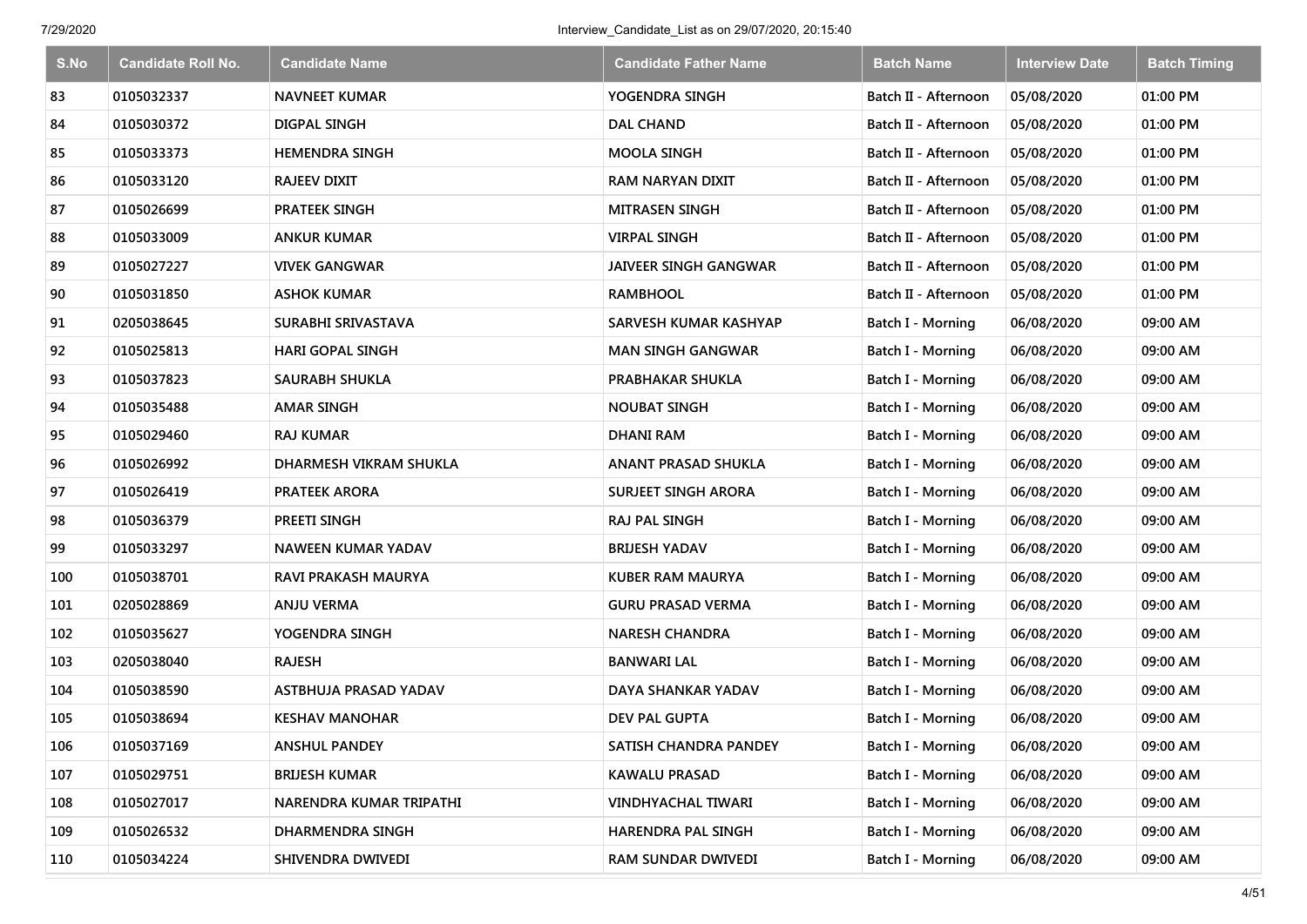| S.No | Candidate Roll No. | Candidate Name | Candidate Father Name | Batch Name | Interview Date | Batch Timing |
|---|---|---|---|---|---|---|
| 83 | 0105032337 | NAVNEET KUMAR | YOGENDRA SINGH | Batch II - Afternoon | 05/08/2020 | 01:00 PM |
| 84 | 0105030372 | DIGPAL SINGH | DAL CHAND | Batch II - Afternoon | 05/08/2020 | 01:00 PM |
| 85 | 0105033373 | HEMENDRA SINGH | MOOLA SINGH | Batch II - Afternoon | 05/08/2020 | 01:00 PM |
| 86 | 0105033120 | RAJEEV DIXIT | RAM NARYAN DIXIT | Batch II - Afternoon | 05/08/2020 | 01:00 PM |
| 87 | 0105026699 | PRATEEK SINGH | MITRASEN SINGH | Batch II - Afternoon | 05/08/2020 | 01:00 PM |
| 88 | 0105033009 | ANKUR KUMAR | VIRPAL SINGH | Batch II - Afternoon | 05/08/2020 | 01:00 PM |
| 89 | 0105027227 | VIVEK GANGWAR | JAIVEER SINGH GANGWAR | Batch II - Afternoon | 05/08/2020 | 01:00 PM |
| 90 | 0105031850 | ASHOK KUMAR | RAMBHOOL | Batch II - Afternoon | 05/08/2020 | 01:00 PM |
| 91 | 0205038645 | SURABHI SRIVASTAVA | SARVESH KUMAR KASHYAP | Batch I - Morning | 06/08/2020 | 09:00 AM |
| 92 | 0105025813 | HARI GOPAL SINGH | MAN SINGH GANGWAR | Batch I - Morning | 06/08/2020 | 09:00 AM |
| 93 | 0105037823 | SAURABH SHUKLA | PRABHAKAR SHUKLA | Batch I - Morning | 06/08/2020 | 09:00 AM |
| 94 | 0105035488 | AMAR SINGH | NOUBAT SINGH | Batch I - Morning | 06/08/2020 | 09:00 AM |
| 95 | 0105029460 | RAJ KUMAR | DHANI RAM | Batch I - Morning | 06/08/2020 | 09:00 AM |
| 96 | 0105026992 | DHARMESH VIKRAM SHUKLA | ANANT PRASAD SHUKLA | Batch I - Morning | 06/08/2020 | 09:00 AM |
| 97 | 0105026419 | PRATEEK ARORA | SURJEET SINGH ARORA | Batch I - Morning | 06/08/2020 | 09:00 AM |
| 98 | 0105036379 | PREETI SINGH | RAJ PAL SINGH | Batch I - Morning | 06/08/2020 | 09:00 AM |
| 99 | 0105033297 | NAWEEN KUMAR YADAV | BRIJESH YADAV | Batch I - Morning | 06/08/2020 | 09:00 AM |
| 100 | 0105038701 | RAVI PRAKASH MAURYA | KUBER RAM MAURYA | Batch I - Morning | 06/08/2020 | 09:00 AM |
| 101 | 0205028869 | ANJU VERMA | GURU PRASAD VERMA | Batch I - Morning | 06/08/2020 | 09:00 AM |
| 102 | 0105035627 | YOGENDRA SINGH | NARESH CHANDRA | Batch I - Morning | 06/08/2020 | 09:00 AM |
| 103 | 0205038040 | RAJESH | BANWARI LAL | Batch I - Morning | 06/08/2020 | 09:00 AM |
| 104 | 0105038590 | ASTBHUJA PRASAD YADAV | DAYA SHANKAR YADAV | Batch I - Morning | 06/08/2020 | 09:00 AM |
| 105 | 0105038694 | KESHAV MANOHAR | DEV PAL GUPTA | Batch I - Morning | 06/08/2020 | 09:00 AM |
| 106 | 0105037169 | ANSHUL PANDEY | SATISH CHANDRA PANDEY | Batch I - Morning | 06/08/2020 | 09:00 AM |
| 107 | 0105029751 | BRIJESH KUMAR | KAWALU PRASAD | Batch I - Morning | 06/08/2020 | 09:00 AM |
| 108 | 0105027017 | NARENDRA KUMAR TRIPATHI | VINDHYACHAL TIWARI | Batch I - Morning | 06/08/2020 | 09:00 AM |
| 109 | 0105026532 | DHARMENDRA SINGH | HARENDRA PAL SINGH | Batch I - Morning | 06/08/2020 | 09:00 AM |
| 110 | 0105034224 | SHIVENDRA DWIVEDI | RAM SUNDAR DWIVEDI | Batch I - Morning | 06/08/2020 | 09:00 AM |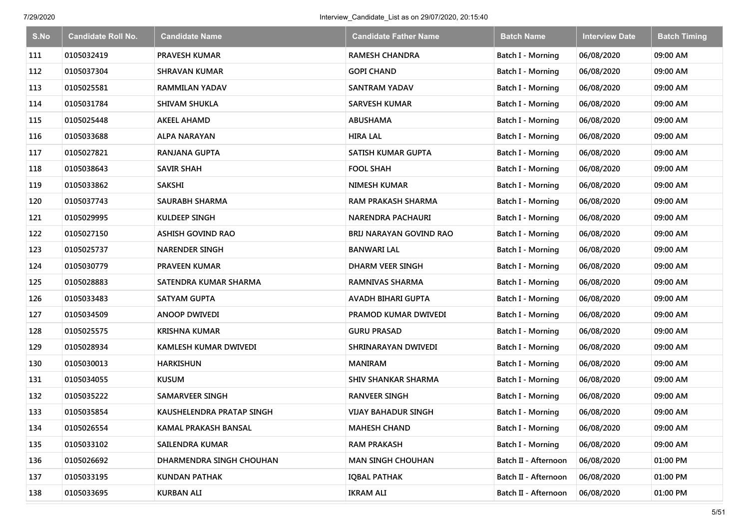| S.No | Candidate Roll No. | Candidate Name | Candidate Father Name | Batch Name | Interview Date | Batch Timing |
|---|---|---|---|---|---|---|
| 111 | 0105032419 | PRAVESH KUMAR | RAMESH CHANDRA | Batch I - Morning | 06/08/2020 | 09:00 AM |
| 112 | 0105037304 | SHRAVAN KUMAR | GOPI CHAND | Batch I - Morning | 06/08/2020 | 09:00 AM |
| 113 | 0105025581 | RAMMILAN YADAV | SANTRAM YADAV | Batch I - Morning | 06/08/2020 | 09:00 AM |
| 114 | 0105031784 | SHIVAM SHUKLA | SARVESH KUMAR | Batch I - Morning | 06/08/2020 | 09:00 AM |
| 115 | 0105025448 | AKEEL AHAMD | ABUSHAMA | Batch I - Morning | 06/08/2020 | 09:00 AM |
| 116 | 0105033688 | ALPA NARAYAN | HIRA LAL | Batch I - Morning | 06/08/2020 | 09:00 AM |
| 117 | 0105027821 | RANJANA GUPTA | SATISH KUMAR GUPTA | Batch I - Morning | 06/08/2020 | 09:00 AM |
| 118 | 0105038643 | SAVIR SHAH | FOOL SHAH | Batch I - Morning | 06/08/2020 | 09:00 AM |
| 119 | 0105033862 | SAKSHI | NIMESH KUMAR | Batch I - Morning | 06/08/2020 | 09:00 AM |
| 120 | 0105037743 | SAURABH SHARMA | RAM PRAKASH SHARMA | Batch I - Morning | 06/08/2020 | 09:00 AM |
| 121 | 0105029995 | KULDEEP SINGH | NARENDRA PACHAURI | Batch I - Morning | 06/08/2020 | 09:00 AM |
| 122 | 0105027150 | ASHISH GOVIND RAO | BRIJ NARAYAN GOVIND RAO | Batch I - Morning | 06/08/2020 | 09:00 AM |
| 123 | 0105025737 | NARENDER SINGH | BANWARI LAL | Batch I - Morning | 06/08/2020 | 09:00 AM |
| 124 | 0105030779 | PRAVEEN KUMAR | DHARM VEER SINGH | Batch I - Morning | 06/08/2020 | 09:00 AM |
| 125 | 0105028883 | SATENDRA KUMAR SHARMA | RAMNIVAS SHARMA | Batch I - Morning | 06/08/2020 | 09:00 AM |
| 126 | 0105033483 | SATYAM GUPTA | AVADH BIHARI GUPTA | Batch I - Morning | 06/08/2020 | 09:00 AM |
| 127 | 0105034509 | ANOOP DWIVEDI | PRAMOD KUMAR DWIVEDI | Batch I - Morning | 06/08/2020 | 09:00 AM |
| 128 | 0105025575 | KRISHNA KUMAR | GURU PRASAD | Batch I - Morning | 06/08/2020 | 09:00 AM |
| 129 | 0105028934 | KAMLESH KUMAR DWIVEDI | SHRINARAYAN DWIVEDI | Batch I - Morning | 06/08/2020 | 09:00 AM |
| 130 | 0105030013 | HARKISHUN | MANIRAM | Batch I - Morning | 06/08/2020 | 09:00 AM |
| 131 | 0105034055 | KUSUM | SHIV SHANKAR SHARMA | Batch I - Morning | 06/08/2020 | 09:00 AM |
| 132 | 0105035222 | SAMARVEER SINGH | RANVEER SINGH | Batch I - Morning | 06/08/2020 | 09:00 AM |
| 133 | 0105035854 | KAUSHELENDRA PRATAP SINGH | VIJAY BAHADUR SINGH | Batch I - Morning | 06/08/2020 | 09:00 AM |
| 134 | 0105026554 | KAMAL PRAKASH BANSAL | MAHESH CHAND | Batch I - Morning | 06/08/2020 | 09:00 AM |
| 135 | 0105033102 | SAILENDRA KUMAR | RAM PRAKASH | Batch I - Morning | 06/08/2020 | 09:00 AM |
| 136 | 0105026692 | DHARMENDRA SINGH CHOUHAN | MAN SINGH CHOUHAN | Batch II - Afternoon | 06/08/2020 | 01:00 PM |
| 137 | 0105033195 | KUNDAN PATHAK | IQBAL PATHAK | Batch II - Afternoon | 06/08/2020 | 01:00 PM |
| 138 | 0105033695 | KURBAN ALI | IKRAM ALI | Batch II - Afternoon | 06/08/2020 | 01:00 PM |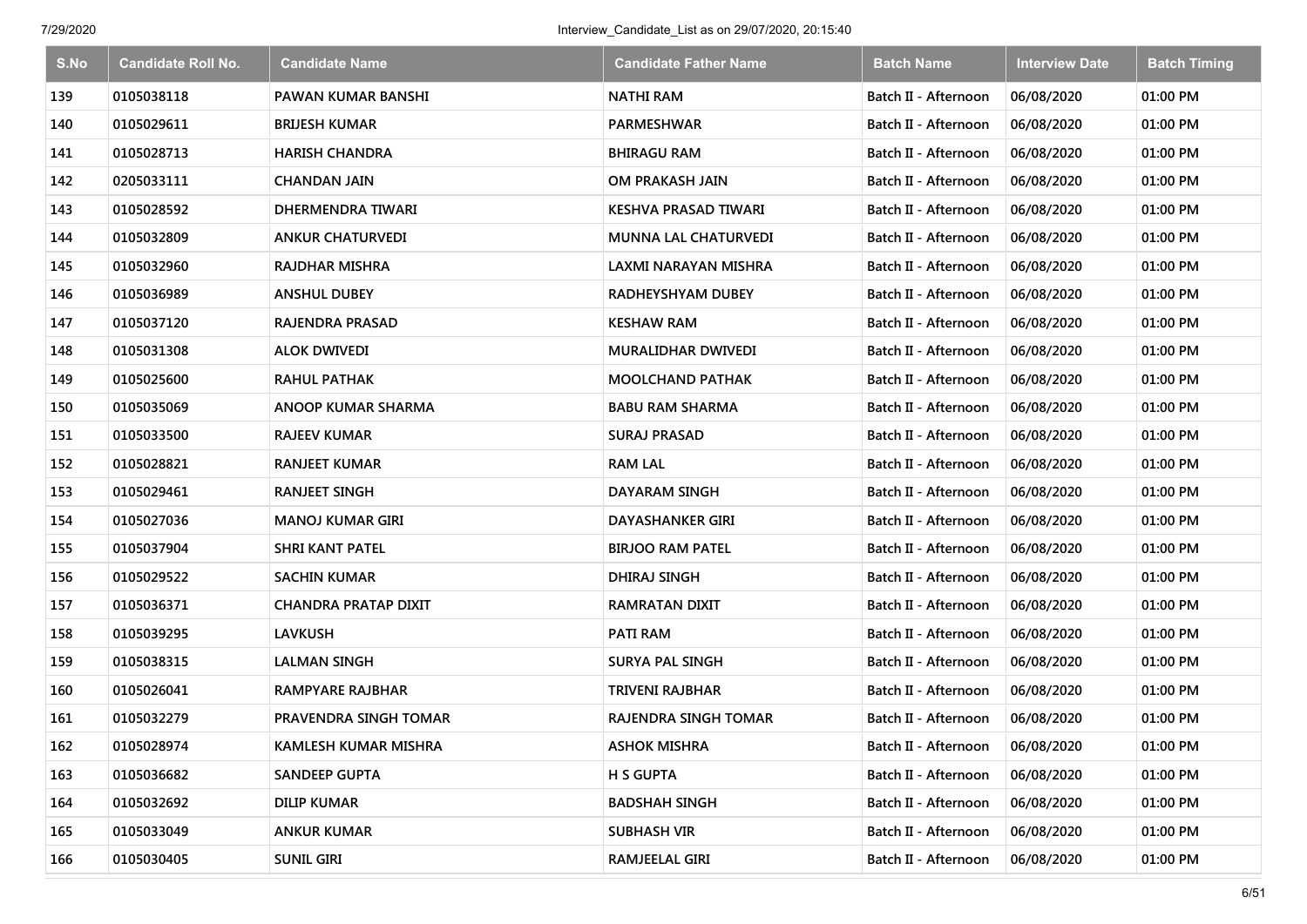| S.No | Candidate Roll No. | Candidate Name | Candidate Father Name | Batch Name | Interview Date | Batch Timing |
|---|---|---|---|---|---|---|
| 139 | 0105038118 | PAWAN KUMAR BANSHI | NATHI RAM | Batch II - Afternoon | 06/08/2020 | 01:00 PM |
| 140 | 0105029611 | BRIJESH KUMAR | PARMESHWAR | Batch II - Afternoon | 06/08/2020 | 01:00 PM |
| 141 | 0105028713 | HARISH CHANDRA | BHIRAGU RAM | Batch II - Afternoon | 06/08/2020 | 01:00 PM |
| 142 | 0205033111 | CHANDAN JAIN | OM PRAKASH JAIN | Batch II - Afternoon | 06/08/2020 | 01:00 PM |
| 143 | 0105028592 | DHERMENDRA TIWARI | KESHVA PRASAD TIWARI | Batch II - Afternoon | 06/08/2020 | 01:00 PM |
| 144 | 0105032809 | ANKUR CHATURVEDI | MUNNA LAL CHATURVEDI | Batch II - Afternoon | 06/08/2020 | 01:00 PM |
| 145 | 0105032960 | RAJDHAR MISHRA | LAXMI NARAYAN MISHRA | Batch II - Afternoon | 06/08/2020 | 01:00 PM |
| 146 | 0105036989 | ANSHUL DUBEY | RADHEYSHYAM DUBEY | Batch II - Afternoon | 06/08/2020 | 01:00 PM |
| 147 | 0105037120 | RAJENDRA PRASAD | KESHAW RAM | Batch II - Afternoon | 06/08/2020 | 01:00 PM |
| 148 | 0105031308 | ALOK DWIVEDI | MURALIDHAR DWIVEDI | Batch II - Afternoon | 06/08/2020 | 01:00 PM |
| 149 | 0105025600 | RAHUL PATHAK | MOOLCHAND PATHAK | Batch II - Afternoon | 06/08/2020 | 01:00 PM |
| 150 | 0105035069 | ANOOP KUMAR SHARMA | BABU RAM SHARMA | Batch II - Afternoon | 06/08/2020 | 01:00 PM |
| 151 | 0105033500 | RAJEEV KUMAR | SURAJ PRASAD | Batch II - Afternoon | 06/08/2020 | 01:00 PM |
| 152 | 0105028821 | RANJEET KUMAR | RAM LAL | Batch II - Afternoon | 06/08/2020 | 01:00 PM |
| 153 | 0105029461 | RANJEET SINGH | DAYARAM SINGH | Batch II - Afternoon | 06/08/2020 | 01:00 PM |
| 154 | 0105027036 | MANOJ KUMAR GIRI | DAYASHANKER GIRI | Batch II - Afternoon | 06/08/2020 | 01:00 PM |
| 155 | 0105037904 | SHRI KANT PATEL | BIRJOO RAM PATEL | Batch II - Afternoon | 06/08/2020 | 01:00 PM |
| 156 | 0105029522 | SACHIN KUMAR | DHIRAJ SINGH | Batch II - Afternoon | 06/08/2020 | 01:00 PM |
| 157 | 0105036371 | CHANDRA PRATAP DIXIT | RAMRATAN DIXIT | Batch II - Afternoon | 06/08/2020 | 01:00 PM |
| 158 | 0105039295 | LAVKUSH | PATI RAM | Batch II - Afternoon | 06/08/2020 | 01:00 PM |
| 159 | 0105038315 | LALMAN SINGH | SURYA PAL SINGH | Batch II - Afternoon | 06/08/2020 | 01:00 PM |
| 160 | 0105026041 | RAMPYARE RAJBHAR | TRIVENI RAJBHAR | Batch II - Afternoon | 06/08/2020 | 01:00 PM |
| 161 | 0105032279 | PRAVENDRA SINGH TOMAR | RAJENDRA SINGH TOMAR | Batch II - Afternoon | 06/08/2020 | 01:00 PM |
| 162 | 0105028974 | KAMLESH KUMAR MISHRA | ASHOK MISHRA | Batch II - Afternoon | 06/08/2020 | 01:00 PM |
| 163 | 0105036682 | SANDEEP GUPTA | H S GUPTA | Batch II - Afternoon | 06/08/2020 | 01:00 PM |
| 164 | 0105032692 | DILIP KUMAR | BADSHAH SINGH | Batch II - Afternoon | 06/08/2020 | 01:00 PM |
| 165 | 0105033049 | ANKUR KUMAR | SUBHASH VIR | Batch II - Afternoon | 06/08/2020 | 01:00 PM |
| 166 | 0105030405 | SUNIL GIRI | RAMJEELAL GIRI | Batch II - Afternoon | 06/08/2020 | 01:00 PM |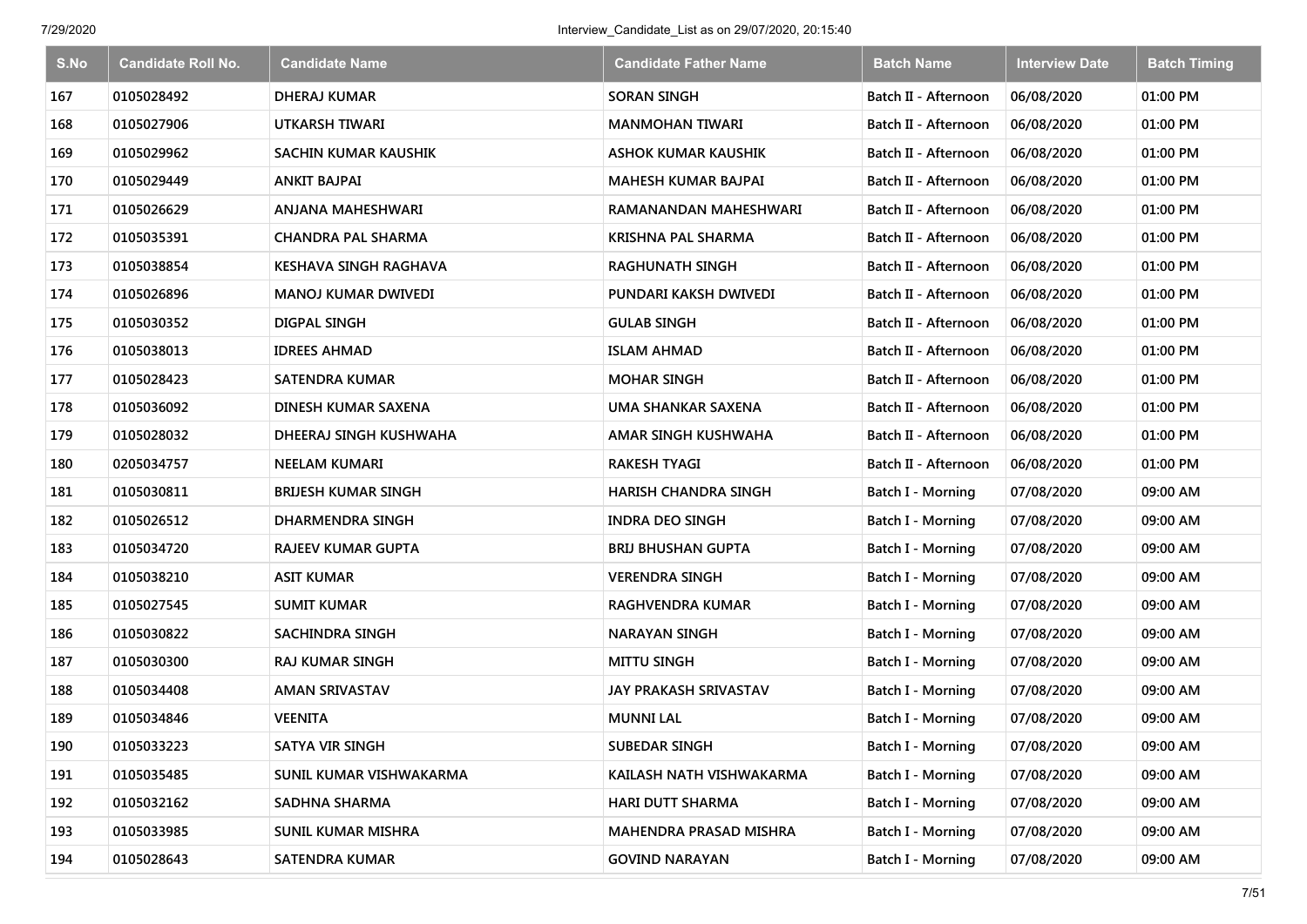| S.No | Candidate Roll No. | Candidate Name | Candidate Father Name | Batch Name | Interview Date | Batch Timing |
|---|---|---|---|---|---|---|
| 167 | 0105028492 | DHERAJ KUMAR | SORAN SINGH | Batch II - Afternoon | 06/08/2020 | 01:00 PM |
| 168 | 0105027906 | UTKARSH TIWARI | MANMOHAN TIWARI | Batch II - Afternoon | 06/08/2020 | 01:00 PM |
| 169 | 0105029962 | SACHIN KUMAR KAUSHIK | ASHOK KUMAR KAUSHIK | Batch II - Afternoon | 06/08/2020 | 01:00 PM |
| 170 | 0105029449 | ANKIT BAJPAI | MAHESH KUMAR BAJPAI | Batch II - Afternoon | 06/08/2020 | 01:00 PM |
| 171 | 0105026629 | ANJANA MAHESHWARI | RAMANANDAN MAHESHWARI | Batch II - Afternoon | 06/08/2020 | 01:00 PM |
| 172 | 0105035391 | CHANDRA PAL SHARMA | KRISHNA PAL SHARMA | Batch II - Afternoon | 06/08/2020 | 01:00 PM |
| 173 | 0105038854 | KESHAVA SINGH RAGHAVA | RAGHUNATH SINGH | Batch II - Afternoon | 06/08/2020 | 01:00 PM |
| 174 | 0105026896 | MANOJ KUMAR DWIVEDI | PUNDARI KAKSH DWIVEDI | Batch II - Afternoon | 06/08/2020 | 01:00 PM |
| 175 | 0105030352 | DIGPAL SINGH | GULAB SINGH | Batch II - Afternoon | 06/08/2020 | 01:00 PM |
| 176 | 0105038013 | IDREES AHMAD | ISLAM AHMAD | Batch II - Afternoon | 06/08/2020 | 01:00 PM |
| 177 | 0105028423 | SATENDRA KUMAR | MOHAR SINGH | Batch II - Afternoon | 06/08/2020 | 01:00 PM |
| 178 | 0105036092 | DINESH KUMAR SAXENA | UMA SHANKAR SAXENA | Batch II - Afternoon | 06/08/2020 | 01:00 PM |
| 179 | 0105028032 | DHEERAJ SINGH KUSHWAHA | AMAR SINGH KUSHWAHA | Batch II - Afternoon | 06/08/2020 | 01:00 PM |
| 180 | 0205034757 | NEELAM KUMARI | RAKESH TYAGI | Batch II - Afternoon | 06/08/2020 | 01:00 PM |
| 181 | 0105030811 | BRIJESH KUMAR SINGH | HARISH CHANDRA SINGH | Batch I - Morning | 07/08/2020 | 09:00 AM |
| 182 | 0105026512 | DHARMENDRA SINGH | INDRA DEO SINGH | Batch I - Morning | 07/08/2020 | 09:00 AM |
| 183 | 0105034720 | RAJEEV KUMAR GUPTA | BRIJ BHUSHAN GUPTA | Batch I - Morning | 07/08/2020 | 09:00 AM |
| 184 | 0105038210 | ASIT KUMAR | VERENDRA SINGH | Batch I - Morning | 07/08/2020 | 09:00 AM |
| 185 | 0105027545 | SUMIT KUMAR | RAGHVENDRA KUMAR | Batch I - Morning | 07/08/2020 | 09:00 AM |
| 186 | 0105030822 | SACHINDRA SINGH | NARAYAN SINGH | Batch I - Morning | 07/08/2020 | 09:00 AM |
| 187 | 0105030300 | RAJ KUMAR SINGH | MITTU SINGH | Batch I - Morning | 07/08/2020 | 09:00 AM |
| 188 | 0105034408 | AMAN SRIVASTAV | JAY PRAKASH SRIVASTAV | Batch I - Morning | 07/08/2020 | 09:00 AM |
| 189 | 0105034846 | VEENITA | MUNNI LAL | Batch I - Morning | 07/08/2020 | 09:00 AM |
| 190 | 0105033223 | SATYA VIR SINGH | SUBEDAR SINGH | Batch I - Morning | 07/08/2020 | 09:00 AM |
| 191 | 0105035485 | SUNIL KUMAR VISHWAKARMA | KAILASH NATH VISHWAKARMA | Batch I - Morning | 07/08/2020 | 09:00 AM |
| 192 | 0105032162 | SADHNA SHARMA | HARI DUTT SHARMA | Batch I - Morning | 07/08/2020 | 09:00 AM |
| 193 | 0105033985 | SUNIL KUMAR MISHRA | MAHENDRA PRASAD MISHRA | Batch I - Morning | 07/08/2020 | 09:00 AM |
| 194 | 0105028643 | SATENDRA KUMAR | GOVIND NARAYAN | Batch I - Morning | 07/08/2020 | 09:00 AM |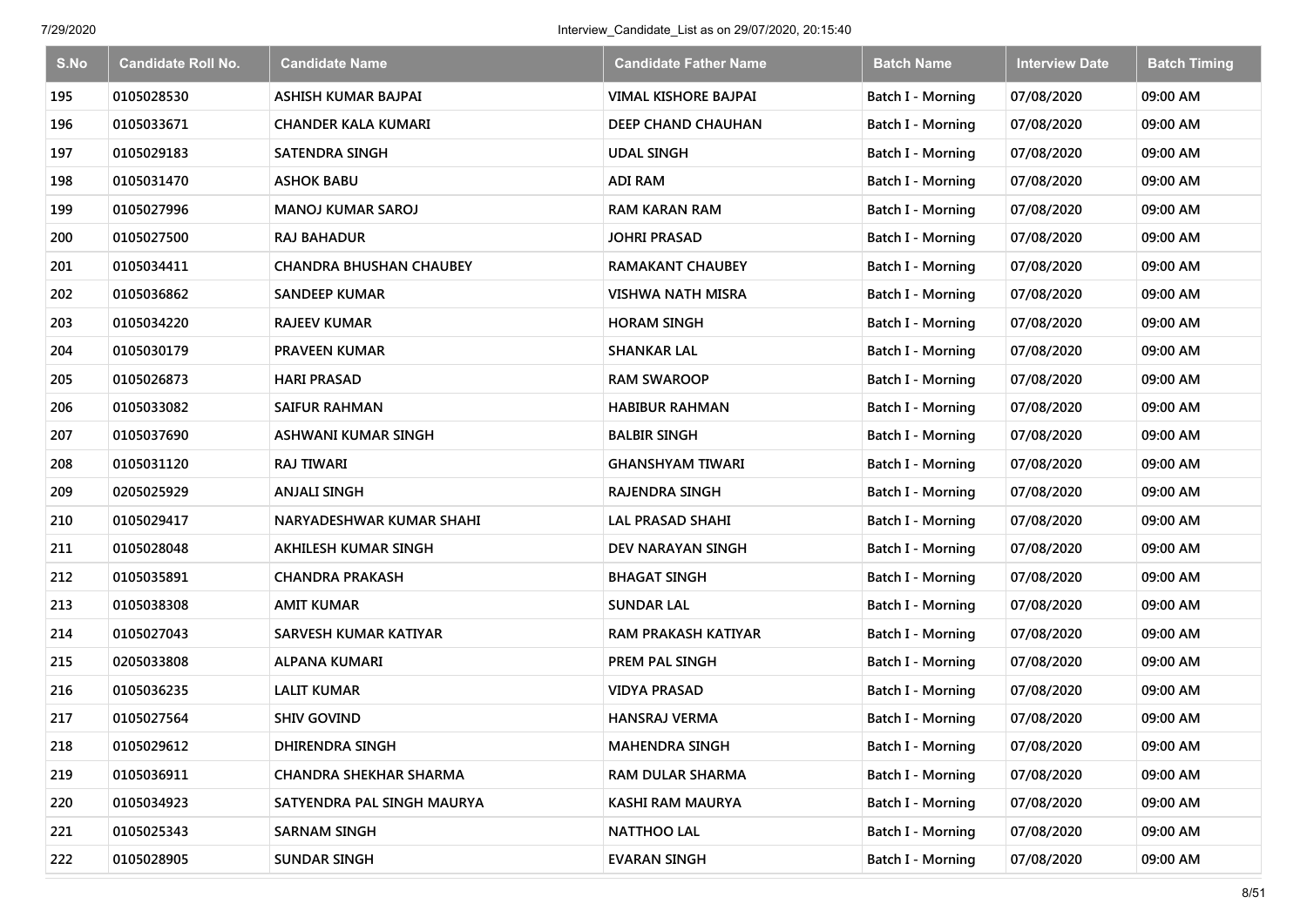| S.No | Candidate Roll No. | Candidate Name | Candidate Father Name | Batch Name | Interview Date | Batch Timing |
| --- | --- | --- | --- | --- | --- | --- |
| 195 | 0105028530 | ASHISH KUMAR BAJPAI | VIMAL KISHORE BAJPAI | Batch I - Morning | 07/08/2020 | 09:00 AM |
| 196 | 0105033671 | CHANDER KALA KUMARI | DEEP CHAND CHAUHAN | Batch I - Morning | 07/08/2020 | 09:00 AM |
| 197 | 0105029183 | SATENDRA SINGH | UDAL SINGH | Batch I - Morning | 07/08/2020 | 09:00 AM |
| 198 | 0105031470 | ASHOK BABU | ADI RAM | Batch I - Morning | 07/08/2020 | 09:00 AM |
| 199 | 0105027996 | MANOJ KUMAR SAROJ | RAM KARAN RAM | Batch I - Morning | 07/08/2020 | 09:00 AM |
| 200 | 0105027500 | RAJ BAHADUR | JOHRI PRASAD | Batch I - Morning | 07/08/2020 | 09:00 AM |
| 201 | 0105034411 | CHANDRA BHUSHAN CHAUBEY | RAMAKANT CHAUBEY | Batch I - Morning | 07/08/2020 | 09:00 AM |
| 202 | 0105036862 | SANDEEP KUMAR | VISHWA NATH MISRA | Batch I - Morning | 07/08/2020 | 09:00 AM |
| 203 | 0105034220 | RAJEEV KUMAR | HORAM SINGH | Batch I - Morning | 07/08/2020 | 09:00 AM |
| 204 | 0105030179 | PRAVEEN KUMAR | SHANKAR LAL | Batch I - Morning | 07/08/2020 | 09:00 AM |
| 205 | 0105026873 | HARI PRASAD | RAM SWAROOP | Batch I - Morning | 07/08/2020 | 09:00 AM |
| 206 | 0105033082 | SAIFUR RAHMAN | HABIBUR RAHMAN | Batch I - Morning | 07/08/2020 | 09:00 AM |
| 207 | 0105037690 | ASHWANI KUMAR SINGH | BALBIR SINGH | Batch I - Morning | 07/08/2020 | 09:00 AM |
| 208 | 0105031120 | RAJ TIWARI | GHANSHYAM TIWARI | Batch I - Morning | 07/08/2020 | 09:00 AM |
| 209 | 0205025929 | ANJALI SINGH | RAJENDRA SINGH | Batch I - Morning | 07/08/2020 | 09:00 AM |
| 210 | 0105029417 | NARYADESHWAR KUMAR SHAHI | LAL PRASAD SHAHI | Batch I - Morning | 07/08/2020 | 09:00 AM |
| 211 | 0105028048 | AKHILESH KUMAR SINGH | DEV NARAYAN SINGH | Batch I - Morning | 07/08/2020 | 09:00 AM |
| 212 | 0105035891 | CHANDRA PRAKASH | BHAGAT SINGH | Batch I - Morning | 07/08/2020 | 09:00 AM |
| 213 | 0105038308 | AMIT KUMAR | SUNDAR LAL | Batch I - Morning | 07/08/2020 | 09:00 AM |
| 214 | 0105027043 | SARVESH KUMAR KATIYAR | RAM PRAKASH KATIYAR | Batch I - Morning | 07/08/2020 | 09:00 AM |
| 215 | 0205033808 | ALPANA KUMARI | PREM PAL SINGH | Batch I - Morning | 07/08/2020 | 09:00 AM |
| 216 | 0105036235 | LALIT KUMAR | VIDYA PRASAD | Batch I - Morning | 07/08/2020 | 09:00 AM |
| 217 | 0105027564 | SHIV GOVIND | HANSRAJ VERMA | Batch I - Morning | 07/08/2020 | 09:00 AM |
| 218 | 0105029612 | DHIRENDRA SINGH | MAHENDRA SINGH | Batch I - Morning | 07/08/2020 | 09:00 AM |
| 219 | 0105036911 | CHANDRA SHEKHAR SHARMA | RAM DULAR SHARMA | Batch I - Morning | 07/08/2020 | 09:00 AM |
| 220 | 0105034923 | SATYENDRA PAL SINGH MAURYA | KASHI RAM MAURYA | Batch I - Morning | 07/08/2020 | 09:00 AM |
| 221 | 0105025343 | SARNAM SINGH | NATTHOO LAL | Batch I - Morning | 07/08/2020 | 09:00 AM |
| 222 | 0105028905 | SUNDAR SINGH | EVARAN SINGH | Batch I - Morning | 07/08/2020 | 09:00 AM |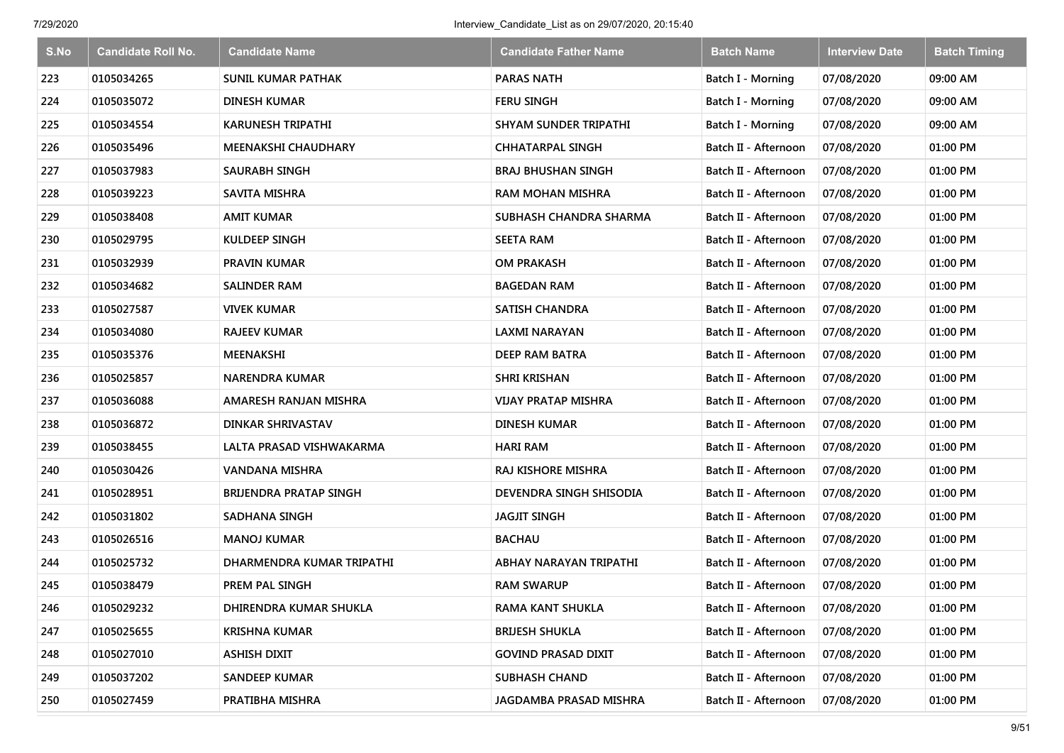| S.No | Candidate Roll No. | Candidate Name | Candidate Father Name | Batch Name | Interview Date | Batch Timing |
|---|---|---|---|---|---|---|
| 223 | 0105034265 | SUNIL KUMAR PATHAK | PARAS NATH | Batch I - Morning | 07/08/2020 | 09:00 AM |
| 224 | 0105035072 | DINESH KUMAR | FERU SINGH | Batch I - Morning | 07/08/2020 | 09:00 AM |
| 225 | 0105034554 | KARUNESH TRIPATHI | SHYAM SUNDER TRIPATHI | Batch I - Morning | 07/08/2020 | 09:00 AM |
| 226 | 0105035496 | MEENAKSHI CHAUDHARY | CHHATARPAL SINGH | Batch II - Afternoon | 07/08/2020 | 01:00 PM |
| 227 | 0105037983 | SAURABH SINGH | BRAJ BHUSHAN SINGH | Batch II - Afternoon | 07/08/2020 | 01:00 PM |
| 228 | 0105039223 | SAVITA MISHRA | RAM MOHAN MISHRA | Batch II - Afternoon | 07/08/2020 | 01:00 PM |
| 229 | 0105038408 | AMIT KUMAR | SUBHASH CHANDRA SHARMA | Batch II - Afternoon | 07/08/2020 | 01:00 PM |
| 230 | 0105029795 | KULDEEP SINGH | SEETA RAM | Batch II - Afternoon | 07/08/2020 | 01:00 PM |
| 231 | 0105032939 | PRAVIN KUMAR | OM PRAKASH | Batch II - Afternoon | 07/08/2020 | 01:00 PM |
| 232 | 0105034682 | SALINDER RAM | BAGEDAN RAM | Batch II - Afternoon | 07/08/2020 | 01:00 PM |
| 233 | 0105027587 | VIVEK KUMAR | SATISH CHANDRA | Batch II - Afternoon | 07/08/2020 | 01:00 PM |
| 234 | 0105034080 | RAJEEV KUMAR | LAXMI NARAYAN | Batch II - Afternoon | 07/08/2020 | 01:00 PM |
| 235 | 0105035376 | MEENAKSHI | DEEP RAM BATRA | Batch II - Afternoon | 07/08/2020 | 01:00 PM |
| 236 | 0105025857 | NARENDRA KUMAR | SHRI KRISHAN | Batch II - Afternoon | 07/08/2020 | 01:00 PM |
| 237 | 0105036088 | AMARESH RANJAN MISHRA | VIJAY PRATAP MISHRA | Batch II - Afternoon | 07/08/2020 | 01:00 PM |
| 238 | 0105036872 | DINKAR SHRIVASTAV | DINESH KUMAR | Batch II - Afternoon | 07/08/2020 | 01:00 PM |
| 239 | 0105038455 | LALTA PRASAD VISHWAKARMA | HARI RAM | Batch II - Afternoon | 07/08/2020 | 01:00 PM |
| 240 | 0105030426 | VANDANA MISHRA | RAJ KISHORE MISHRA | Batch II - Afternoon | 07/08/2020 | 01:00 PM |
| 241 | 0105028951 | BRIJENDRA PRATAP SINGH | DEVENDRA SINGH SHISODIA | Batch II - Afternoon | 07/08/2020 | 01:00 PM |
| 242 | 0105031802 | SADHANA SINGH | JAGJIT SINGH | Batch II - Afternoon | 07/08/2020 | 01:00 PM |
| 243 | 0105026516 | MANOJ KUMAR | BACHAU | Batch II - Afternoon | 07/08/2020 | 01:00 PM |
| 244 | 0105025732 | DHARMENDRA KUMAR TRIPATHI | ABHAY NARAYAN TRIPATHI | Batch II - Afternoon | 07/08/2020 | 01:00 PM |
| 245 | 0105038479 | PREM PAL SINGH | RAM SWARUP | Batch II - Afternoon | 07/08/2020 | 01:00 PM |
| 246 | 0105029232 | DHIRENDRA KUMAR SHUKLA | RAMA KANT SHUKLA | Batch II - Afternoon | 07/08/2020 | 01:00 PM |
| 247 | 0105025655 | KRISHNA KUMAR | BRIJESH SHUKLA | Batch II - Afternoon | 07/08/2020 | 01:00 PM |
| 248 | 0105027010 | ASHISH DIXIT | GOVIND PRASAD DIXIT | Batch II - Afternoon | 07/08/2020 | 01:00 PM |
| 249 | 0105037202 | SANDEEP KUMAR | SUBHASH CHAND | Batch II - Afternoon | 07/08/2020 | 01:00 PM |
| 250 | 0105027459 | PRATIBHA MISHRA | JAGDAMBA PRASAD MISHRA | Batch II - Afternoon | 07/08/2020 | 01:00 PM |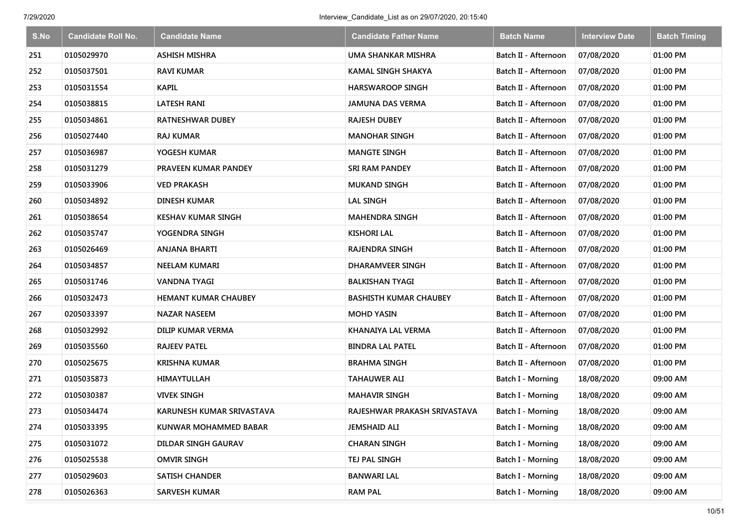| S.No | Candidate Roll No. | Candidate Name | Candidate Father Name | Batch Name | Interview Date | Batch Timing |
|---|---|---|---|---|---|---|
| 251 | 0105029970 | ASHISH MISHRA | UMA SHANKAR MISHRA | Batch II - Afternoon | 07/08/2020 | 01:00 PM |
| 252 | 0105037501 | RAVI KUMAR | KAMAL SINGH SHAKYA | Batch II - Afternoon | 07/08/2020 | 01:00 PM |
| 253 | 0105031554 | KAPIL | HARSWAROOP SINGH | Batch II - Afternoon | 07/08/2020 | 01:00 PM |
| 254 | 0105038815 | LATESH RANI | JAMUNA DAS VERMA | Batch II - Afternoon | 07/08/2020 | 01:00 PM |
| 255 | 0105034861 | RATNESHWAR DUBEY | RAJESH DUBEY | Batch II - Afternoon | 07/08/2020 | 01:00 PM |
| 256 | 0105027440 | RAJ KUMAR | MANOHAR SINGH | Batch II - Afternoon | 07/08/2020 | 01:00 PM |
| 257 | 0105036987 | YOGESH KUMAR | MANGTE SINGH | Batch II - Afternoon | 07/08/2020 | 01:00 PM |
| 258 | 0105031279 | PRAVEEN KUMAR PANDEY | SRI RAM PANDEY | Batch II - Afternoon | 07/08/2020 | 01:00 PM |
| 259 | 0105033906 | VED PRAKASH | MUKAND SINGH | Batch II - Afternoon | 07/08/2020 | 01:00 PM |
| 260 | 0105034892 | DINESH KUMAR | LAL SINGH | Batch II - Afternoon | 07/08/2020 | 01:00 PM |
| 261 | 0105038654 | KESHAV KUMAR SINGH | MAHENDRA SINGH | Batch II - Afternoon | 07/08/2020 | 01:00 PM |
| 262 | 0105035747 | YOGENDRA SINGH | KISHORI LAL | Batch II - Afternoon | 07/08/2020 | 01:00 PM |
| 263 | 0105026469 | ANJANA BHARTI | RAJENDRA SINGH | Batch II - Afternoon | 07/08/2020 | 01:00 PM |
| 264 | 0105034857 | NEELAM KUMARI | DHARAMVEER SINGH | Batch II - Afternoon | 07/08/2020 | 01:00 PM |
| 265 | 0105031746 | VANDNA TYAGI | BALKISHAN TYAGI | Batch II - Afternoon | 07/08/2020 | 01:00 PM |
| 266 | 0105032473 | HEMANT KUMAR CHAUBEY | BASHISTH KUMAR CHAUBEY | Batch II - Afternoon | 07/08/2020 | 01:00 PM |
| 267 | 0205033397 | NAZAR NASEEM | MOHD YASIN | Batch II - Afternoon | 07/08/2020 | 01:00 PM |
| 268 | 0105032992 | DILIP KUMAR VERMA | KHANAIYA LAL VERMA | Batch II - Afternoon | 07/08/2020 | 01:00 PM |
| 269 | 0105035560 | RAJEEV PATEL | BINDRA LAL PATEL | Batch II - Afternoon | 07/08/2020 | 01:00 PM |
| 270 | 0105025675 | KRISHNA KUMAR | BRAHMA SINGH | Batch II - Afternoon | 07/08/2020 | 01:00 PM |
| 271 | 0105035873 | HIMAYTULLAH | TAHAUWER ALI | Batch I - Morning | 18/08/2020 | 09:00 AM |
| 272 | 0105030387 | VIVEK SINGH | MAHAVIR SINGH | Batch I - Morning | 18/08/2020 | 09:00 AM |
| 273 | 0105034474 | KARUNESH KUMAR SRIVASTAVA | RAJESHWAR PRAKASH SRIVASTAVA | Batch I - Morning | 18/08/2020 | 09:00 AM |
| 274 | 0105033395 | KUNWAR MOHAMMED BABAR | JEMSHAID ALI | Batch I - Morning | 18/08/2020 | 09:00 AM |
| 275 | 0105031072 | DILDAR SINGH GAURAV | CHARAN SINGH | Batch I - Morning | 18/08/2020 | 09:00 AM |
| 276 | 0105025538 | OMVIR SINGH | TEJ PAL SINGH | Batch I - Morning | 18/08/2020 | 09:00 AM |
| 277 | 0105029603 | SATISH CHANDER | BANWARI LAL | Batch I - Morning | 18/08/2020 | 09:00 AM |
| 278 | 0105026363 | SARVESH KUMAR | RAM PAL | Batch I - Morning | 18/08/2020 | 09:00 AM |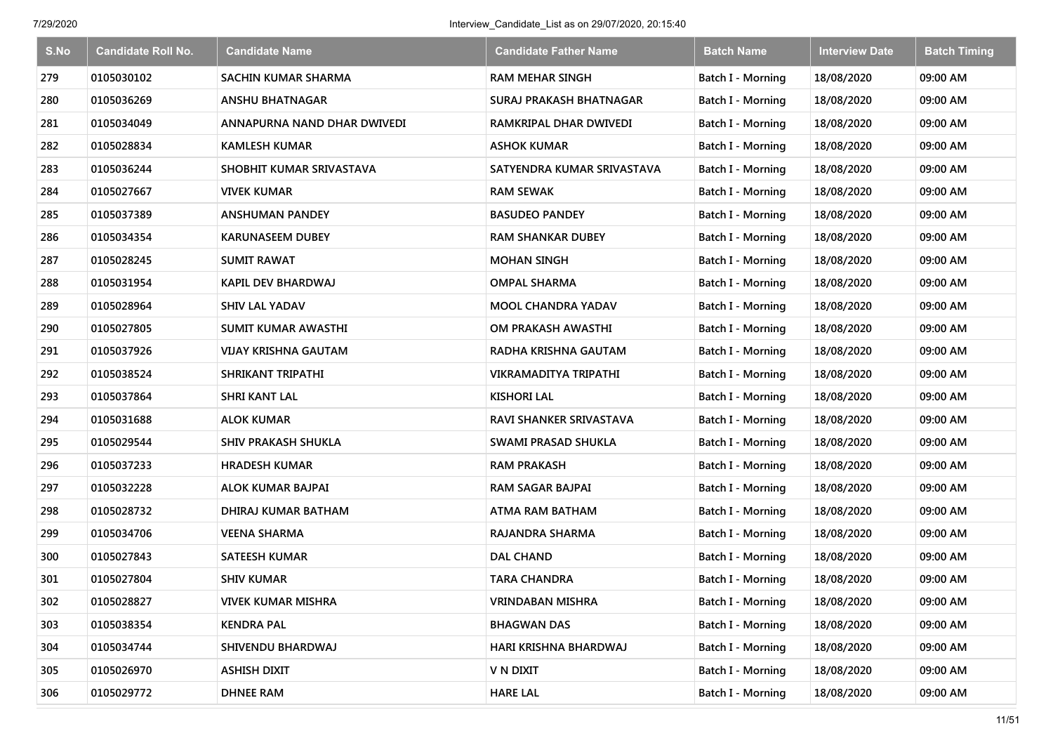| S.No | Candidate Roll No. | Candidate Name | Candidate Father Name | Batch Name | Interview Date | Batch Timing |
|---|---|---|---|---|---|---|
| 279 | 0105030102 | SACHIN KUMAR SHARMA | RAM MEHAR SINGH | Batch I - Morning | 18/08/2020 | 09:00 AM |
| 280 | 0105036269 | ANSHU BHATNAGAR | SURAJ PRAKASH BHATNAGAR | Batch I - Morning | 18/08/2020 | 09:00 AM |
| 281 | 0105034049 | ANNAPURNA NAND DHAR DWIVEDI | RAMKRIPAL DHAR DWIVEDI | Batch I - Morning | 18/08/2020 | 09:00 AM |
| 282 | 0105028834 | KAMLESH KUMAR | ASHOK KUMAR | Batch I - Morning | 18/08/2020 | 09:00 AM |
| 283 | 0105036244 | SHOBHIT KUMAR SRIVASTAVA | SATYENDRA KUMAR SRIVASTAVA | Batch I - Morning | 18/08/2020 | 09:00 AM |
| 284 | 0105027667 | VIVEK KUMAR | RAM SEWAK | Batch I - Morning | 18/08/2020 | 09:00 AM |
| 285 | 0105037389 | ANSHUMAN PANDEY | BASUDEO PANDEY | Batch I - Morning | 18/08/2020 | 09:00 AM |
| 286 | 0105034354 | KARUNASEEM DUBEY | RAM SHANKAR DUBEY | Batch I - Morning | 18/08/2020 | 09:00 AM |
| 287 | 0105028245 | SUMIT RAWAT | MOHAN SINGH | Batch I - Morning | 18/08/2020 | 09:00 AM |
| 288 | 0105031954 | KAPIL DEV BHARDWAJ | OMPAL SHARMA | Batch I - Morning | 18/08/2020 | 09:00 AM |
| 289 | 0105028964 | SHIV LAL YADAV | MOOL CHANDRA YADAV | Batch I - Morning | 18/08/2020 | 09:00 AM |
| 290 | 0105027805 | SUMIT KUMAR AWASTHI | OM PRAKASH AWASTHI | Batch I - Morning | 18/08/2020 | 09:00 AM |
| 291 | 0105037926 | VIJAY KRISHNA GAUTAM | RADHA KRISHNA GAUTAM | Batch I - Morning | 18/08/2020 | 09:00 AM |
| 292 | 0105038524 | SHRIKANT TRIPATHI | VIKRAMADITYA TRIPATHI | Batch I - Morning | 18/08/2020 | 09:00 AM |
| 293 | 0105037864 | SHRI KANT LAL | KISHORI LAL | Batch I - Morning | 18/08/2020 | 09:00 AM |
| 294 | 0105031688 | ALOK KUMAR | RAVI SHANKER SRIVASTAVA | Batch I - Morning | 18/08/2020 | 09:00 AM |
| 295 | 0105029544 | SHIV PRAKASH SHUKLA | SWAMI PRASAD SHUKLA | Batch I - Morning | 18/08/2020 | 09:00 AM |
| 296 | 0105037233 | HRADESH KUMAR | RAM PRAKASH | Batch I - Morning | 18/08/2020 | 09:00 AM |
| 297 | 0105032228 | ALOK KUMAR BAJPAI | RAM SAGAR BAJPAI | Batch I - Morning | 18/08/2020 | 09:00 AM |
| 298 | 0105028732 | DHIRAJ KUMAR BATHAM | ATMA RAM BATHAM | Batch I - Morning | 18/08/2020 | 09:00 AM |
| 299 | 0105034706 | VEENA SHARMA | RAJANDRA SHARMA | Batch I - Morning | 18/08/2020 | 09:00 AM |
| 300 | 0105027843 | SATEESH KUMAR | DAL CHAND | Batch I - Morning | 18/08/2020 | 09:00 AM |
| 301 | 0105027804 | SHIV KUMAR | TARA CHANDRA | Batch I - Morning | 18/08/2020 | 09:00 AM |
| 302 | 0105028827 | VIVEK KUMAR MISHRA | VRINDABAN MISHRA | Batch I - Morning | 18/08/2020 | 09:00 AM |
| 303 | 0105038354 | KENDRA PAL | BHAGWAN DAS | Batch I - Morning | 18/08/2020 | 09:00 AM |
| 304 | 0105034744 | SHIVENDU BHARDWAJ | HARI KRISHNA BHARDWAJ | Batch I - Morning | 18/08/2020 | 09:00 AM |
| 305 | 0105026970 | ASHISH DIXIT | V N DIXIT | Batch I - Morning | 18/08/2020 | 09:00 AM |
| 306 | 0105029772 | DHNEE RAM | HARE LAL | Batch I - Morning | 18/08/2020 | 09:00 AM |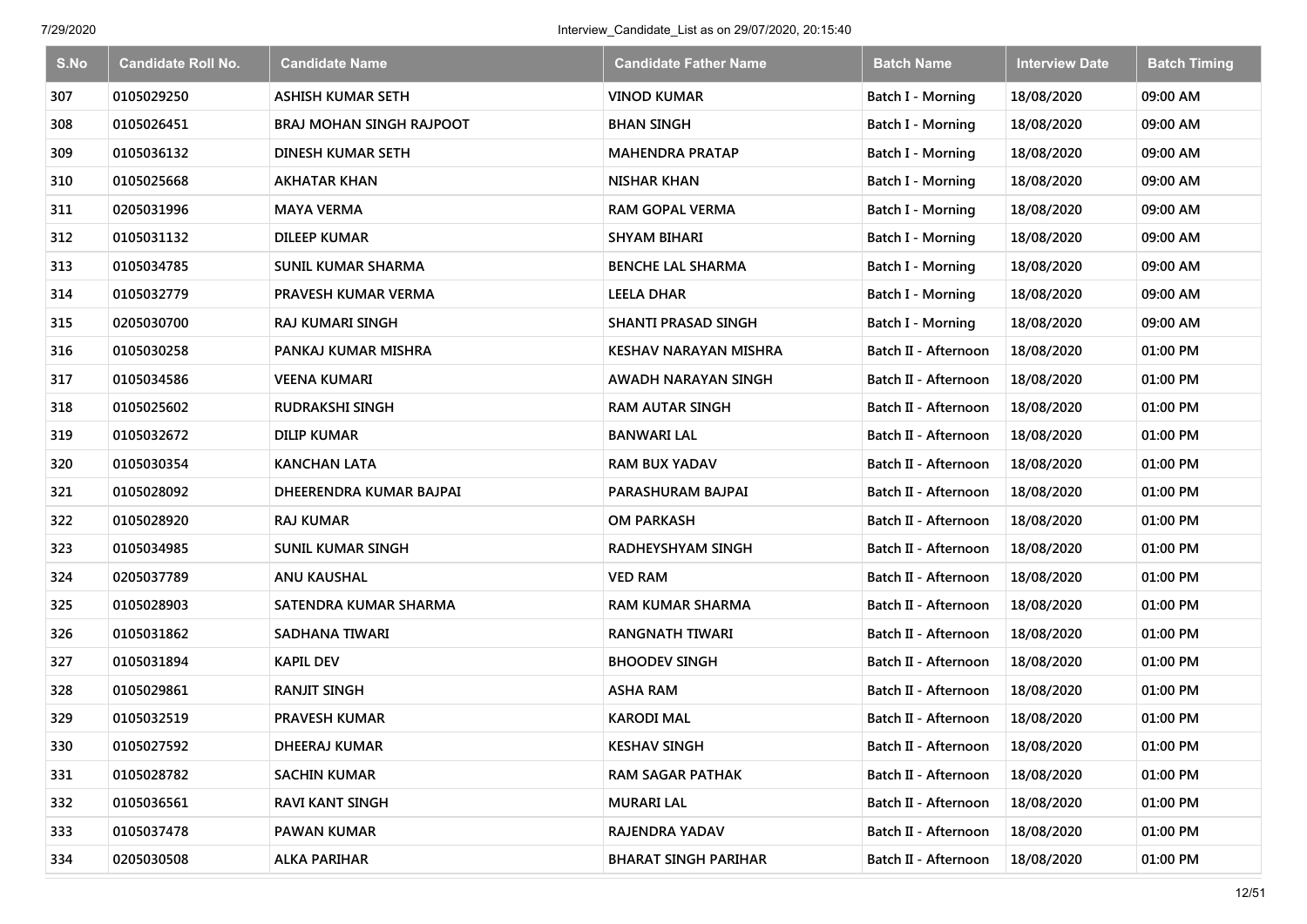| S.No | Candidate Roll No. | Candidate Name | Candidate Father Name | Batch Name | Interview Date | Batch Timing |
|---|---|---|---|---|---|---|
| 307 | 0105029250 | ASHISH KUMAR SETH | VINOD KUMAR | Batch I - Morning | 18/08/2020 | 09:00 AM |
| 308 | 0105026451 | BRAJ MOHAN SINGH RAJPOOT | BHAN SINGH | Batch I - Morning | 18/08/2020 | 09:00 AM |
| 309 | 0105036132 | DINESH KUMAR SETH | MAHENDRA PRATAP | Batch I - Morning | 18/08/2020 | 09:00 AM |
| 310 | 0105025668 | AKHATAR KHAN | NISHAR KHAN | Batch I - Morning | 18/08/2020 | 09:00 AM |
| 311 | 0205031996 | MAYA VERMA | RAM GOPAL VERMA | Batch I - Morning | 18/08/2020 | 09:00 AM |
| 312 | 0105031132 | DILEEP KUMAR | SHYAM BIHARI | Batch I - Morning | 18/08/2020 | 09:00 AM |
| 313 | 0105034785 | SUNIL KUMAR SHARMA | BENCHE LAL SHARMA | Batch I - Morning | 18/08/2020 | 09:00 AM |
| 314 | 0105032779 | PRAVESH KUMAR VERMA | LEELA DHAR | Batch I - Morning | 18/08/2020 | 09:00 AM |
| 315 | 0205030700 | RAJ KUMARI SINGH | SHANTI PRASAD SINGH | Batch I - Morning | 18/08/2020 | 09:00 AM |
| 316 | 0105030258 | PANKAJ KUMAR MISHRA | KESHAV NARAYAN MISHRA | Batch II - Afternoon | 18/08/2020 | 01:00 PM |
| 317 | 0105034586 | VEENA KUMARI | AWADH NARAYAN SINGH | Batch II - Afternoon | 18/08/2020 | 01:00 PM |
| 318 | 0105025602 | RUDRAKSHI SINGH | RAM AUTAR SINGH | Batch II - Afternoon | 18/08/2020 | 01:00 PM |
| 319 | 0105032672 | DILIP KUMAR | BANWARI LAL | Batch II - Afternoon | 18/08/2020 | 01:00 PM |
| 320 | 0105030354 | KANCHAN LATA | RAM BUX YADAV | Batch II - Afternoon | 18/08/2020 | 01:00 PM |
| 321 | 0105028092 | DHEERENDRA KUMAR BAJPAI | PARASHURAM BAJPAI | Batch II - Afternoon | 18/08/2020 | 01:00 PM |
| 322 | 0105028920 | RAJ KUMAR | OM PARKASH | Batch II - Afternoon | 18/08/2020 | 01:00 PM |
| 323 | 0105034985 | SUNIL KUMAR SINGH | RADHEYSHYAM SINGH | Batch II - Afternoon | 18/08/2020 | 01:00 PM |
| 324 | 0205037789 | ANU KAUSHAL | VED RAM | Batch II - Afternoon | 18/08/2020 | 01:00 PM |
| 325 | 0105028903 | SATENDRA KUMAR SHARMA | RAM KUMAR SHARMA | Batch II - Afternoon | 18/08/2020 | 01:00 PM |
| 326 | 0105031862 | SADHANA TIWARI | RANGNATH TIWARI | Batch II - Afternoon | 18/08/2020 | 01:00 PM |
| 327 | 0105031894 | KAPIL DEV | BHOODEV SINGH | Batch II - Afternoon | 18/08/2020 | 01:00 PM |
| 328 | 0105029861 | RANJIT SINGH | ASHA RAM | Batch II - Afternoon | 18/08/2020 | 01:00 PM |
| 329 | 0105032519 | PRAVESH KUMAR | KARODI MAL | Batch II - Afternoon | 18/08/2020 | 01:00 PM |
| 330 | 0105027592 | DHEERAJ KUMAR | KESHAV SINGH | Batch II - Afternoon | 18/08/2020 | 01:00 PM |
| 331 | 0105028782 | SACHIN KUMAR | RAM SAGAR PATHAK | Batch II - Afternoon | 18/08/2020 | 01:00 PM |
| 332 | 0105036561 | RAVI KANT SINGH | MURARI LAL | Batch II - Afternoon | 18/08/2020 | 01:00 PM |
| 333 | 0105037478 | PAWAN KUMAR | RAJENDRA YADAV | Batch II - Afternoon | 18/08/2020 | 01:00 PM |
| 334 | 0205030508 | ALKA PARIHAR | BHARAT SINGH PARIHAR | Batch II - Afternoon | 18/08/2020 | 01:00 PM |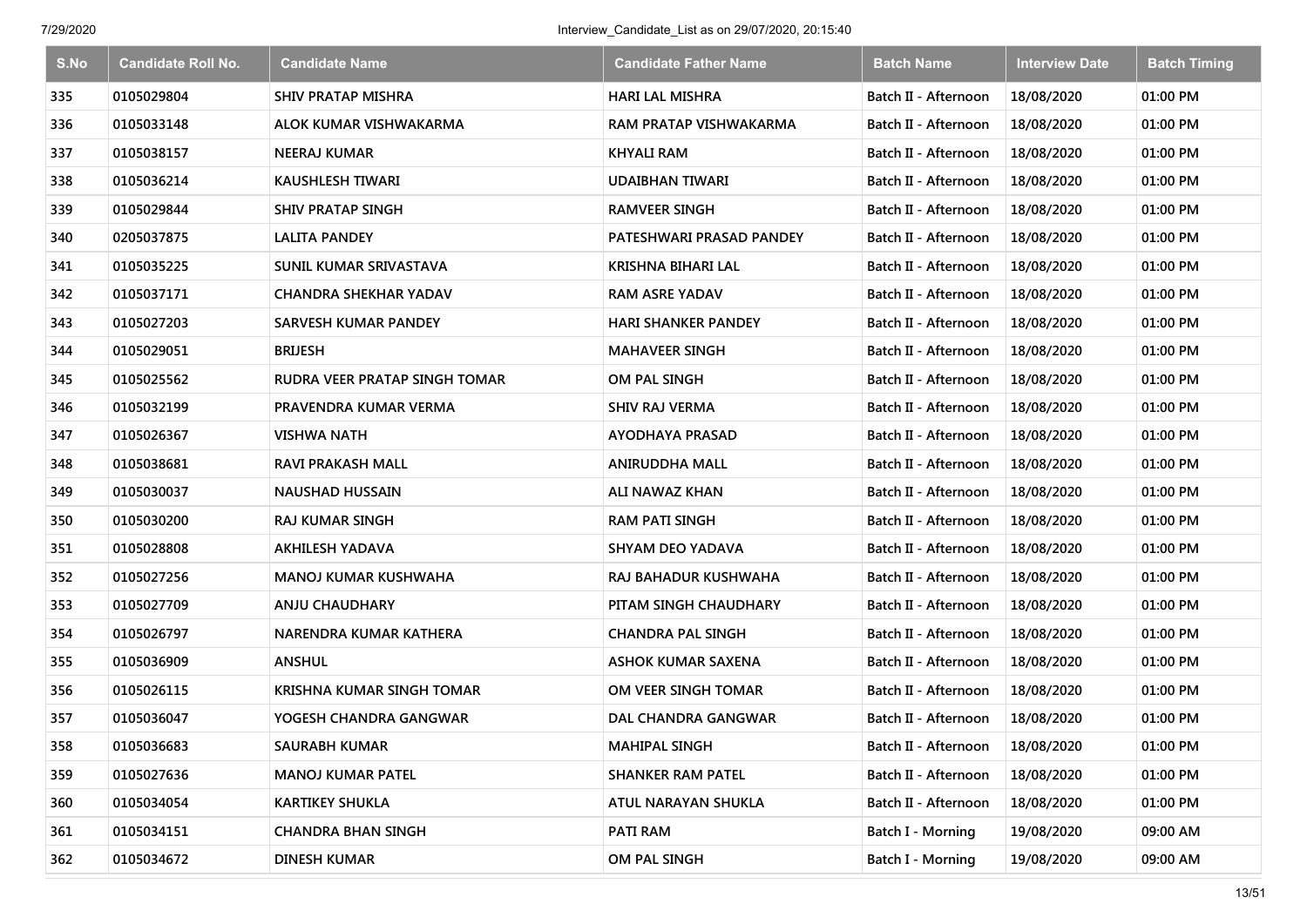| S.No | Candidate Roll No. | Candidate Name | Candidate Father Name | Batch Name | Interview Date | Batch Timing |
|---|---|---|---|---|---|---|
| 335 | 0105029804 | SHIV PRATAP MISHRA | HARI LAL MISHRA | Batch II - Afternoon | 18/08/2020 | 01:00 PM |
| 336 | 0105033148 | ALOK KUMAR VISHWAKARMA | RAM PRATAP VISHWAKARMA | Batch II - Afternoon | 18/08/2020 | 01:00 PM |
| 337 | 0105038157 | NEERAJ KUMAR | KHYALI RAM | Batch II - Afternoon | 18/08/2020 | 01:00 PM |
| 338 | 0105036214 | KAUSHLESH TIWARI | UDAIBHAN TIWARI | Batch II - Afternoon | 18/08/2020 | 01:00 PM |
| 339 | 0105029844 | SHIV PRATAP SINGH | RAMVEER SINGH | Batch II - Afternoon | 18/08/2020 | 01:00 PM |
| 340 | 0205037875 | LALITA PANDEY | PATESHWARI PRASAD PANDEY | Batch II - Afternoon | 18/08/2020 | 01:00 PM |
| 341 | 0105035225 | SUNIL KUMAR SRIVASTAVA | KRISHNA BIHARI LAL | Batch II - Afternoon | 18/08/2020 | 01:00 PM |
| 342 | 0105037171 | CHANDRA SHEKHAR YADAV | RAM ASRE YADAV | Batch II - Afternoon | 18/08/2020 | 01:00 PM |
| 343 | 0105027203 | SARVESH KUMAR PANDEY | HARI SHANKER PANDEY | Batch II - Afternoon | 18/08/2020 | 01:00 PM |
| 344 | 0105029051 | BRIJESH | MAHAVEER SINGH | Batch II - Afternoon | 18/08/2020 | 01:00 PM |
| 345 | 0105025562 | RUDRA VEER PRATAP SINGH TOMAR | OM PAL SINGH | Batch II - Afternoon | 18/08/2020 | 01:00 PM |
| 346 | 0105032199 | PRAVENDRA KUMAR VERMA | SHIV RAJ VERMA | Batch II - Afternoon | 18/08/2020 | 01:00 PM |
| 347 | 0105026367 | VISHWA NATH | AYODHAYA PRASAD | Batch II - Afternoon | 18/08/2020 | 01:00 PM |
| 348 | 0105038681 | RAVI PRAKASH MALL | ANIRUDDHA MALL | Batch II - Afternoon | 18/08/2020 | 01:00 PM |
| 349 | 0105030037 | NAUSHAD HUSSAIN | ALI NAWAZ KHAN | Batch II - Afternoon | 18/08/2020 | 01:00 PM |
| 350 | 0105030200 | RAJ KUMAR SINGH | RAM PATI SINGH | Batch II - Afternoon | 18/08/2020 | 01:00 PM |
| 351 | 0105028808 | AKHILESH YADAVA | SHYAM DEO YADAVA | Batch II - Afternoon | 18/08/2020 | 01:00 PM |
| 352 | 0105027256 | MANOJ KUMAR KUSHWAHA | RAJ BAHADUR KUSHWAHA | Batch II - Afternoon | 18/08/2020 | 01:00 PM |
| 353 | 0105027709 | ANJU CHAUDHARY | PITAM SINGH CHAUDHARY | Batch II - Afternoon | 18/08/2020 | 01:00 PM |
| 354 | 0105026797 | NARENDRA KUMAR KATHERA | CHANDRA PAL SINGH | Batch II - Afternoon | 18/08/2020 | 01:00 PM |
| 355 | 0105036909 | ANSHUL | ASHOK KUMAR SAXENA | Batch II - Afternoon | 18/08/2020 | 01:00 PM |
| 356 | 0105026115 | KRISHNA KUMAR SINGH TOMAR | OM VEER SINGH TOMAR | Batch II - Afternoon | 18/08/2020 | 01:00 PM |
| 357 | 0105036047 | YOGESH CHANDRA GANGWAR | DAL CHANDRA GANGWAR | Batch II - Afternoon | 18/08/2020 | 01:00 PM |
| 358 | 0105036683 | SAURABH KUMAR | MAHIPAL SINGH | Batch II - Afternoon | 18/08/2020 | 01:00 PM |
| 359 | 0105027636 | MANOJ KUMAR PATEL | SHANKER RAM PATEL | Batch II - Afternoon | 18/08/2020 | 01:00 PM |
| 360 | 0105034054 | KARTIKEY SHUKLA | ATUL NARAYAN SHUKLA | Batch II - Afternoon | 18/08/2020 | 01:00 PM |
| 361 | 0105034151 | CHANDRA BHAN SINGH | PATI RAM | Batch I - Morning | 19/08/2020 | 09:00 AM |
| 362 | 0105034672 | DINESH KUMAR | OM PAL SINGH | Batch I - Morning | 19/08/2020 | 09:00 AM |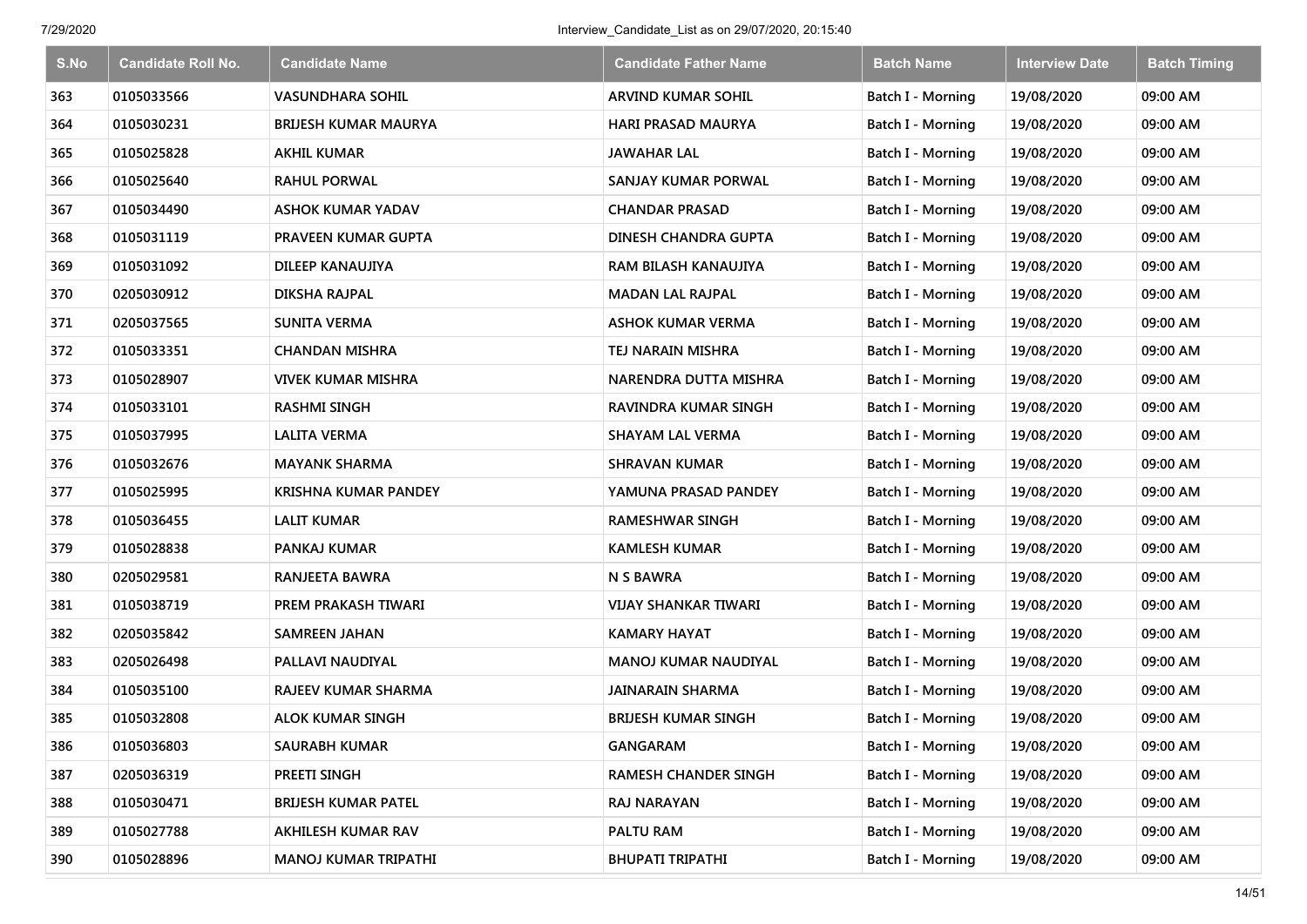| S.No | Candidate Roll No. | Candidate Name | Candidate Father Name | Batch Name | Interview Date | Batch Timing |
|---|---|---|---|---|---|---|
| 363 | 0105033566 | VASUNDHARA SOHIL | ARVIND KUMAR SOHIL | Batch I - Morning | 19/08/2020 | 09:00 AM |
| 364 | 0105030231 | BRIJESH KUMAR MAURYA | HARI PRASAD MAURYA | Batch I - Morning | 19/08/2020 | 09:00 AM |
| 365 | 0105025828 | AKHIL KUMAR | JAWAHAR LAL | Batch I - Morning | 19/08/2020 | 09:00 AM |
| 366 | 0105025640 | RAHUL PORWAL | SANJAY KUMAR PORWAL | Batch I - Morning | 19/08/2020 | 09:00 AM |
| 367 | 0105034490 | ASHOK KUMAR YADAV | CHANDAR PRASAD | Batch I - Morning | 19/08/2020 | 09:00 AM |
| 368 | 0105031119 | PRAVEEN KUMAR GUPTA | DINESH CHANDRA GUPTA | Batch I - Morning | 19/08/2020 | 09:00 AM |
| 369 | 0105031092 | DILEEP KANAUJIYA | RAM BILASH KANAUJIYA | Batch I - Morning | 19/08/2020 | 09:00 AM |
| 370 | 0205030912 | DIKSHA RAJPAL | MADAN LAL RAJPAL | Batch I - Morning | 19/08/2020 | 09:00 AM |
| 371 | 0205037565 | SUNITA VERMA | ASHOK KUMAR VERMA | Batch I - Morning | 19/08/2020 | 09:00 AM |
| 372 | 0105033351 | CHANDAN MISHRA | TEJ NARAIN MISHRA | Batch I - Morning | 19/08/2020 | 09:00 AM |
| 373 | 0105028907 | VIVEK KUMAR MISHRA | NARENDRA DUTTA MISHRA | Batch I - Morning | 19/08/2020 | 09:00 AM |
| 374 | 0105033101 | RASHMI SINGH | RAVINDRA KUMAR SINGH | Batch I - Morning | 19/08/2020 | 09:00 AM |
| 375 | 0105037995 | LALITA VERMA | SHAYAM LAL VERMA | Batch I - Morning | 19/08/2020 | 09:00 AM |
| 376 | 0105032676 | MAYANK SHARMA | SHRAVAN KUMAR | Batch I - Morning | 19/08/2020 | 09:00 AM |
| 377 | 0105025995 | KRISHNA KUMAR PANDEY | YAMUNA PRASAD PANDEY | Batch I - Morning | 19/08/2020 | 09:00 AM |
| 378 | 0105036455 | LALIT KUMAR | RAMESHWAR SINGH | Batch I - Morning | 19/08/2020 | 09:00 AM |
| 379 | 0105028838 | PANKAJ KUMAR | KAMLESH KUMAR | Batch I - Morning | 19/08/2020 | 09:00 AM |
| 380 | 0205029581 | RANJEETA BAWRA | N S BAWRA | Batch I - Morning | 19/08/2020 | 09:00 AM |
| 381 | 0105038719 | PREM PRAKASH TIWARI | VIJAY SHANKAR TIWARI | Batch I - Morning | 19/08/2020 | 09:00 AM |
| 382 | 0205035842 | SAMREEN JAHAN | KAMARY HAYAT | Batch I - Morning | 19/08/2020 | 09:00 AM |
| 383 | 0205026498 | PALLAVI NAUDIYAL | MANOJ KUMAR NAUDIYAL | Batch I - Morning | 19/08/2020 | 09:00 AM |
| 384 | 0105035100 | RAJEEV KUMAR SHARMA | JAINARAIN SHARMA | Batch I - Morning | 19/08/2020 | 09:00 AM |
| 385 | 0105032808 | ALOK KUMAR SINGH | BRIJESH KUMAR SINGH | Batch I - Morning | 19/08/2020 | 09:00 AM |
| 386 | 0105036803 | SAURABH KUMAR | GANGARAM | Batch I - Morning | 19/08/2020 | 09:00 AM |
| 387 | 0205036319 | PREETI SINGH | RAMESH CHANDER SINGH | Batch I - Morning | 19/08/2020 | 09:00 AM |
| 388 | 0105030471 | BRIJESH KUMAR PATEL | RAJ NARAYAN | Batch I - Morning | 19/08/2020 | 09:00 AM |
| 389 | 0105027788 | AKHILESH KUMAR RAV | PALTU RAM | Batch I - Morning | 19/08/2020 | 09:00 AM |
| 390 | 0105028896 | MANOJ KUMAR TRIPATHI | BHUPATI TRIPATHI | Batch I - Morning | 19/08/2020 | 09:00 AM |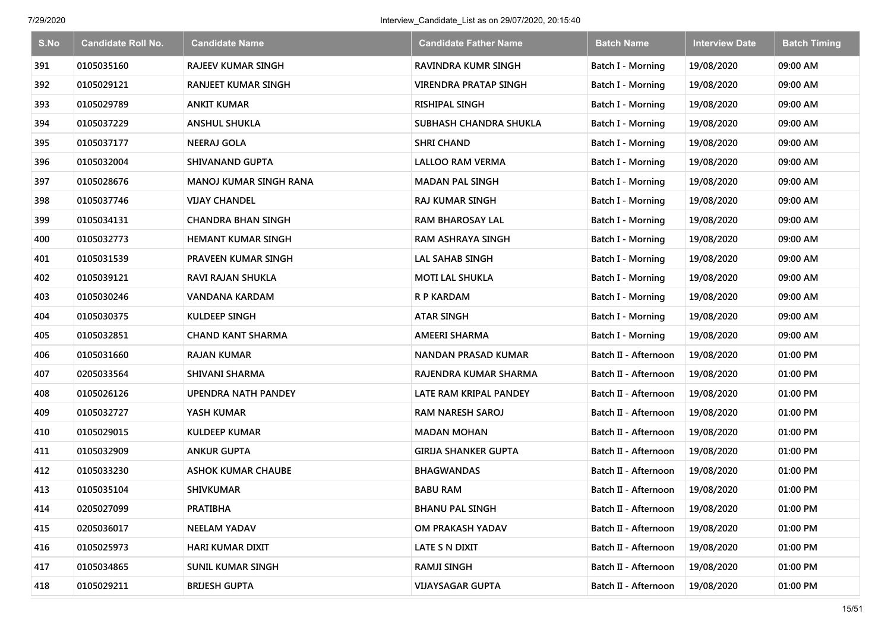| S.No | Candidate Roll No. | Candidate Name | Candidate Father Name | Batch Name | Interview Date | Batch Timing |
|---|---|---|---|---|---|---|
| 391 | 0105035160 | RAJEEV KUMAR SINGH | RAVINDRA KUMR SINGH | Batch I - Morning | 19/08/2020 | 09:00 AM |
| 392 | 0105029121 | RANJEET KUMAR SINGH | VIRENDRA PRATAP SINGH | Batch I - Morning | 19/08/2020 | 09:00 AM |
| 393 | 0105029789 | ANKIT KUMAR | RISHIPAL SINGH | Batch I - Morning | 19/08/2020 | 09:00 AM |
| 394 | 0105037229 | ANSHUL SHUKLA | SUBHASH CHANDRA SHUKLA | Batch I - Morning | 19/08/2020 | 09:00 AM |
| 395 | 0105037177 | NEERAJ GOLA | SHRI CHAND | Batch I - Morning | 19/08/2020 | 09:00 AM |
| 396 | 0105032004 | SHIVANAND GUPTA | LALLOO RAM VERMA | Batch I - Morning | 19/08/2020 | 09:00 AM |
| 397 | 0105028676 | MANOJ KUMAR SINGH RANA | MADAN PAL SINGH | Batch I - Morning | 19/08/2020 | 09:00 AM |
| 398 | 0105037746 | VIJAY CHANDEL | RAJ KUMAR SINGH | Batch I - Morning | 19/08/2020 | 09:00 AM |
| 399 | 0105034131 | CHANDRA BHAN SINGH | RAM BHAROSAY LAL | Batch I - Morning | 19/08/2020 | 09:00 AM |
| 400 | 0105032773 | HEMANT KUMAR SINGH | RAM ASHRAYA SINGH | Batch I - Morning | 19/08/2020 | 09:00 AM |
| 401 | 0105031539 | PRAVEEN KUMAR SINGH | LAL SAHAB SINGH | Batch I - Morning | 19/08/2020 | 09:00 AM |
| 402 | 0105039121 | RAVI RAJAN SHUKLA | MOTI LAL SHUKLA | Batch I - Morning | 19/08/2020 | 09:00 AM |
| 403 | 0105030246 | VANDANA KARDAM | R P KARDAM | Batch I - Morning | 19/08/2020 | 09:00 AM |
| 404 | 0105030375 | KULDEEP SINGH | ATAR SINGH | Batch I - Morning | 19/08/2020 | 09:00 AM |
| 405 | 0105032851 | CHAND KANT SHARMA | AMEERI SHARMA | Batch I - Morning | 19/08/2020 | 09:00 AM |
| 406 | 0105031660 | RAJAN KUMAR | NANDAN PRASAD KUMAR | Batch II - Afternoon | 19/08/2020 | 01:00 PM |
| 407 | 0205033564 | SHIVANI SHARMA | RAJENDRA KUMAR SHARMA | Batch II - Afternoon | 19/08/2020 | 01:00 PM |
| 408 | 0105026126 | UPENDRA NATH PANDEY | LATE RAM KRIPAL PANDEY | Batch II - Afternoon | 19/08/2020 | 01:00 PM |
| 409 | 0105032727 | YASH KUMAR | RAM NARESH SAROJ | Batch II - Afternoon | 19/08/2020 | 01:00 PM |
| 410 | 0105029015 | KULDEEP KUMAR | MADAN MOHAN | Batch II - Afternoon | 19/08/2020 | 01:00 PM |
| 411 | 0105032909 | ANKUR GUPTA | GIRIJA SHANKER GUPTA | Batch II - Afternoon | 19/08/2020 | 01:00 PM |
| 412 | 0105033230 | ASHOK KUMAR CHAUBE | BHAGWANDAS | Batch II - Afternoon | 19/08/2020 | 01:00 PM |
| 413 | 0105035104 | SHIVKUMAR | BABU RAM | Batch II - Afternoon | 19/08/2020 | 01:00 PM |
| 414 | 0205027099 | PRATIBHA | BHANU PAL SINGH | Batch II - Afternoon | 19/08/2020 | 01:00 PM |
| 415 | 0205036017 | NEELAM YADAV | OM PRAKASH YADAV | Batch II - Afternoon | 19/08/2020 | 01:00 PM |
| 416 | 0105025973 | HARI KUMAR DIXIT | LATE S N DIXIT | Batch II - Afternoon | 19/08/2020 | 01:00 PM |
| 417 | 0105034865 | SUNIL KUMAR SINGH | RAMJI SINGH | Batch II - Afternoon | 19/08/2020 | 01:00 PM |
| 418 | 0105029211 | BRIJESH GUPTA | VIJAYSAGAR GUPTA | Batch II - Afternoon | 19/08/2020 | 01:00 PM |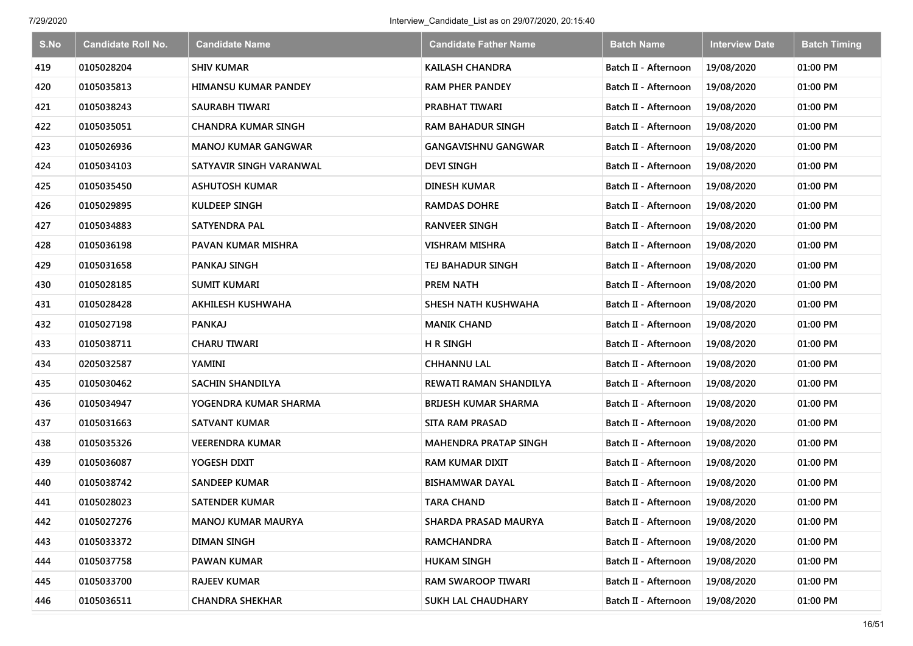| S.No | Candidate Roll No. | Candidate Name | Candidate Father Name | Batch Name | Interview Date | Batch Timing |
|---|---|---|---|---|---|---|
| 419 | 0105028204 | SHIV KUMAR | KAILASH CHANDRA | Batch II - Afternoon | 19/08/2020 | 01:00 PM |
| 420 | 0105035813 | HIMANSU KUMAR PANDEY | RAM PHER PANDEY | Batch II - Afternoon | 19/08/2020 | 01:00 PM |
| 421 | 0105038243 | SAURABH TIWARI | PRABHAT TIWARI | Batch II - Afternoon | 19/08/2020 | 01:00 PM |
| 422 | 0105035051 | CHANDRA KUMAR SINGH | RAM BAHADUR SINGH | Batch II - Afternoon | 19/08/2020 | 01:00 PM |
| 423 | 0105026936 | MANOJ KUMAR GANGWAR | GANGAVISHNU GANGWAR | Batch II - Afternoon | 19/08/2020 | 01:00 PM |
| 424 | 0105034103 | SATYAVIR SINGH VARANWAL | DEVI SINGH | Batch II - Afternoon | 19/08/2020 | 01:00 PM |
| 425 | 0105035450 | ASHUTOSH KUMAR | DINESH KUMAR | Batch II - Afternoon | 19/08/2020 | 01:00 PM |
| 426 | 0105029895 | KULDEEP SINGH | RAMDAS DOHRE | Batch II - Afternoon | 19/08/2020 | 01:00 PM |
| 427 | 0105034883 | SATYENDRA PAL | RANVEER SINGH | Batch II - Afternoon | 19/08/2020 | 01:00 PM |
| 428 | 0105036198 | PAVAN KUMAR MISHRA | VISHRAM MISHRA | Batch II - Afternoon | 19/08/2020 | 01:00 PM |
| 429 | 0105031658 | PANKAJ SINGH | TEJ BAHADUR SINGH | Batch II - Afternoon | 19/08/2020 | 01:00 PM |
| 430 | 0105028185 | SUMIT KUMARI | PREM NATH | Batch II - Afternoon | 19/08/2020 | 01:00 PM |
| 431 | 0105028428 | AKHILESH KUSHWAHA | SHESH NATH KUSHWAHA | Batch II - Afternoon | 19/08/2020 | 01:00 PM |
| 432 | 0105027198 | PANKAJ | MANIK CHAND | Batch II - Afternoon | 19/08/2020 | 01:00 PM |
| 433 | 0105038711 | CHARU TIWARI | H R SINGH | Batch II - Afternoon | 19/08/2020 | 01:00 PM |
| 434 | 0205032587 | YAMINI | CHHANNU LAL | Batch II - Afternoon | 19/08/2020 | 01:00 PM |
| 435 | 0105030462 | SACHIN SHANDILYA | REWATI RAMAN SHANDILYA | Batch II - Afternoon | 19/08/2020 | 01:00 PM |
| 436 | 0105034947 | YOGENDRA KUMAR SHARMA | BRIJESH KUMAR SHARMA | Batch II - Afternoon | 19/08/2020 | 01:00 PM |
| 437 | 0105031663 | SATVANT KUMAR | SITA RAM PRASAD | Batch II - Afternoon | 19/08/2020 | 01:00 PM |
| 438 | 0105035326 | VEERENDRA KUMAR | MAHENDRA PRATAP SINGH | Batch II - Afternoon | 19/08/2020 | 01:00 PM |
| 439 | 0105036087 | YOGESH DIXIT | RAM KUMAR DIXIT | Batch II - Afternoon | 19/08/2020 | 01:00 PM |
| 440 | 0105038742 | SANDEEP KUMAR | BISHAMWAR DAYAL | Batch II - Afternoon | 19/08/2020 | 01:00 PM |
| 441 | 0105028023 | SATENDER KUMAR | TARA CHAND | Batch II - Afternoon | 19/08/2020 | 01:00 PM |
| 442 | 0105027276 | MANOJ KUMAR MAURYA | SHARDA PRASAD MAURYA | Batch II - Afternoon | 19/08/2020 | 01:00 PM |
| 443 | 0105033372 | DIMAN SINGH | RAMCHANDRA | Batch II - Afternoon | 19/08/2020 | 01:00 PM |
| 444 | 0105037758 | PAWAN KUMAR | HUKAM SINGH | Batch II - Afternoon | 19/08/2020 | 01:00 PM |
| 445 | 0105033700 | RAJEEV KUMAR | RAM SWAROOP TIWARI | Batch II - Afternoon | 19/08/2020 | 01:00 PM |
| 446 | 0105036511 | CHANDRA SHEKHAR | SUKH LAL CHAUDHARY | Batch II - Afternoon | 19/08/2020 | 01:00 PM |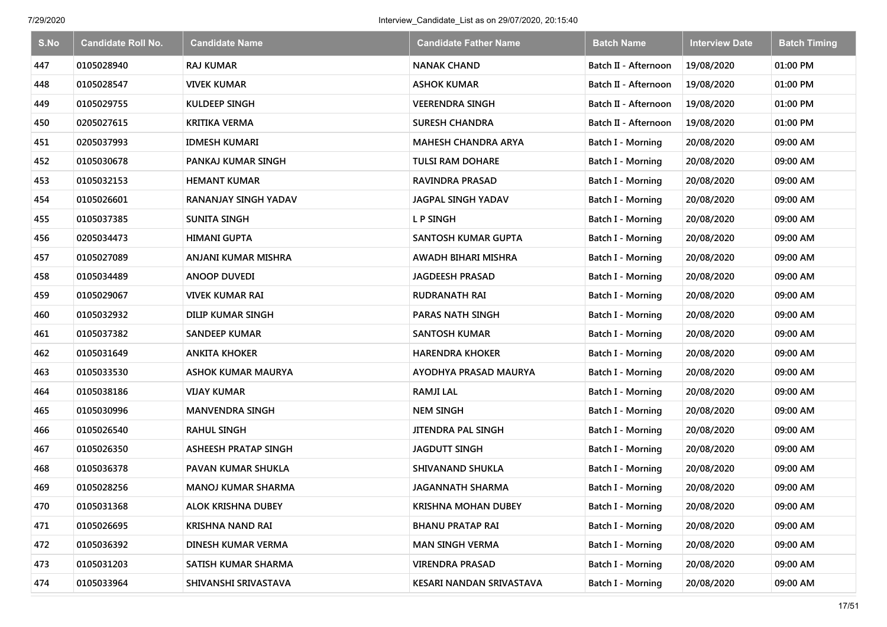| S.No | Candidate Roll No. | Candidate Name | Candidate Father Name | Batch Name | Interview Date | Batch Timing |
|---|---|---|---|---|---|---|
| 447 | 0105028940 | RAJ KUMAR | NANAK CHAND | Batch II - Afternoon | 19/08/2020 | 01:00 PM |
| 448 | 0105028547 | VIVEK KUMAR | ASHOK KUMAR | Batch II - Afternoon | 19/08/2020 | 01:00 PM |
| 449 | 0105029755 | KULDEEP SINGH | VEERENDRA SINGH | Batch II - Afternoon | 19/08/2020 | 01:00 PM |
| 450 | 0205027615 | KRITIKA VERMA | SURESH CHANDRA | Batch II - Afternoon | 19/08/2020 | 01:00 PM |
| 451 | 0205037993 | IDMESH KUMARI | MAHESH CHANDRA ARYA | Batch I - Morning | 20/08/2020 | 09:00 AM |
| 452 | 0105030678 | PANKAJ KUMAR SINGH | TULSI RAM DOHARE | Batch I - Morning | 20/08/2020 | 09:00 AM |
| 453 | 0105032153 | HEMANT KUMAR | RAVINDRA PRASAD | Batch I - Morning | 20/08/2020 | 09:00 AM |
| 454 | 0105026601 | RANANJAY SINGH YADAV | JAGPAL SINGH YADAV | Batch I - Morning | 20/08/2020 | 09:00 AM |
| 455 | 0105037385 | SUNITA SINGH | L P SINGH | Batch I - Morning | 20/08/2020 | 09:00 AM |
| 456 | 0205034473 | HIMANI GUPTA | SANTOSH KUMAR GUPTA | Batch I - Morning | 20/08/2020 | 09:00 AM |
| 457 | 0105027089 | ANJANI KUMAR MISHRA | AWADH BIHARI MISHRA | Batch I - Morning | 20/08/2020 | 09:00 AM |
| 458 | 0105034489 | ANOOP DUVEDI | JAGDEESH PRASAD | Batch I - Morning | 20/08/2020 | 09:00 AM |
| 459 | 0105029067 | VIVEK KUMAR RAI | RUDRANATH RAI | Batch I - Morning | 20/08/2020 | 09:00 AM |
| 460 | 0105032932 | DILIP KUMAR SINGH | PARAS NATH SINGH | Batch I - Morning | 20/08/2020 | 09:00 AM |
| 461 | 0105037382 | SANDEEP KUMAR | SANTOSH KUMAR | Batch I - Morning | 20/08/2020 | 09:00 AM |
| 462 | 0105031649 | ANKITA KHOKER | HARENDRA KHOKER | Batch I - Morning | 20/08/2020 | 09:00 AM |
| 463 | 0105033530 | ASHOK KUMAR MAURYA | AYODHYA PRASAD MAURYA | Batch I - Morning | 20/08/2020 | 09:00 AM |
| 464 | 0105038186 | VIJAY KUMAR | RAMJI LAL | Batch I - Morning | 20/08/2020 | 09:00 AM |
| 465 | 0105030996 | MANVENDRA SINGH | NEM SINGH | Batch I - Morning | 20/08/2020 | 09:00 AM |
| 466 | 0105026540 | RAHUL SINGH | JITENDRA PAL SINGH | Batch I - Morning | 20/08/2020 | 09:00 AM |
| 467 | 0105026350 | ASHEESH PRATAP SINGH | JAGDUTT SINGH | Batch I - Morning | 20/08/2020 | 09:00 AM |
| 468 | 0105036378 | PAVAN KUMAR SHUKLA | SHIVANAND SHUKLA | Batch I - Morning | 20/08/2020 | 09:00 AM |
| 469 | 0105028256 | MANOJ KUMAR SHARMA | JAGANNATH SHARMA | Batch I - Morning | 20/08/2020 | 09:00 AM |
| 470 | 0105031368 | ALOK KRISHNA DUBEY | KRISHNA MOHAN DUBEY | Batch I - Morning | 20/08/2020 | 09:00 AM |
| 471 | 0105026695 | KRISHNA NAND RAI | BHANU PRATAP RAI | Batch I - Morning | 20/08/2020 | 09:00 AM |
| 472 | 0105036392 | DINESH KUMAR VERMA | MAN SINGH VERMA | Batch I - Morning | 20/08/2020 | 09:00 AM |
| 473 | 0105031203 | SATISH KUMAR SHARMA | VIRENDRA PRASAD | Batch I - Morning | 20/08/2020 | 09:00 AM |
| 474 | 0105033964 | SHIVANSHI SRIVASTAVA | KESARI NANDAN SRIVASTAVA | Batch I - Morning | 20/08/2020 | 09:00 AM |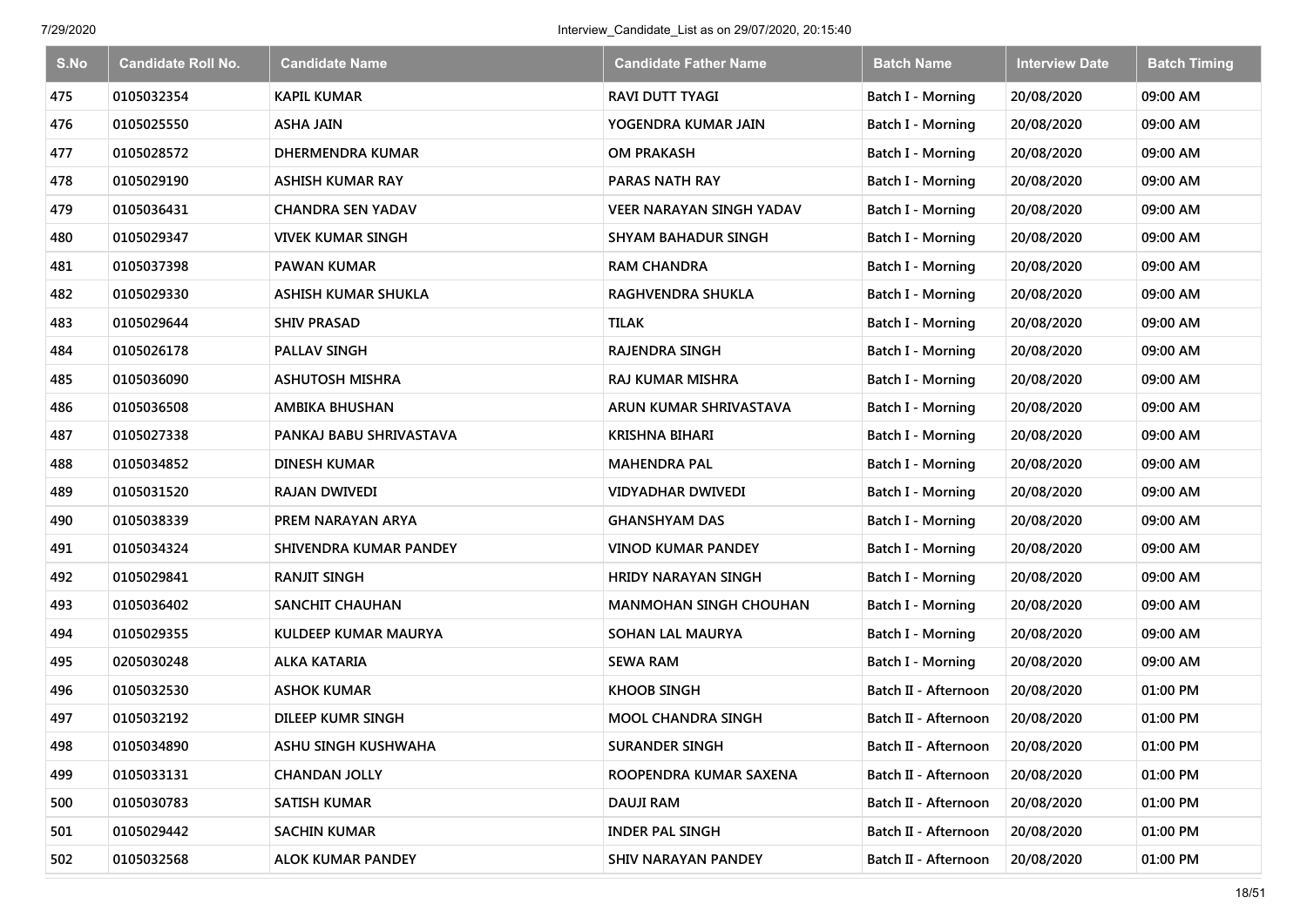| S.No | Candidate Roll No. | Candidate Name | Candidate Father Name | Batch Name | Interview Date | Batch Timing |
|---|---|---|---|---|---|---|
| 475 | 0105032354 | KAPIL KUMAR | RAVI DUTT TYAGI | Batch I - Morning | 20/08/2020 | 09:00 AM |
| 476 | 0105025550 | ASHA JAIN | YOGENDRA KUMAR JAIN | Batch I - Morning | 20/08/2020 | 09:00 AM |
| 477 | 0105028572 | DHERMENDRA KUMAR | OM PRAKASH | Batch I - Morning | 20/08/2020 | 09:00 AM |
| 478 | 0105029190 | ASHISH KUMAR RAY | PARAS NATH RAY | Batch I - Morning | 20/08/2020 | 09:00 AM |
| 479 | 0105036431 | CHANDRA SEN YADAV | VEER NARAYAN SINGH YADAV | Batch I - Morning | 20/08/2020 | 09:00 AM |
| 480 | 0105029347 | VIVEK KUMAR SINGH | SHYAM BAHADUR SINGH | Batch I - Morning | 20/08/2020 | 09:00 AM |
| 481 | 0105037398 | PAWAN KUMAR | RAM CHANDRA | Batch I - Morning | 20/08/2020 | 09:00 AM |
| 482 | 0105029330 | ASHISH KUMAR SHUKLA | RAGHVENDRA SHUKLA | Batch I - Morning | 20/08/2020 | 09:00 AM |
| 483 | 0105029644 | SHIV PRASAD | TILAK | Batch I - Morning | 20/08/2020 | 09:00 AM |
| 484 | 0105026178 | PALLAV SINGH | RAJENDRA SINGH | Batch I - Morning | 20/08/2020 | 09:00 AM |
| 485 | 0105036090 | ASHUTOSH MISHRA | RAJ KUMAR MISHRA | Batch I - Morning | 20/08/2020 | 09:00 AM |
| 486 | 0105036508 | AMBIKA BHUSHAN | ARUN KUMAR SHRIVASTAVA | Batch I - Morning | 20/08/2020 | 09:00 AM |
| 487 | 0105027338 | PANKAJ BABU SHRIVASTAVA | KRISHNA BIHARI | Batch I - Morning | 20/08/2020 | 09:00 AM |
| 488 | 0105034852 | DINESH KUMAR | MAHENDRA PAL | Batch I - Morning | 20/08/2020 | 09:00 AM |
| 489 | 0105031520 | RAJAN DWIVEDI | VIDYADHAR DWIVEDI | Batch I - Morning | 20/08/2020 | 09:00 AM |
| 490 | 0105038339 | PREM NARAYAN ARYA | GHANSHYAM DAS | Batch I - Morning | 20/08/2020 | 09:00 AM |
| 491 | 0105034324 | SHIVENDRA KUMAR PANDEY | VINOD KUMAR PANDEY | Batch I - Morning | 20/08/2020 | 09:00 AM |
| 492 | 0105029841 | RANJIT SINGH | HRIDY NARAYAN SINGH | Batch I - Morning | 20/08/2020 | 09:00 AM |
| 493 | 0105036402 | SANCHIT CHAUHAN | MANMOHAN SINGH CHOUHAN | Batch I - Morning | 20/08/2020 | 09:00 AM |
| 494 | 0105029355 | KULDEEP KUMAR MAURYA | SOHAN LAL MAURYA | Batch I - Morning | 20/08/2020 | 09:00 AM |
| 495 | 0205030248 | ALKA KATARIA | SEWA RAM | Batch I - Morning | 20/08/2020 | 09:00 AM |
| 496 | 0105032530 | ASHOK KUMAR | KHOOB SINGH | Batch II - Afternoon | 20/08/2020 | 01:00 PM |
| 497 | 0105032192 | DILEEP KUMR SINGH | MOOL CHANDRA SINGH | Batch II - Afternoon | 20/08/2020 | 01:00 PM |
| 498 | 0105034890 | ASHU SINGH KUSHWAHA | SURANDER SINGH | Batch II - Afternoon | 20/08/2020 | 01:00 PM |
| 499 | 0105033131 | CHANDAN JOLLY | ROOPENDRA KUMAR SAXENA | Batch II - Afternoon | 20/08/2020 | 01:00 PM |
| 500 | 0105030783 | SATISH KUMAR | DAUJI RAM | Batch II - Afternoon | 20/08/2020 | 01:00 PM |
| 501 | 0105029442 | SACHIN KUMAR | INDER PAL SINGH | Batch II - Afternoon | 20/08/2020 | 01:00 PM |
| 502 | 0105032568 | ALOK KUMAR PANDEY | SHIV NARAYAN PANDEY | Batch II - Afternoon | 20/08/2020 | 01:00 PM |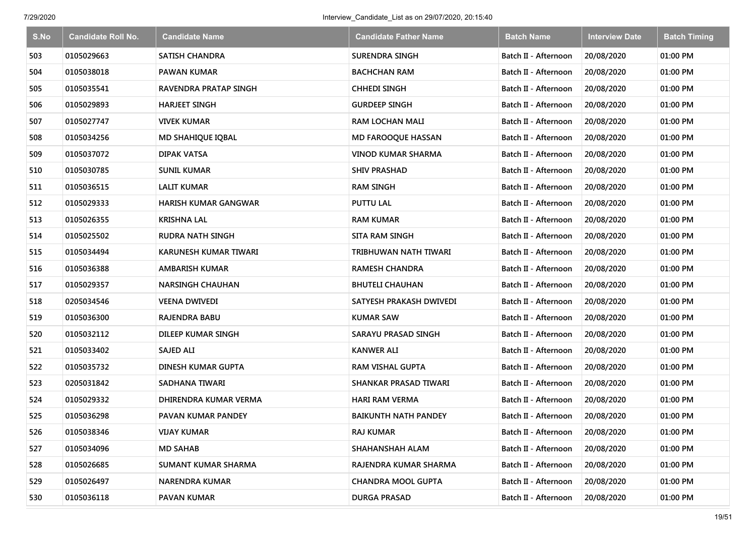| S.No | Candidate Roll No. | Candidate Name | Candidate Father Name | Batch Name | Interview Date | Batch Timing |
|---|---|---|---|---|---|---|
| 503 | 0105029663 | SATISH CHANDRA | SURENDRA SINGH | Batch II - Afternoon | 20/08/2020 | 01:00 PM |
| 504 | 0105038018 | PAWAN KUMAR | BACHCHAN RAM | Batch II - Afternoon | 20/08/2020 | 01:00 PM |
| 505 | 0105035541 | RAVENDRA PRATAP SINGH | CHHEDI SINGH | Batch II - Afternoon | 20/08/2020 | 01:00 PM |
| 506 | 0105029893 | HARJEET SINGH | GURDEEP SINGH | Batch II - Afternoon | 20/08/2020 | 01:00 PM |
| 507 | 0105027747 | VIVEK KUMAR | RAM LOCHAN MALI | Batch II - Afternoon | 20/08/2020 | 01:00 PM |
| 508 | 0105034256 | MD SHAHIQUE IQBAL | MD FAROOQUE HASSAN | Batch II - Afternoon | 20/08/2020 | 01:00 PM |
| 509 | 0105037072 | DIPAK VATSA | VINOD KUMAR SHARMA | Batch II - Afternoon | 20/08/2020 | 01:00 PM |
| 510 | 0105030785 | SUNIL KUMAR | SHIV PRASHAD | Batch II - Afternoon | 20/08/2020 | 01:00 PM |
| 511 | 0105036515 | LALIT KUMAR | RAM SINGH | Batch II - Afternoon | 20/08/2020 | 01:00 PM |
| 512 | 0105029333 | HARISH KUMAR GANGWAR | PUTTU LAL | Batch II - Afternoon | 20/08/2020 | 01:00 PM |
| 513 | 0105026355 | KRISHNA LAL | RAM KUMAR | Batch II - Afternoon | 20/08/2020 | 01:00 PM |
| 514 | 0105025502 | RUDRA NATH SINGH | SITA RAM SINGH | Batch II - Afternoon | 20/08/2020 | 01:00 PM |
| 515 | 0105034494 | KARUNESH KUMAR TIWARI | TRIBHUWAN NATH TIWARI | Batch II - Afternoon | 20/08/2020 | 01:00 PM |
| 516 | 0105036388 | AMBARISH KUMAR | RAMESH CHANDRA | Batch II - Afternoon | 20/08/2020 | 01:00 PM |
| 517 | 0105029357 | NARSINGH CHAUHAN | BHUTELI CHAUHAN | Batch II - Afternoon | 20/08/2020 | 01:00 PM |
| 518 | 0205034546 | VEENA DWIVEDI | SATYESH PRAKASH DWIVEDI | Batch II - Afternoon | 20/08/2020 | 01:00 PM |
| 519 | 0105036300 | RAJENDRA BABU | KUMAR SAW | Batch II - Afternoon | 20/08/2020 | 01:00 PM |
| 520 | 0105032112 | DILEEP KUMAR SINGH | SARAYU PRASAD SINGH | Batch II - Afternoon | 20/08/2020 | 01:00 PM |
| 521 | 0105033402 | SAJED ALI | KANWER ALI | Batch II - Afternoon | 20/08/2020 | 01:00 PM |
| 522 | 0105035732 | DINESH KUMAR GUPTA | RAM VISHAL GUPTA | Batch II - Afternoon | 20/08/2020 | 01:00 PM |
| 523 | 0205031842 | SADHANA TIWARI | SHANKAR PRASAD TIWARI | Batch II - Afternoon | 20/08/2020 | 01:00 PM |
| 524 | 0105029332 | DHIRENDRA KUMAR VERMA | HARI RAM VERMA | Batch II - Afternoon | 20/08/2020 | 01:00 PM |
| 525 | 0105036298 | PAVAN KUMAR PANDEY | BAIKUNTH NATH PANDEY | Batch II - Afternoon | 20/08/2020 | 01:00 PM |
| 526 | 0105038346 | VIJAY KUMAR | RAJ KUMAR | Batch II - Afternoon | 20/08/2020 | 01:00 PM |
| 527 | 0105034096 | MD SAHAB | SHAHANSHAH ALAM | Batch II - Afternoon | 20/08/2020 | 01:00 PM |
| 528 | 0105026685 | SUMANT KUMAR SHARMA | RAJENDRA KUMAR SHARMA | Batch II - Afternoon | 20/08/2020 | 01:00 PM |
| 529 | 0105026497 | NARENDRA KUMAR | CHANDRA MOOL GUPTA | Batch II - Afternoon | 20/08/2020 | 01:00 PM |
| 530 | 0105036118 | PAVAN KUMAR | DURGA PRASAD | Batch II - Afternoon | 20/08/2020 | 01:00 PM |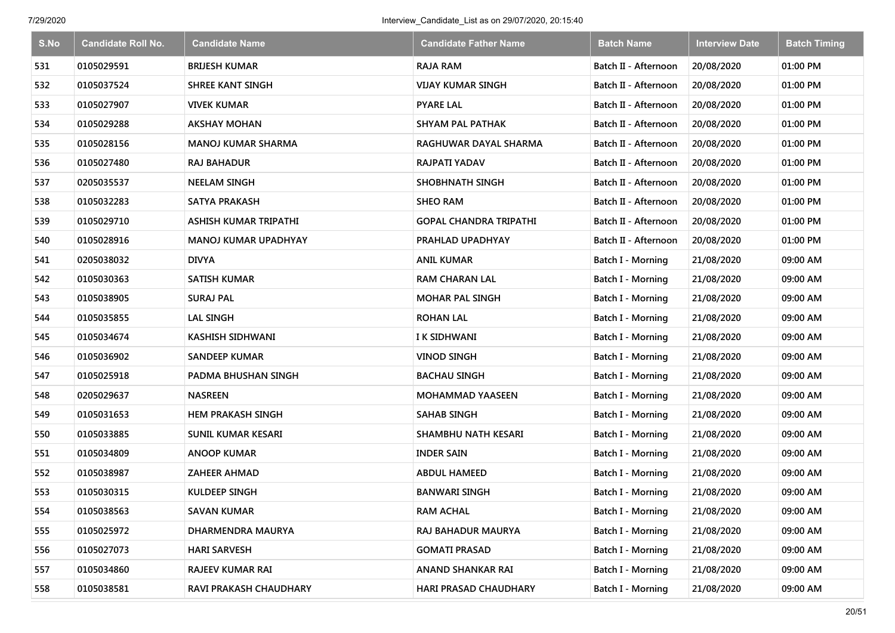| S.No | Candidate Roll No. | Candidate Name | Candidate Father Name | Batch Name | Interview Date | Batch Timing |
|---|---|---|---|---|---|---|
| 531 | 0105029591 | BRIJESH KUMAR | RAJA RAM | Batch II - Afternoon | 20/08/2020 | 01:00 PM |
| 532 | 0105037524 | SHREE KANT SINGH | VIJAY KUMAR SINGH | Batch II - Afternoon | 20/08/2020 | 01:00 PM |
| 533 | 0105027907 | VIVEK KUMAR | PYARE LAL | Batch II - Afternoon | 20/08/2020 | 01:00 PM |
| 534 | 0105029288 | AKSHAY MOHAN | SHYAM PAL PATHAK | Batch II - Afternoon | 20/08/2020 | 01:00 PM |
| 535 | 0105028156 | MANOJ KUMAR SHARMA | RAGHUWAR DAYAL SHARMA | Batch II - Afternoon | 20/08/2020 | 01:00 PM |
| 536 | 0105027480 | RAJ BAHADUR | RAJPATI YADAV | Batch II - Afternoon | 20/08/2020 | 01:00 PM |
| 537 | 0205035537 | NEELAM SINGH | SHOBHNATH SINGH | Batch II - Afternoon | 20/08/2020 | 01:00 PM |
| 538 | 0105032283 | SATYA PRAKASH | SHEO RAM | Batch II - Afternoon | 20/08/2020 | 01:00 PM |
| 539 | 0105029710 | ASHISH KUMAR TRIPATHI | GOPAL CHANDRA TRIPATHI | Batch II - Afternoon | 20/08/2020 | 01:00 PM |
| 540 | 0105028916 | MANOJ KUMAR UPADHYAY | PRAHLAD UPADHYAY | Batch II - Afternoon | 20/08/2020 | 01:00 PM |
| 541 | 0205038032 | DIVYA | ANIL KUMAR | Batch I - Morning | 21/08/2020 | 09:00 AM |
| 542 | 0105030363 | SATISH KUMAR | RAM CHARAN LAL | Batch I - Morning | 21/08/2020 | 09:00 AM |
| 543 | 0105038905 | SURAJ PAL | MOHAR PAL SINGH | Batch I - Morning | 21/08/2020 | 09:00 AM |
| 544 | 0105035855 | LAL SINGH | ROHAN LAL | Batch I - Morning | 21/08/2020 | 09:00 AM |
| 545 | 0105034674 | KASHISH SIDHWANI | I K SIDHWANI | Batch I - Morning | 21/08/2020 | 09:00 AM |
| 546 | 0105036902 | SANDEEP KUMAR | VINOD SINGH | Batch I - Morning | 21/08/2020 | 09:00 AM |
| 547 | 0105025918 | PADMA BHUSHAN SINGH | BACHAU SINGH | Batch I - Morning | 21/08/2020 | 09:00 AM |
| 548 | 0205029637 | NASREEN | MOHAMMAD YAASEEN | Batch I - Morning | 21/08/2020 | 09:00 AM |
| 549 | 0105031653 | HEM PRAKASH SINGH | SAHAB SINGH | Batch I - Morning | 21/08/2020 | 09:00 AM |
| 550 | 0105033885 | SUNIL KUMAR KESARI | SHAMBHU NATH KESARI | Batch I - Morning | 21/08/2020 | 09:00 AM |
| 551 | 0105034809 | ANOOP KUMAR | INDER SAIN | Batch I - Morning | 21/08/2020 | 09:00 AM |
| 552 | 0105038987 | ZAHEER AHMAD | ABDUL HAMEED | Batch I - Morning | 21/08/2020 | 09:00 AM |
| 553 | 0105030315 | KULDEEP SINGH | BANWARI SINGH | Batch I - Morning | 21/08/2020 | 09:00 AM |
| 554 | 0105038563 | SAVAN KUMAR | RAM ACHAL | Batch I - Morning | 21/08/2020 | 09:00 AM |
| 555 | 0105025972 | DHARMENDRA MAURYA | RAJ BAHADUR MAURYA | Batch I - Morning | 21/08/2020 | 09:00 AM |
| 556 | 0105027073 | HARI SARVESH | GOMATI PRASAD | Batch I - Morning | 21/08/2020 | 09:00 AM |
| 557 | 0105034860 | RAJEEV KUMAR RAI | ANAND SHANKAR RAI | Batch I - Morning | 21/08/2020 | 09:00 AM |
| 558 | 0105038581 | RAVI PRAKASH CHAUDHARY | HARI PRASAD CHAUDHARY | Batch I - Morning | 21/08/2020 | 09:00 AM |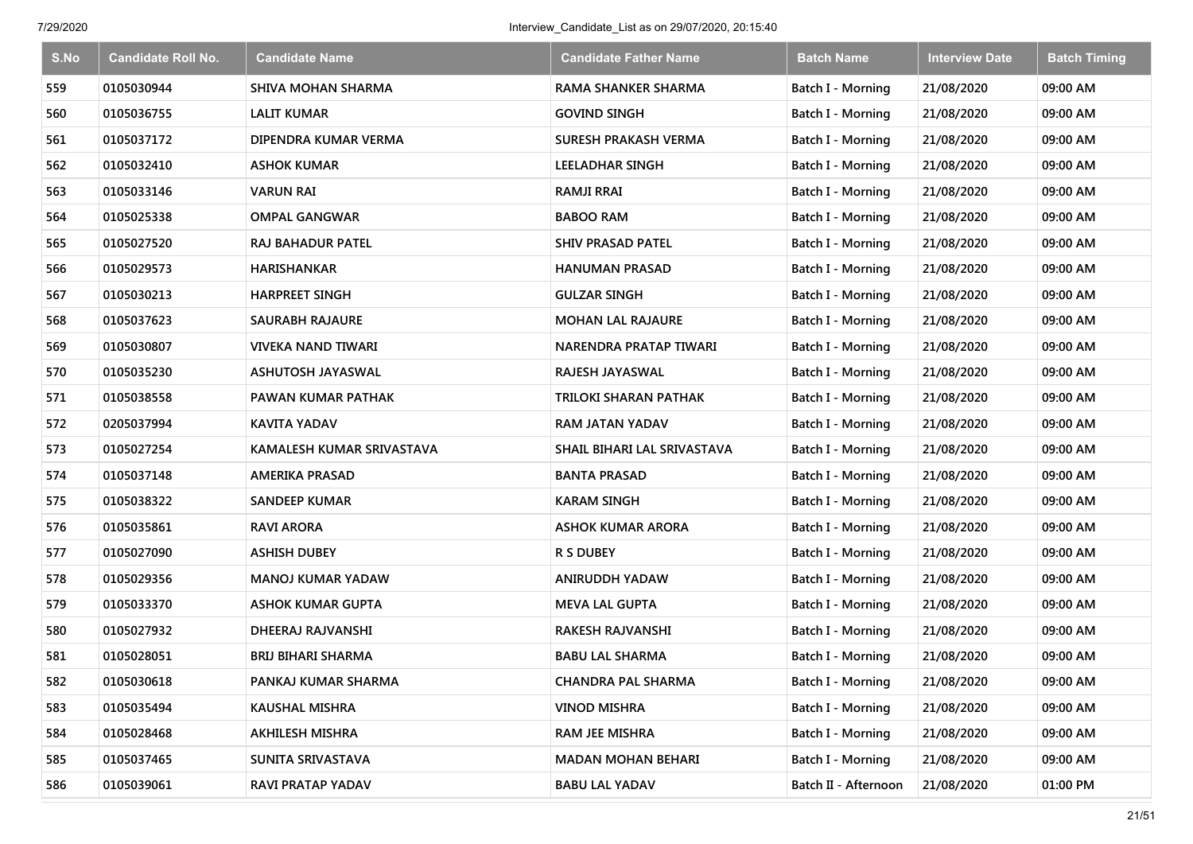| S.No | Candidate Roll No. | Candidate Name | Candidate Father Name | Batch Name | Interview Date | Batch Timing |
|---|---|---|---|---|---|---|
| 559 | 0105030944 | SHIVA MOHAN SHARMA | RAMA SHANKER SHARMA | Batch I - Morning | 21/08/2020 | 09:00 AM |
| 560 | 0105036755 | LALIT KUMAR | GOVIND SINGH | Batch I - Morning | 21/08/2020 | 09:00 AM |
| 561 | 0105037172 | DIPENDRA KUMAR VERMA | SURESH PRAKASH VERMA | Batch I - Morning | 21/08/2020 | 09:00 AM |
| 562 | 0105032410 | ASHOK KUMAR | LEELADHAR SINGH | Batch I - Morning | 21/08/2020 | 09:00 AM |
| 563 | 0105033146 | VARUN RAI | RAMJI RRAI | Batch I - Morning | 21/08/2020 | 09:00 AM |
| 564 | 0105025338 | OMPAL GANGWAR | BABOO RAM | Batch I - Morning | 21/08/2020 | 09:00 AM |
| 565 | 0105027520 | RAJ BAHADUR PATEL | SHIV PRASAD PATEL | Batch I - Morning | 21/08/2020 | 09:00 AM |
| 566 | 0105029573 | HARISHANKAR | HANUMAN PRASAD | Batch I - Morning | 21/08/2020 | 09:00 AM |
| 567 | 0105030213 | HARPREET SINGH | GULZAR SINGH | Batch I - Morning | 21/08/2020 | 09:00 AM |
| 568 | 0105037623 | SAURABH RAJAURE | MOHAN LAL RAJAURE | Batch I - Morning | 21/08/2020 | 09:00 AM |
| 569 | 0105030807 | VIVEKA NAND TIWARI | NARENDRA PRATAP TIWARI | Batch I - Morning | 21/08/2020 | 09:00 AM |
| 570 | 0105035230 | ASHUTOSH JAYASWAL | RAJESH JAYASWAL | Batch I - Morning | 21/08/2020 | 09:00 AM |
| 571 | 0105038558 | PAWAN KUMAR PATHAK | TRILOKI SHARAN PATHAK | Batch I - Morning | 21/08/2020 | 09:00 AM |
| 572 | 0205037994 | KAVITA YADAV | RAM JATAN YADAV | Batch I - Morning | 21/08/2020 | 09:00 AM |
| 573 | 0105027254 | KAMALESH KUMAR SRIVASTAVA | SHAIL BIHARI LAL SRIVASTAVA | Batch I - Morning | 21/08/2020 | 09:00 AM |
| 574 | 0105037148 | AMERIKA PRASAD | BANTA PRASAD | Batch I - Morning | 21/08/2020 | 09:00 AM |
| 575 | 0105038322 | SANDEEP KUMAR | KARAM SINGH | Batch I - Morning | 21/08/2020 | 09:00 AM |
| 576 | 0105035861 | RAVI ARORA | ASHOK KUMAR ARORA | Batch I - Morning | 21/08/2020 | 09:00 AM |
| 577 | 0105027090 | ASHISH DUBEY | R S DUBEY | Batch I - Morning | 21/08/2020 | 09:00 AM |
| 578 | 0105029356 | MANOJ KUMAR YADAW | ANIRUDDH YADAW | Batch I - Morning | 21/08/2020 | 09:00 AM |
| 579 | 0105033370 | ASHOK KUMAR GUPTA | MEVA LAL GUPTA | Batch I - Morning | 21/08/2020 | 09:00 AM |
| 580 | 0105027932 | DHEERAJ RAJVANSHI | RAKESH RAJVANSHI | Batch I - Morning | 21/08/2020 | 09:00 AM |
| 581 | 0105028051 | BRIJ BIHARI SHARMA | BABU LAL SHARMA | Batch I - Morning | 21/08/2020 | 09:00 AM |
| 582 | 0105030618 | PANKAJ KUMAR SHARMA | CHANDRA PAL SHARMA | Batch I - Morning | 21/08/2020 | 09:00 AM |
| 583 | 0105035494 | KAUSHAL MISHRA | VINOD MISHRA | Batch I - Morning | 21/08/2020 | 09:00 AM |
| 584 | 0105028468 | AKHILESH MISHRA | RAM JEE MISHRA | Batch I - Morning | 21/08/2020 | 09:00 AM |
| 585 | 0105037465 | SUNITA SRIVASTAVA | MADAN MOHAN BEHARI | Batch I - Morning | 21/08/2020 | 09:00 AM |
| 586 | 0105039061 | RAVI PRATAP YADAV | BABU LAL YADAV | Batch II - Afternoon | 21/08/2020 | 01:00 PM |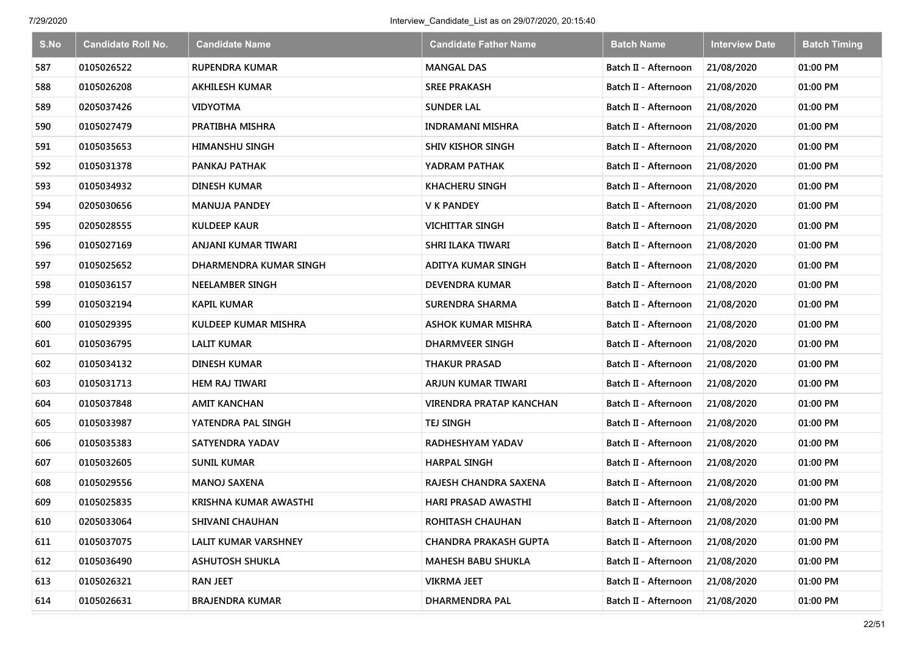| S.No | Candidate Roll No. | Candidate Name | Candidate Father Name | Batch Name | Interview Date | Batch Timing |
|---|---|---|---|---|---|---|
| 587 | 0105026522 | RUPENDRA KUMAR | MANGAL DAS | Batch II - Afternoon | 21/08/2020 | 01:00 PM |
| 588 | 0105026208 | AKHILESH KUMAR | SREE PRAKASH | Batch II - Afternoon | 21/08/2020 | 01:00 PM |
| 589 | 0205037426 | VIDYOTMA | SUNDER LAL | Batch II - Afternoon | 21/08/2020 | 01:00 PM |
| 590 | 0105027479 | PRATIBHA MISHRA | INDRAMANI MISHRA | Batch II - Afternoon | 21/08/2020 | 01:00 PM |
| 591 | 0105035653 | HIMANSHU SINGH | SHIV KISHOR SINGH | Batch II - Afternoon | 21/08/2020 | 01:00 PM |
| 592 | 0105031378 | PANKAJ PATHAK | YADRAM PATHAK | Batch II - Afternoon | 21/08/2020 | 01:00 PM |
| 593 | 0105034932 | DINESH KUMAR | KHACHERU SINGH | Batch II - Afternoon | 21/08/2020 | 01:00 PM |
| 594 | 0205030656 | MANUJA PANDEY | V K PANDEY | Batch II - Afternoon | 21/08/2020 | 01:00 PM |
| 595 | 0205028555 | KULDEEP KAUR | VICHITTAR SINGH | Batch II - Afternoon | 21/08/2020 | 01:00 PM |
| 596 | 0105027169 | ANJANI KUMAR TIWARI | SHRI ILAKA TIWARI | Batch II - Afternoon | 21/08/2020 | 01:00 PM |
| 597 | 0105025652 | DHARMENDRA KUMAR SINGH | ADITYA KUMAR SINGH | Batch II - Afternoon | 21/08/2020 | 01:00 PM |
| 598 | 0105036157 | NEELAMBER SINGH | DEVENDRA KUMAR | Batch II - Afternoon | 21/08/2020 | 01:00 PM |
| 599 | 0105032194 | KAPIL KUMAR | SURENDRA SHARMA | Batch II - Afternoon | 21/08/2020 | 01:00 PM |
| 600 | 0105029395 | KULDEEP KUMAR MISHRA | ASHOK KUMAR MISHRA | Batch II - Afternoon | 21/08/2020 | 01:00 PM |
| 601 | 0105036795 | LALIT KUMAR | DHARMVEER SINGH | Batch II - Afternoon | 21/08/2020 | 01:00 PM |
| 602 | 0105034132 | DINESH KUMAR | THAKUR PRASAD | Batch II - Afternoon | 21/08/2020 | 01:00 PM |
| 603 | 0105031713 | HEM RAJ TIWARI | ARJUN KUMAR TIWARI | Batch II - Afternoon | 21/08/2020 | 01:00 PM |
| 604 | 0105037848 | AMIT KANCHAN | VIRENDRA PRATAP KANCHAN | Batch II - Afternoon | 21/08/2020 | 01:00 PM |
| 605 | 0105033987 | YATENDRA PAL SINGH | TEJ SINGH | Batch II - Afternoon | 21/08/2020 | 01:00 PM |
| 606 | 0105035383 | SATYENDRA YADAV | RADHESHYAM YADAV | Batch II - Afternoon | 21/08/2020 | 01:00 PM |
| 607 | 0105032605 | SUNIL KUMAR | HARPAL SINGH | Batch II - Afternoon | 21/08/2020 | 01:00 PM |
| 608 | 0105029556 | MANOJ SAXENA | RAJESH CHANDRA SAXENA | Batch II - Afternoon | 21/08/2020 | 01:00 PM |
| 609 | 0105025835 | KRISHNA KUMAR AWASTHI | HARI PRASAD AWASTHI | Batch II - Afternoon | 21/08/2020 | 01:00 PM |
| 610 | 0205033064 | SHIVANI CHAUHAN | ROHITASH CHAUHAN | Batch II - Afternoon | 21/08/2020 | 01:00 PM |
| 611 | 0105037075 | LALIT KUMAR VARSHNEY | CHANDRA PRAKASH GUPTA | Batch II - Afternoon | 21/08/2020 | 01:00 PM |
| 612 | 0105036490 | ASHUTOSH SHUKLA | MAHESH BABU SHUKLA | Batch II - Afternoon | 21/08/2020 | 01:00 PM |
| 613 | 0105026321 | RAN JEET | VIKRMA JEET | Batch II - Afternoon | 21/08/2020 | 01:00 PM |
| 614 | 0105026631 | BRAJENDRA KUMAR | DHARMENDRA PAL | Batch II - Afternoon | 21/08/2020 | 01:00 PM |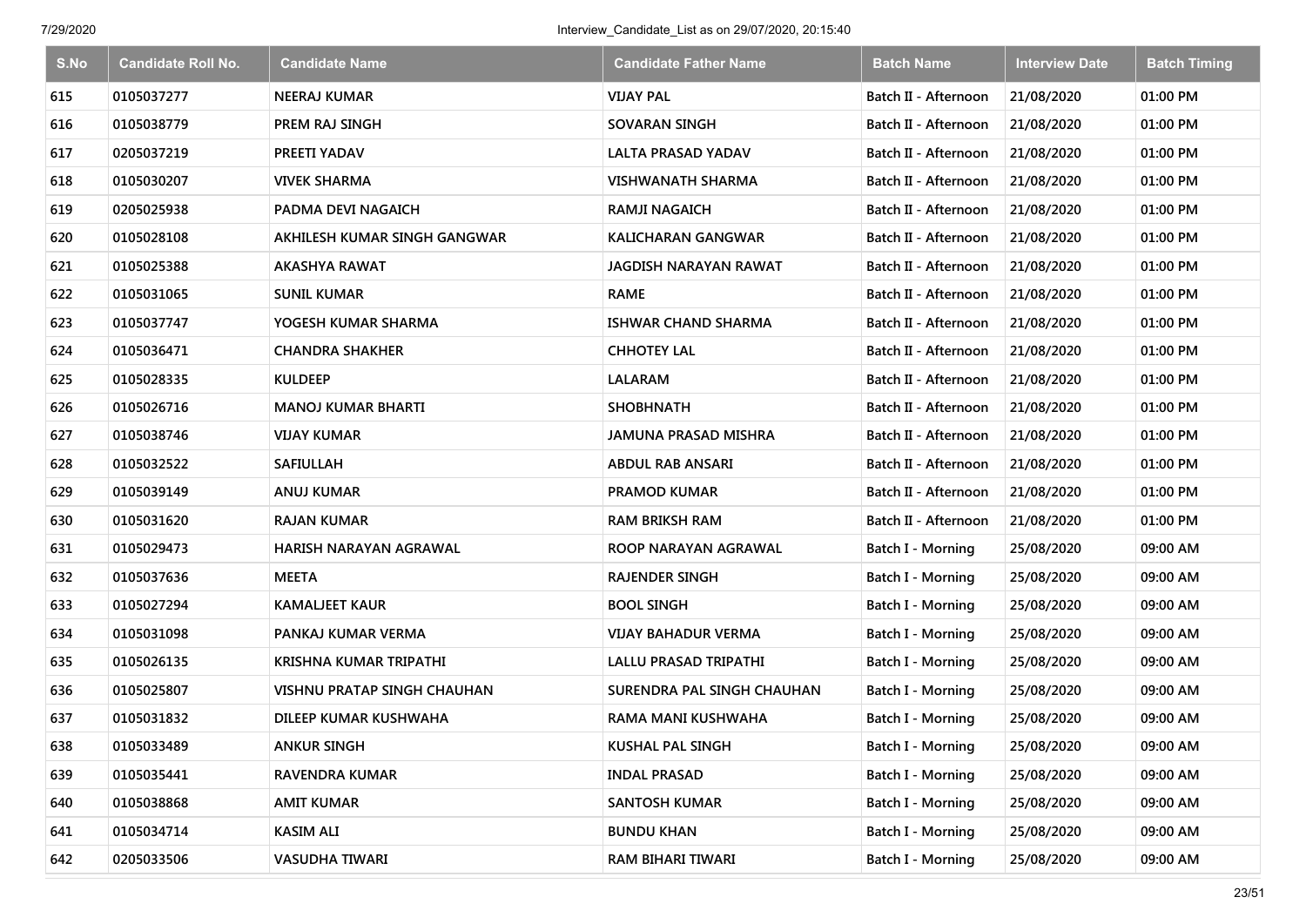| S.No | Candidate Roll No. | Candidate Name | Candidate Father Name | Batch Name | Interview Date | Batch Timing |
|---|---|---|---|---|---|---|
| 615 | 0105037277 | NEERAJ KUMAR | VIJAY PAL | Batch II - Afternoon | 21/08/2020 | 01:00 PM |
| 616 | 0105038779 | PREM RAJ SINGH | SOVARAN SINGH | Batch II - Afternoon | 21/08/2020 | 01:00 PM |
| 617 | 0205037219 | PREETI YADAV | LALTA PRASAD YADAV | Batch II - Afternoon | 21/08/2020 | 01:00 PM |
| 618 | 0105030207 | VIVEK SHARMA | VISHWANATH SHARMA | Batch II - Afternoon | 21/08/2020 | 01:00 PM |
| 619 | 0205025938 | PADMA DEVI NAGAICH | RAMJI NAGAICH | Batch II - Afternoon | 21/08/2020 | 01:00 PM |
| 620 | 0105028108 | AKHILESH KUMAR SINGH GANGWAR | KALICHARAN GANGWAR | Batch II - Afternoon | 21/08/2020 | 01:00 PM |
| 621 | 0105025388 | AKASHYA RAWAT | JAGDISH NARAYAN RAWAT | Batch II - Afternoon | 21/08/2020 | 01:00 PM |
| 622 | 0105031065 | SUNIL KUMAR | RAME | Batch II - Afternoon | 21/08/2020 | 01:00 PM |
| 623 | 0105037747 | YOGESH KUMAR SHARMA | ISHWAR CHAND SHARMA | Batch II - Afternoon | 21/08/2020 | 01:00 PM |
| 624 | 0105036471 | CHANDRA SHAKHER | CHHOTEY LAL | Batch II - Afternoon | 21/08/2020 | 01:00 PM |
| 625 | 0105028335 | KULDEEP | LALARAM | Batch II - Afternoon | 21/08/2020 | 01:00 PM |
| 626 | 0105026716 | MANOJ KUMAR BHARTI | SHOBHNATH | Batch II - Afternoon | 21/08/2020 | 01:00 PM |
| 627 | 0105038746 | VIJAY KUMAR | JAMUNA PRASAD MISHRA | Batch II - Afternoon | 21/08/2020 | 01:00 PM |
| 628 | 0105032522 | SAFIULLAH | ABDUL RAB ANSARI | Batch II - Afternoon | 21/08/2020 | 01:00 PM |
| 629 | 0105039149 | ANUJ KUMAR | PRAMOD KUMAR | Batch II - Afternoon | 21/08/2020 | 01:00 PM |
| 630 | 0105031620 | RAJAN KUMAR | RAM BRIKSH RAM | Batch II - Afternoon | 21/08/2020 | 01:00 PM |
| 631 | 0105029473 | HARISH NARAYAN AGRAWAL | ROOP NARAYAN AGRAWAL | Batch I - Morning | 25/08/2020 | 09:00 AM |
| 632 | 0105037636 | MEETA | RAJENDER SINGH | Batch I - Morning | 25/08/2020 | 09:00 AM |
| 633 | 0105027294 | KAMALJEET KAUR | BOOL SINGH | Batch I - Morning | 25/08/2020 | 09:00 AM |
| 634 | 0105031098 | PANKAJ KUMAR VERMA | VIJAY BAHADUR VERMA | Batch I - Morning | 25/08/2020 | 09:00 AM |
| 635 | 0105026135 | KRISHNA KUMAR TRIPATHI | LALLU PRASAD TRIPATHI | Batch I - Morning | 25/08/2020 | 09:00 AM |
| 636 | 0105025807 | VISHNU PRATAP SINGH CHAUHAN | SURENDRA PAL SINGH CHAUHAN | Batch I - Morning | 25/08/2020 | 09:00 AM |
| 637 | 0105031832 | DILEEP KUMAR KUSHWAHA | RAMA MANI KUSHWAHA | Batch I - Morning | 25/08/2020 | 09:00 AM |
| 638 | 0105033489 | ANKUR SINGH | KUSHAL PAL SINGH | Batch I - Morning | 25/08/2020 | 09:00 AM |
| 639 | 0105035441 | RAVENDRA KUMAR | INDAL PRASAD | Batch I - Morning | 25/08/2020 | 09:00 AM |
| 640 | 0105038868 | AMIT KUMAR | SANTOSH KUMAR | Batch I - Morning | 25/08/2020 | 09:00 AM |
| 641 | 0105034714 | KASIM ALI | BUNDU KHAN | Batch I - Morning | 25/08/2020 | 09:00 AM |
| 642 | 0205033506 | VASUDHA TIWARI | RAM BIHARI TIWARI | Batch I - Morning | 25/08/2020 | 09:00 AM |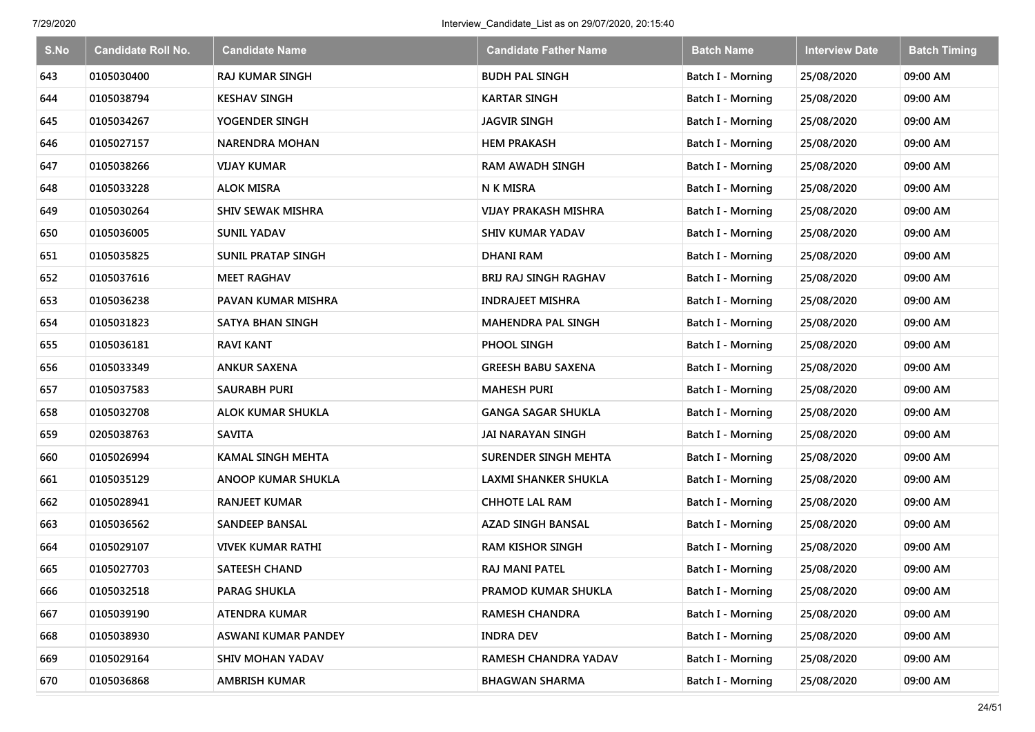| S.No | Candidate Roll No. | Candidate Name | Candidate Father Name | Batch Name | Interview Date | Batch Timing |
|---|---|---|---|---|---|---|
| 643 | 0105030400 | RAJ KUMAR SINGH | BUDH PAL SINGH | Batch I - Morning | 25/08/2020 | 09:00 AM |
| 644 | 0105038794 | KESHAV SINGH | KARTAR SINGH | Batch I - Morning | 25/08/2020 | 09:00 AM |
| 645 | 0105034267 | YOGENDER SINGH | JAGVIR SINGH | Batch I - Morning | 25/08/2020 | 09:00 AM |
| 646 | 0105027157 | NARENDRA MOHAN | HEM PRAKASH | Batch I - Morning | 25/08/2020 | 09:00 AM |
| 647 | 0105038266 | VIJAY KUMAR | RAM AWADH SINGH | Batch I - Morning | 25/08/2020 | 09:00 AM |
| 648 | 0105033228 | ALOK MISRA | N K MISRA | Batch I - Morning | 25/08/2020 | 09:00 AM |
| 649 | 0105030264 | SHIV SEWAK MISHRA | VIJAY PRAKASH MISHRA | Batch I - Morning | 25/08/2020 | 09:00 AM |
| 650 | 0105036005 | SUNIL YADAV | SHIV KUMAR YADAV | Batch I - Morning | 25/08/2020 | 09:00 AM |
| 651 | 0105035825 | SUNIL PRATAP SINGH | DHANI RAM | Batch I - Morning | 25/08/2020 | 09:00 AM |
| 652 | 0105037616 | MEET RAGHAV | BRIJ RAJ SINGH RAGHAV | Batch I - Morning | 25/08/2020 | 09:00 AM |
| 653 | 0105036238 | PAVAN KUMAR MISHRA | INDRAJEET MISHRA | Batch I - Morning | 25/08/2020 | 09:00 AM |
| 654 | 0105031823 | SATYA BHAN SINGH | MAHENDRA PAL SINGH | Batch I - Morning | 25/08/2020 | 09:00 AM |
| 655 | 0105036181 | RAVI KANT | PHOOL SINGH | Batch I - Morning | 25/08/2020 | 09:00 AM |
| 656 | 0105033349 | ANKUR SAXENA | GREESH BABU SAXENA | Batch I - Morning | 25/08/2020 | 09:00 AM |
| 657 | 0105037583 | SAURABH PURI | MAHESH PURI | Batch I - Morning | 25/08/2020 | 09:00 AM |
| 658 | 0105032708 | ALOK KUMAR SHUKLA | GANGA SAGAR SHUKLA | Batch I - Morning | 25/08/2020 | 09:00 AM |
| 659 | 0205038763 | SAVITA | JAI NARAYAN SINGH | Batch I - Morning | 25/08/2020 | 09:00 AM |
| 660 | 0105026994 | KAMAL SINGH MEHTA | SURENDER SINGH MEHTA | Batch I - Morning | 25/08/2020 | 09:00 AM |
| 661 | 0105035129 | ANOOP KUMAR SHUKLA | LAXMI SHANKER SHUKLA | Batch I - Morning | 25/08/2020 | 09:00 AM |
| 662 | 0105028941 | RANJEET KUMAR | CHHOTE LAL RAM | Batch I - Morning | 25/08/2020 | 09:00 AM |
| 663 | 0105036562 | SANDEEP BANSAL | AZAD SINGH BANSAL | Batch I - Morning | 25/08/2020 | 09:00 AM |
| 664 | 0105029107 | VIVEK KUMAR RATHI | RAM KISHOR SINGH | Batch I - Morning | 25/08/2020 | 09:00 AM |
| 665 | 0105027703 | SATEESH CHAND | RAJ MANI PATEL | Batch I - Morning | 25/08/2020 | 09:00 AM |
| 666 | 0105032518 | PARAG SHUKLA | PRAMOD KUMAR SHUKLA | Batch I - Morning | 25/08/2020 | 09:00 AM |
| 667 | 0105039190 | ATENDRA KUMAR | RAMESH CHANDRA | Batch I - Morning | 25/08/2020 | 09:00 AM |
| 668 | 0105038930 | ASWANI KUMAR PANDEY | INDRA DEV | Batch I - Morning | 25/08/2020 | 09:00 AM |
| 669 | 0105029164 | SHIV MOHAN YADAV | RAMESH CHANDRA YADAV | Batch I - Morning | 25/08/2020 | 09:00 AM |
| 670 | 0105036868 | AMBRISH KUMAR | BHAGWAN SHARMA | Batch I - Morning | 25/08/2020 | 09:00 AM |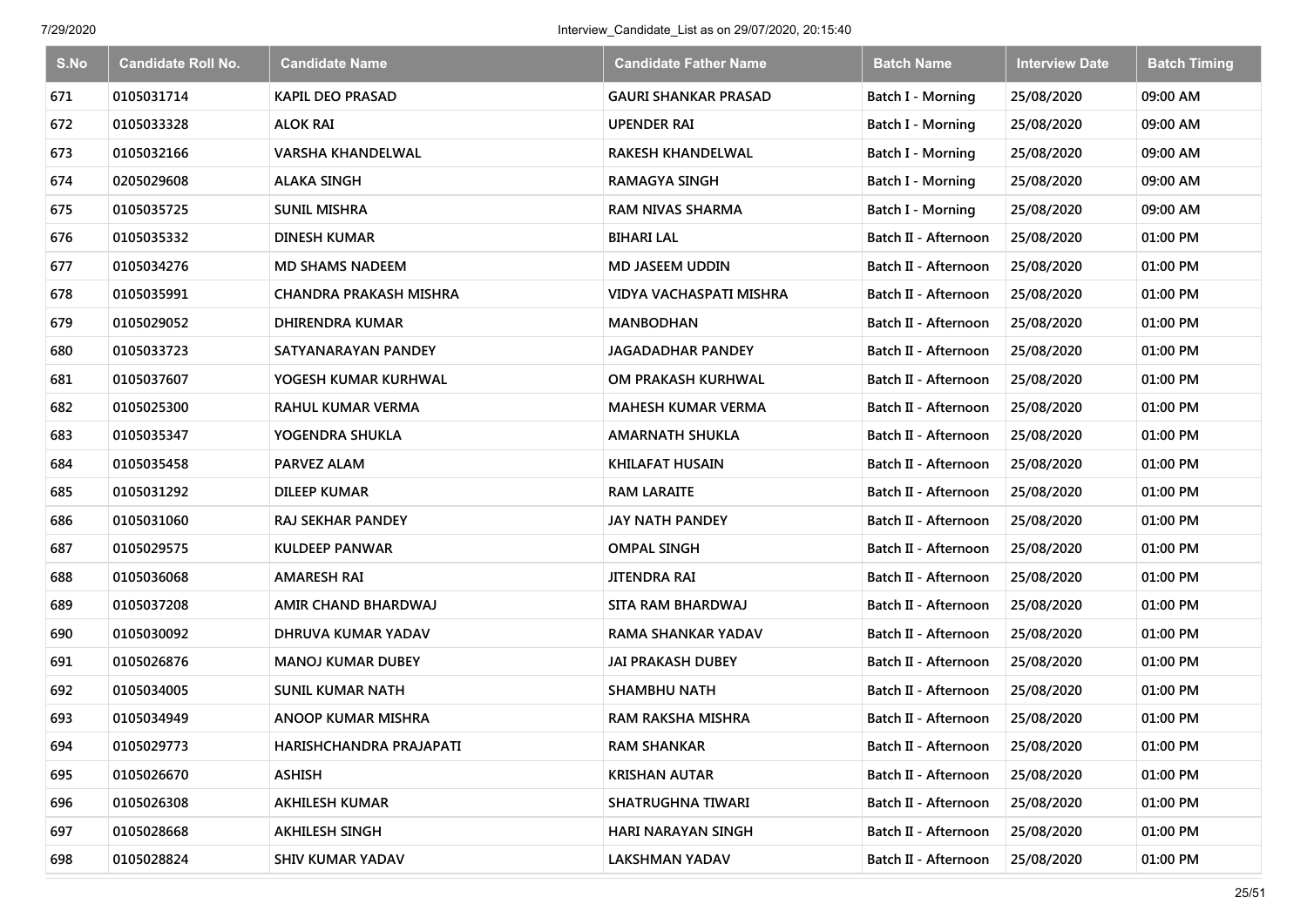| S.No | Candidate Roll No. | Candidate Name | Candidate Father Name | Batch Name | Interview Date | Batch Timing |
|---|---|---|---|---|---|---|
| 671 | 0105031714 | KAPIL DEO PRASAD | GAURI SHANKAR PRASAD | Batch I - Morning | 25/08/2020 | 09:00 AM |
| 672 | 0105033328 | ALOK RAI | UPENDER RAI | Batch I - Morning | 25/08/2020 | 09:00 AM |
| 673 | 0105032166 | VARSHA KHANDELWAL | RAKESH KHANDELWAL | Batch I - Morning | 25/08/2020 | 09:00 AM |
| 674 | 0205029608 | ALAKA SINGH | RAMAGYA SINGH | Batch I - Morning | 25/08/2020 | 09:00 AM |
| 675 | 0105035725 | SUNIL MISHRA | RAM NIVAS SHARMA | Batch I - Morning | 25/08/2020 | 09:00 AM |
| 676 | 0105035332 | DINESH KUMAR | BIHARI LAL | Batch II - Afternoon | 25/08/2020 | 01:00 PM |
| 677 | 0105034276 | MD SHAMS NADEEM | MD JASEEM UDDIN | Batch II - Afternoon | 25/08/2020 | 01:00 PM |
| 678 | 0105035991 | CHANDRA PRAKASH MISHRA | VIDYA VACHASPATI MISHRA | Batch II - Afternoon | 25/08/2020 | 01:00 PM |
| 679 | 0105029052 | DHIRENDRA KUMAR | MANBODHAN | Batch II - Afternoon | 25/08/2020 | 01:00 PM |
| 680 | 0105033723 | SATYANARAYAN PANDEY | JAGADADHAR PANDEY | Batch II - Afternoon | 25/08/2020 | 01:00 PM |
| 681 | 0105037607 | YOGESH KUMAR KURHWAL | OM PRAKASH KURHWAL | Batch II - Afternoon | 25/08/2020 | 01:00 PM |
| 682 | 0105025300 | RAHUL KUMAR VERMA | MAHESH KUMAR VERMA | Batch II - Afternoon | 25/08/2020 | 01:00 PM |
| 683 | 0105035347 | YOGENDRA SHUKLA | AMARNATH SHUKLA | Batch II - Afternoon | 25/08/2020 | 01:00 PM |
| 684 | 0105035458 | PARVEZ ALAM | KHILAFAT HUSAIN | Batch II - Afternoon | 25/08/2020 | 01:00 PM |
| 685 | 0105031292 | DILEEP KUMAR | RAM LARAITE | Batch II - Afternoon | 25/08/2020 | 01:00 PM |
| 686 | 0105031060 | RAJ SEKHAR PANDEY | JAY NATH PANDEY | Batch II - Afternoon | 25/08/2020 | 01:00 PM |
| 687 | 0105029575 | KULDEEP PANWAR | OMPAL SINGH | Batch II - Afternoon | 25/08/2020 | 01:00 PM |
| 688 | 0105036068 | AMARESH RAI | JITENDRA RAI | Batch II - Afternoon | 25/08/2020 | 01:00 PM |
| 689 | 0105037208 | AMIR CHAND BHARDWAJ | SITA RAM BHARDWAJ | Batch II - Afternoon | 25/08/2020 | 01:00 PM |
| 690 | 0105030092 | DHRUVA KUMAR YADAV | RAMA SHANKAR YADAV | Batch II - Afternoon | 25/08/2020 | 01:00 PM |
| 691 | 0105026876 | MANOJ KUMAR DUBEY | JAI PRAKASH DUBEY | Batch II - Afternoon | 25/08/2020 | 01:00 PM |
| 692 | 0105034005 | SUNIL KUMAR NATH | SHAMBHU NATH | Batch II - Afternoon | 25/08/2020 | 01:00 PM |
| 693 | 0105034949 | ANOOP KUMAR MISHRA | RAM RAKSHA MISHRA | Batch II - Afternoon | 25/08/2020 | 01:00 PM |
| 694 | 0105029773 | HARISHCHANDRA PRAJAPATI | RAM SHANKAR | Batch II - Afternoon | 25/08/2020 | 01:00 PM |
| 695 | 0105026670 | ASHISH | KRISHAN AUTAR | Batch II - Afternoon | 25/08/2020 | 01:00 PM |
| 696 | 0105026308 | AKHILESH KUMAR | SHATRUGHNA TIWARI | Batch II - Afternoon | 25/08/2020 | 01:00 PM |
| 697 | 0105028668 | AKHILESH SINGH | HARI NARAYAN SINGH | Batch II - Afternoon | 25/08/2020 | 01:00 PM |
| 698 | 0105028824 | SHIV KUMAR YADAV | LAKSHMAN YADAV | Batch II - Afternoon | 25/08/2020 | 01:00 PM |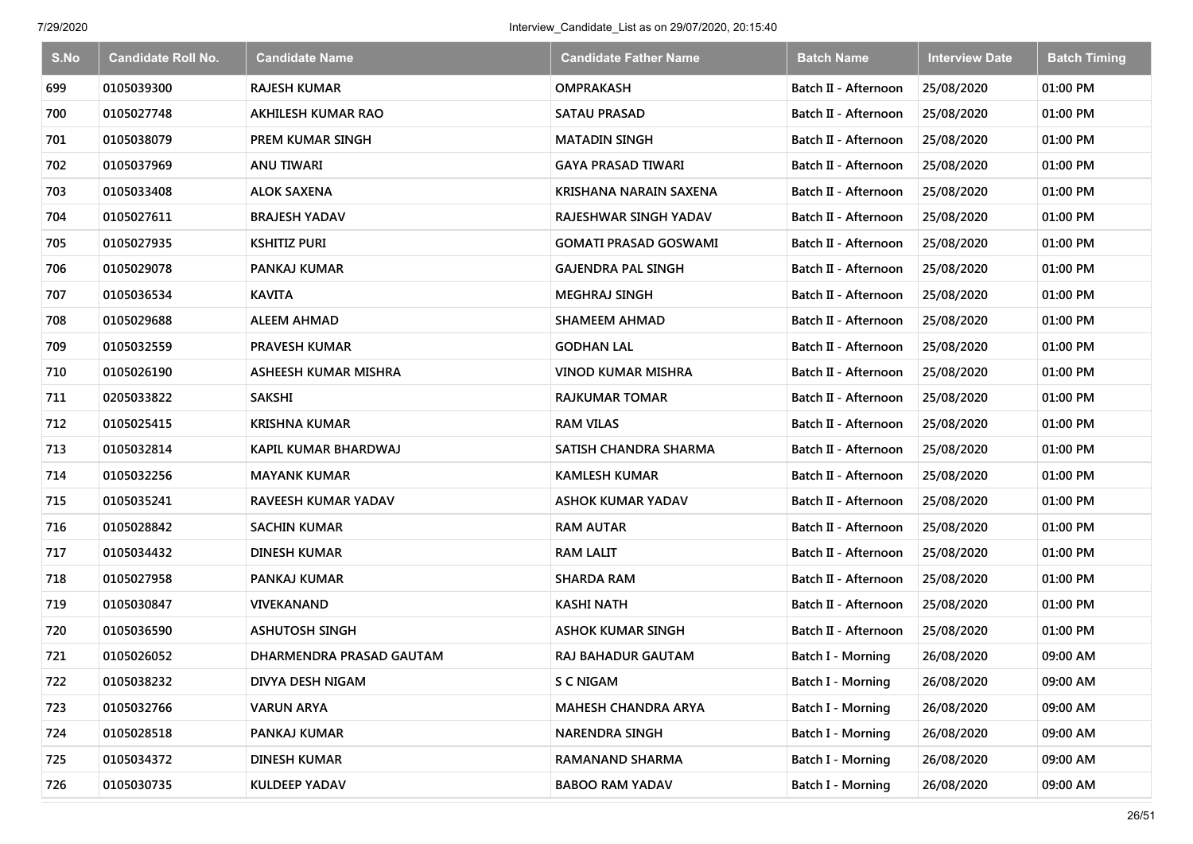| S.No | Candidate Roll No. | Candidate Name | Candidate Father Name | Batch Name | Interview Date | Batch Timing |
|---|---|---|---|---|---|---|
| 699 | 0105039300 | RAJESH KUMAR | OMPRAKASH | Batch II - Afternoon | 25/08/2020 | 01:00 PM |
| 700 | 0105027748 | AKHILESH KUMAR RAO | SATAU PRASAD | Batch II - Afternoon | 25/08/2020 | 01:00 PM |
| 701 | 0105038079 | PREM KUMAR SINGH | MATADIN SINGH | Batch II - Afternoon | 25/08/2020 | 01:00 PM |
| 702 | 0105037969 | ANU TIWARI | GAYA PRASAD TIWARI | Batch II - Afternoon | 25/08/2020 | 01:00 PM |
| 703 | 0105033408 | ALOK SAXENA | KRISHANA NARAIN SAXENA | Batch II - Afternoon | 25/08/2020 | 01:00 PM |
| 704 | 0105027611 | BRAJESH YADAV | RAJESHWAR SINGH YADAV | Batch II - Afternoon | 25/08/2020 | 01:00 PM |
| 705 | 0105027935 | KSHITIZ PURI | GOMATI PRASAD GOSWAMI | Batch II - Afternoon | 25/08/2020 | 01:00 PM |
| 706 | 0105029078 | PANKAJ KUMAR | GAJENDRA PAL SINGH | Batch II - Afternoon | 25/08/2020 | 01:00 PM |
| 707 | 0105036534 | KAVITA | MEGHRAJ SINGH | Batch II - Afternoon | 25/08/2020 | 01:00 PM |
| 708 | 0105029688 | ALEEM AHMAD | SHAMEEM AHMAD | Batch II - Afternoon | 25/08/2020 | 01:00 PM |
| 709 | 0105032559 | PRAVESH KUMAR | GODHAN LAL | Batch II - Afternoon | 25/08/2020 | 01:00 PM |
| 710 | 0105026190 | ASHEESH KUMAR MISHRA | VINOD KUMAR MISHRA | Batch II - Afternoon | 25/08/2020 | 01:00 PM |
| 711 | 0205033822 | SAKSHI | RAJKUMAR TOMAR | Batch II - Afternoon | 25/08/2020 | 01:00 PM |
| 712 | 0105025415 | KRISHNA KUMAR | RAM VILAS | Batch II - Afternoon | 25/08/2020 | 01:00 PM |
| 713 | 0105032814 | KAPIL KUMAR BHARDWAJ | SATISH CHANDRA SHARMA | Batch II - Afternoon | 25/08/2020 | 01:00 PM |
| 714 | 0105032256 | MAYANK KUMAR | KAMLESH KUMAR | Batch II - Afternoon | 25/08/2020 | 01:00 PM |
| 715 | 0105035241 | RAVEESH KUMAR YADAV | ASHOK KUMAR YADAV | Batch II - Afternoon | 25/08/2020 | 01:00 PM |
| 716 | 0105028842 | SACHIN KUMAR | RAM AUTAR | Batch II - Afternoon | 25/08/2020 | 01:00 PM |
| 717 | 0105034432 | DINESH KUMAR | RAM LALIT | Batch II - Afternoon | 25/08/2020 | 01:00 PM |
| 718 | 0105027958 | PANKAJ KUMAR | SHARDA RAM | Batch II - Afternoon | 25/08/2020 | 01:00 PM |
| 719 | 0105030847 | VIVEKANAND | KASHI NATH | Batch II - Afternoon | 25/08/2020 | 01:00 PM |
| 720 | 0105036590 | ASHUTOSH SINGH | ASHOK KUMAR SINGH | Batch II - Afternoon | 25/08/2020 | 01:00 PM |
| 721 | 0105026052 | DHARMENDRA PRASAD GAUTAM | RAJ BAHADUR GAUTAM | Batch I - Morning | 26/08/2020 | 09:00 AM |
| 722 | 0105038232 | DIVYA DESH NIGAM | S C NIGAM | Batch I - Morning | 26/08/2020 | 09:00 AM |
| 723 | 0105032766 | VARUN ARYA | MAHESH CHANDRA ARYA | Batch I - Morning | 26/08/2020 | 09:00 AM |
| 724 | 0105028518 | PANKAJ KUMAR | NARENDRA SINGH | Batch I - Morning | 26/08/2020 | 09:00 AM |
| 725 | 0105034372 | DINESH KUMAR | RAMANAND SHARMA | Batch I - Morning | 26/08/2020 | 09:00 AM |
| 726 | 0105030735 | KULDEEP YADAV | BABOO RAM YADAV | Batch I - Morning | 26/08/2020 | 09:00 AM |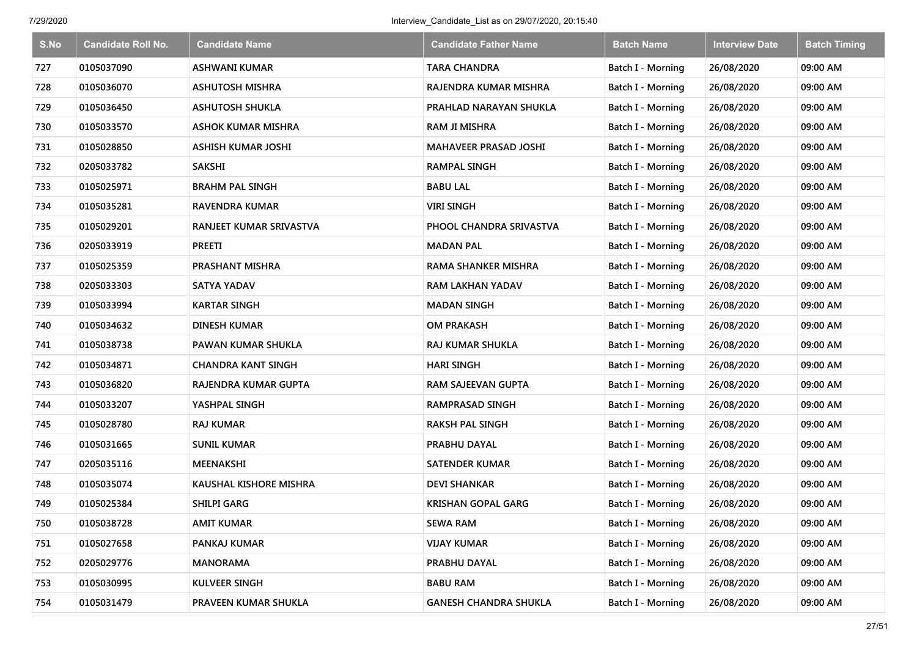| S.No | Candidate Roll No. | Candidate Name | Candidate Father Name | Batch Name | Interview Date | Batch Timing |
| --- | --- | --- | --- | --- | --- | --- |
| 727 | 0105037090 | ASHWANI KUMAR | TARA CHANDRA | Batch I - Morning | 26/08/2020 | 09:00 AM |
| 728 | 0105036070 | ASHUTOSH MISHRA | RAJENDRA KUMAR MISHRA | Batch I - Morning | 26/08/2020 | 09:00 AM |
| 729 | 0105036450 | ASHUTOSH SHUKLA | PRAHLAD NARAYAN SHUKLA | Batch I - Morning | 26/08/2020 | 09:00 AM |
| 730 | 0105033570 | ASHOK KUMAR MISHRA | RAM JI MISHRA | Batch I - Morning | 26/08/2020 | 09:00 AM |
| 731 | 0105028850 | ASHISH KUMAR JOSHI | MAHAVEER PRASAD JOSHI | Batch I - Morning | 26/08/2020 | 09:00 AM |
| 732 | 0205033782 | SAKSHI | RAMPAL SINGH | Batch I - Morning | 26/08/2020 | 09:00 AM |
| 733 | 0105025971 | BRAHM PAL SINGH | BABU LAL | Batch I - Morning | 26/08/2020 | 09:00 AM |
| 734 | 0105035281 | RAVENDRA KUMAR | VIRI SINGH | Batch I - Morning | 26/08/2020 | 09:00 AM |
| 735 | 0105029201 | RANJEET KUMAR SRIVASTVA | PHOOL CHANDRA SRIVASTVA | Batch I - Morning | 26/08/2020 | 09:00 AM |
| 736 | 0205033919 | PREETI | MADAN PAL | Batch I - Morning | 26/08/2020 | 09:00 AM |
| 737 | 0105025359 | PRASHANT MISHRA | RAMA SHANKER MISHRA | Batch I - Morning | 26/08/2020 | 09:00 AM |
| 738 | 0205033303 | SATYA YADAV | RAM LAKHAN YADAV | Batch I - Morning | 26/08/2020 | 09:00 AM |
| 739 | 0105033994 | KARTAR SINGH | MADAN SINGH | Batch I - Morning | 26/08/2020 | 09:00 AM |
| 740 | 0105034632 | DINESH KUMAR | OM PRAKASH | Batch I - Morning | 26/08/2020 | 09:00 AM |
| 741 | 0105038738 | PAWAN KUMAR SHUKLA | RAJ KUMAR SHUKLA | Batch I - Morning | 26/08/2020 | 09:00 AM |
| 742 | 0105034871 | CHANDRA KANT SINGH | HARI SINGH | Batch I - Morning | 26/08/2020 | 09:00 AM |
| 743 | 0105036820 | RAJENDRA KUMAR GUPTA | RAM SAJEEVAN GUPTA | Batch I - Morning | 26/08/2020 | 09:00 AM |
| 744 | 0105033207 | YASHPAL SINGH | RAMPRASAD SINGH | Batch I - Morning | 26/08/2020 | 09:00 AM |
| 745 | 0105028780 | RAJ KUMAR | RAKSH PAL SINGH | Batch I - Morning | 26/08/2020 | 09:00 AM |
| 746 | 0105031665 | SUNIL KUMAR | PRABHU DAYAL | Batch I - Morning | 26/08/2020 | 09:00 AM |
| 747 | 0205035116 | MEENAKSHI | SATENDER KUMAR | Batch I - Morning | 26/08/2020 | 09:00 AM |
| 748 | 0105035074 | KAUSHAL KISHORE MISHRA | DEVI SHANKAR | Batch I - Morning | 26/08/2020 | 09:00 AM |
| 749 | 0105025384 | SHILPI GARG | KRISHAN GOPAL GARG | Batch I - Morning | 26/08/2020 | 09:00 AM |
| 750 | 0105038728 | AMIT KUMAR | SEWA RAM | Batch I - Morning | 26/08/2020 | 09:00 AM |
| 751 | 0105027658 | PANKAJ KUMAR | VIJAY KUMAR | Batch I - Morning | 26/08/2020 | 09:00 AM |
| 752 | 0205029776 | MANORAMA | PRABHU DAYAL | Batch I - Morning | 26/08/2020 | 09:00 AM |
| 753 | 0105030995 | KULVEER SINGH | BABU RAM | Batch I - Morning | 26/08/2020 | 09:00 AM |
| 754 | 0105031479 | PRAVEEN KUMAR SHUKLA | GANESH CHANDRA SHUKLA | Batch I - Morning | 26/08/2020 | 09:00 AM |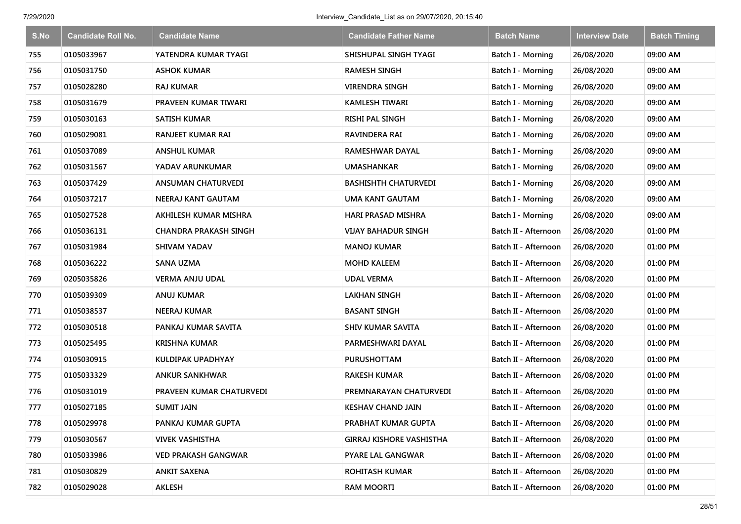| S.No | Candidate Roll No. | Candidate Name | Candidate Father Name | Batch Name | Interview Date | Batch Timing |
|---|---|---|---|---|---|---|
| 755 | 0105033967 | YATENDRA KUMAR TYAGI | SHISHUPAL SINGH TYAGI | Batch I - Morning | 26/08/2020 | 09:00 AM |
| 756 | 0105031750 | ASHOK KUMAR | RAMESH SINGH | Batch I - Morning | 26/08/2020 | 09:00 AM |
| 757 | 0105028280 | RAJ KUMAR | VIRENDRA SINGH | Batch I - Morning | 26/08/2020 | 09:00 AM |
| 758 | 0105031679 | PRAVEEN KUMAR TIWARI | KAMLESH TIWARI | Batch I - Morning | 26/08/2020 | 09:00 AM |
| 759 | 0105030163 | SATISH KUMAR | RISHI PAL SINGH | Batch I - Morning | 26/08/2020 | 09:00 AM |
| 760 | 0105029081 | RANJEET KUMAR RAI | RAVINDERA RAI | Batch I - Morning | 26/08/2020 | 09:00 AM |
| 761 | 0105037089 | ANSHUL KUMAR | RAMESHWAR DAYAL | Batch I - Morning | 26/08/2020 | 09:00 AM |
| 762 | 0105031567 | YADAV ARUNKUMAR | UMASHANKAR | Batch I - Morning | 26/08/2020 | 09:00 AM |
| 763 | 0105037429 | ANSUMAN CHATURVEDI | BASHISHTH CHATURVEDI | Batch I - Morning | 26/08/2020 | 09:00 AM |
| 764 | 0105037217 | NEERAJ KANT GAUTAM | UMA KANT GAUTAM | Batch I - Morning | 26/08/2020 | 09:00 AM |
| 765 | 0105027528 | AKHILESH KUMAR MISHRA | HARI PRASAD MISHRA | Batch I - Morning | 26/08/2020 | 09:00 AM |
| 766 | 0105036131 | CHANDRA PRAKASH SINGH | VIJAY BAHADUR SINGH | Batch II - Afternoon | 26/08/2020 | 01:00 PM |
| 767 | 0105031984 | SHIVAM YADAV | MANOJ KUMAR | Batch II - Afternoon | 26/08/2020 | 01:00 PM |
| 768 | 0105036222 | SANA UZMA | MOHD KALEEM | Batch II - Afternoon | 26/08/2020 | 01:00 PM |
| 769 | 0205035826 | VERMA ANJU UDAL | UDAL VERMA | Batch II - Afternoon | 26/08/2020 | 01:00 PM |
| 770 | 0105039309 | ANUJ KUMAR | LAKHAN SINGH | Batch II - Afternoon | 26/08/2020 | 01:00 PM |
| 771 | 0105038537 | NEERAJ KUMAR | BASANT SINGH | Batch II - Afternoon | 26/08/2020 | 01:00 PM |
| 772 | 0105030518 | PANKAJ KUMAR SAVITA | SHIV KUMAR SAVITA | Batch II - Afternoon | 26/08/2020 | 01:00 PM |
| 773 | 0105025495 | KRISHNA KUMAR | PARMESHWARI DAYAL | Batch II - Afternoon | 26/08/2020 | 01:00 PM |
| 774 | 0105030915 | KULDIPAK UPADHYAY | PURUSHOTTAM | Batch II - Afternoon | 26/08/2020 | 01:00 PM |
| 775 | 0105033329 | ANKUR SANKHWAR | RAKESH KUMAR | Batch II - Afternoon | 26/08/2020 | 01:00 PM |
| 776 | 0105031019 | PRAVEEN KUMAR CHATURVEDI | PREMNARAYAN CHATURVEDI | Batch II - Afternoon | 26/08/2020 | 01:00 PM |
| 777 | 0105027185 | SUMIT JAIN | KESHAV CHAND JAIN | Batch II - Afternoon | 26/08/2020 | 01:00 PM |
| 778 | 0105029978 | PANKAJ KUMAR GUPTA | PRABHAT KUMAR GUPTA | Batch II - Afternoon | 26/08/2020 | 01:00 PM |
| 779 | 0105030567 | VIVEK VASHISTHA | GIRRAJ KISHORE VASHISTHA | Batch II - Afternoon | 26/08/2020 | 01:00 PM |
| 780 | 0105033986 | VED PRAKASH GANGWAR | PYARE LAL GANGWAR | Batch II - Afternoon | 26/08/2020 | 01:00 PM |
| 781 | 0105030829 | ANKIT SAXENA | ROHITASH KUMAR | Batch II - Afternoon | 26/08/2020 | 01:00 PM |
| 782 | 0105029028 | AKLESH | RAM MOORTI | Batch II - Afternoon | 26/08/2020 | 01:00 PM |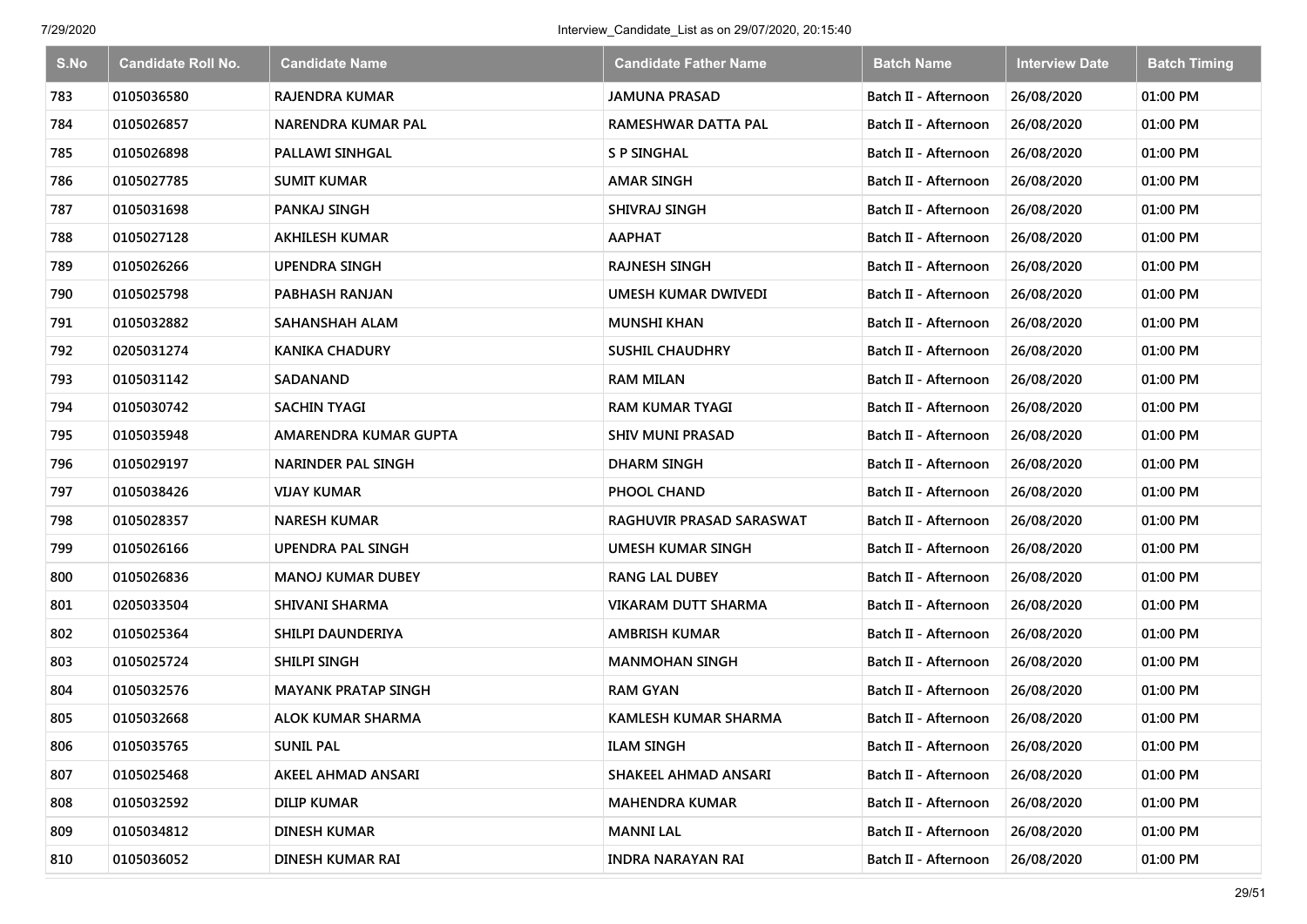| S.No | Candidate Roll No. | Candidate Name | Candidate Father Name | Batch Name | Interview Date | Batch Timing |
|---|---|---|---|---|---|---|
| 783 | 0105036580 | RAJENDRA KUMAR | JAMUNA PRASAD | Batch II - Afternoon | 26/08/2020 | 01:00 PM |
| 784 | 0105026857 | NARENDRA KUMAR PAL | RAMESHWAR DATTA PAL | Batch II - Afternoon | 26/08/2020 | 01:00 PM |
| 785 | 0105026898 | PALLAWI SINHGAL | S P SINGHAL | Batch II - Afternoon | 26/08/2020 | 01:00 PM |
| 786 | 0105027785 | SUMIT KUMAR | AMAR SINGH | Batch II - Afternoon | 26/08/2020 | 01:00 PM |
| 787 | 0105031698 | PANKAJ SINGH | SHIVRAJ SINGH | Batch II - Afternoon | 26/08/2020 | 01:00 PM |
| 788 | 0105027128 | AKHILESH KUMAR | AAPHAT | Batch II - Afternoon | 26/08/2020 | 01:00 PM |
| 789 | 0105026266 | UPENDRA SINGH | RAJNESH SINGH | Batch II - Afternoon | 26/08/2020 | 01:00 PM |
| 790 | 0105025798 | PABHASH RANJAN | UMESH KUMAR DWIVEDI | Batch II - Afternoon | 26/08/2020 | 01:00 PM |
| 791 | 0105032882 | SAHANSHAH ALAM | MUNSHI KHAN | Batch II - Afternoon | 26/08/2020 | 01:00 PM |
| 792 | 0205031274 | KANIKA CHADURY | SUSHIL CHAUDHRY | Batch II - Afternoon | 26/08/2020 | 01:00 PM |
| 793 | 0105031142 | SADANAND | RAM MILAN | Batch II - Afternoon | 26/08/2020 | 01:00 PM |
| 794 | 0105030742 | SACHIN TYAGI | RAM KUMAR TYAGI | Batch II - Afternoon | 26/08/2020 | 01:00 PM |
| 795 | 0105035948 | AMARENDRA KUMAR GUPTA | SHIV MUNI PRASAD | Batch II - Afternoon | 26/08/2020 | 01:00 PM |
| 796 | 0105029197 | NARINDER PAL SINGH | DHARM SINGH | Batch II - Afternoon | 26/08/2020 | 01:00 PM |
| 797 | 0105038426 | VIJAY KUMAR | PHOOL CHAND | Batch II - Afternoon | 26/08/2020 | 01:00 PM |
| 798 | 0105028357 | NARESH KUMAR | RAGHUVIR PRASAD SARASWAT | Batch II - Afternoon | 26/08/2020 | 01:00 PM |
| 799 | 0105026166 | UPENDRA PAL SINGH | UMESH KUMAR SINGH | Batch II - Afternoon | 26/08/2020 | 01:00 PM |
| 800 | 0105026836 | MANOJ KUMAR DUBEY | RANG LAL DUBEY | Batch II - Afternoon | 26/08/2020 | 01:00 PM |
| 801 | 0205033504 | SHIVANI SHARMA | VIKARAM DUTT SHARMA | Batch II - Afternoon | 26/08/2020 | 01:00 PM |
| 802 | 0105025364 | SHILPI DAUNDERIYA | AMBRISH KUMAR | Batch II - Afternoon | 26/08/2020 | 01:00 PM |
| 803 | 0105025724 | SHILPI SINGH | MANMOHAN SINGH | Batch II - Afternoon | 26/08/2020 | 01:00 PM |
| 804 | 0105032576 | MAYANK PRATAP SINGH | RAM GYAN | Batch II - Afternoon | 26/08/2020 | 01:00 PM |
| 805 | 0105032668 | ALOK KUMAR SHARMA | KAMLESH KUMAR SHARMA | Batch II - Afternoon | 26/08/2020 | 01:00 PM |
| 806 | 0105035765 | SUNIL PAL | ILAM SINGH | Batch II - Afternoon | 26/08/2020 | 01:00 PM |
| 807 | 0105025468 | AKEEL AHMAD ANSARI | SHAKEEL AHMAD ANSARI | Batch II - Afternoon | 26/08/2020 | 01:00 PM |
| 808 | 0105032592 | DILIP KUMAR | MAHENDRA KUMAR | Batch II - Afternoon | 26/08/2020 | 01:00 PM |
| 809 | 0105034812 | DINESH KUMAR | MANNI LAL | Batch II - Afternoon | 26/08/2020 | 01:00 PM |
| 810 | 0105036052 | DINESH KUMAR RAI | INDRA NARAYAN RAI | Batch II - Afternoon | 26/08/2020 | 01:00 PM |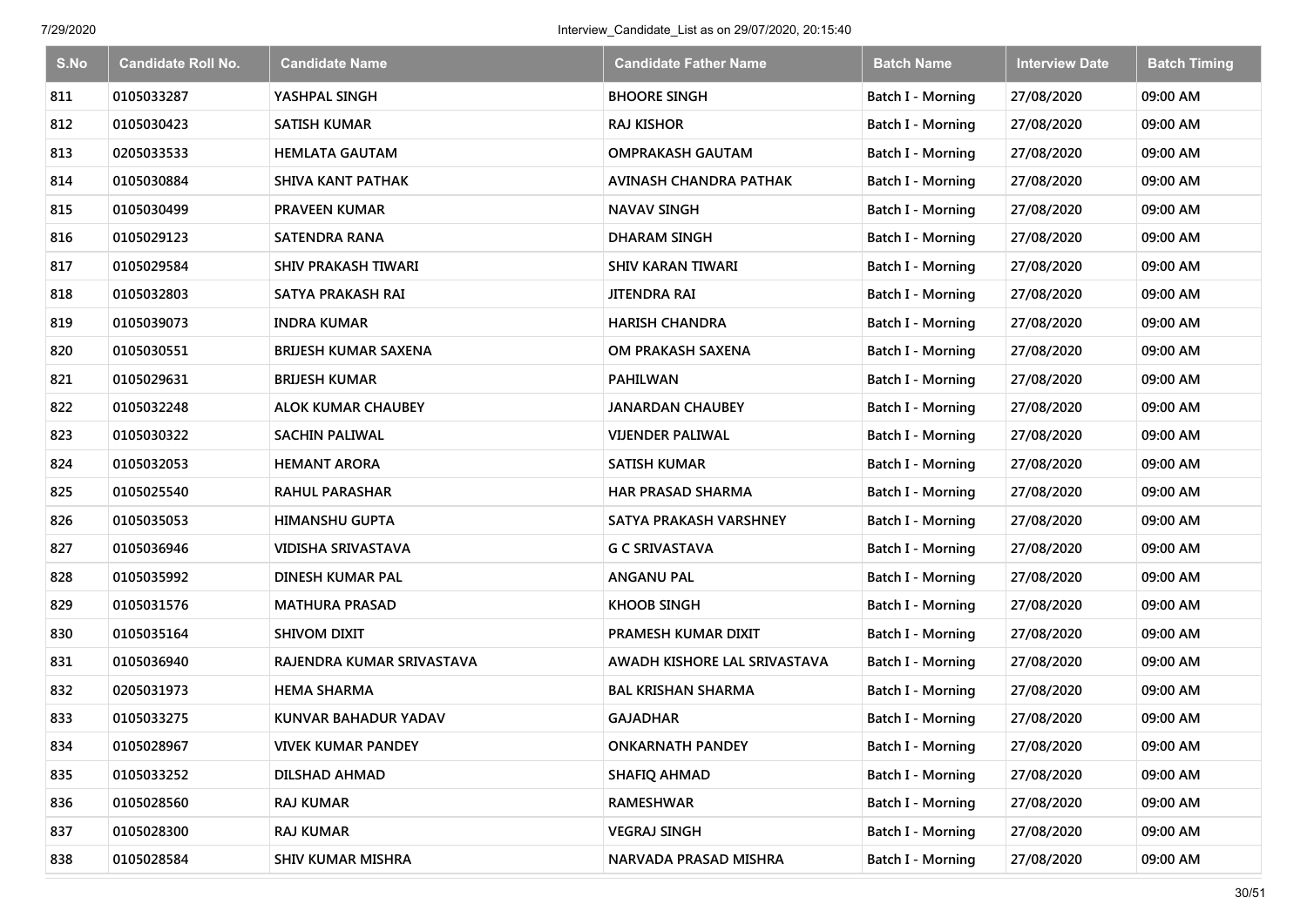| S.No | Candidate Roll No. | Candidate Name | Candidate Father Name | Batch Name | Interview Date | Batch Timing |
|---|---|---|---|---|---|---|
| 811 | 0105033287 | YASHPAL SINGH | BHOORE SINGH | Batch I - Morning | 27/08/2020 | 09:00 AM |
| 812 | 0105030423 | SATISH KUMAR | RAJ KISHOR | Batch I - Morning | 27/08/2020 | 09:00 AM |
| 813 | 0205033533 | HEMLATA GAUTAM | OMPRAKASH GAUTAM | Batch I - Morning | 27/08/2020 | 09:00 AM |
| 814 | 0105030884 | SHIVA KANT PATHAK | AVINASH CHANDRA PATHAK | Batch I - Morning | 27/08/2020 | 09:00 AM |
| 815 | 0105030499 | PRAVEEN KUMAR | NAVAV SINGH | Batch I - Morning | 27/08/2020 | 09:00 AM |
| 816 | 0105029123 | SATENDRA RANA | DHARAM SINGH | Batch I - Morning | 27/08/2020 | 09:00 AM |
| 817 | 0105029584 | SHIV PRAKASH TIWARI | SHIV KARAN TIWARI | Batch I - Morning | 27/08/2020 | 09:00 AM |
| 818 | 0105032803 | SATYA PRAKASH RAI | JITENDRA RAI | Batch I - Morning | 27/08/2020 | 09:00 AM |
| 819 | 0105039073 | INDRA KUMAR | HARISH CHANDRA | Batch I - Morning | 27/08/2020 | 09:00 AM |
| 820 | 0105030551 | BRIJESH KUMAR SAXENA | OM PRAKASH SAXENA | Batch I - Morning | 27/08/2020 | 09:00 AM |
| 821 | 0105029631 | BRIJESH KUMAR | PAHILWAN | Batch I - Morning | 27/08/2020 | 09:00 AM |
| 822 | 0105032248 | ALOK KUMAR CHAUBEY | JANARDAN CHAUBEY | Batch I - Morning | 27/08/2020 | 09:00 AM |
| 823 | 0105030322 | SACHIN PALIWAL | VIJENDER PALIWAL | Batch I - Morning | 27/08/2020 | 09:00 AM |
| 824 | 0105032053 | HEMANT ARORA | SATISH KUMAR | Batch I - Morning | 27/08/2020 | 09:00 AM |
| 825 | 0105025540 | RAHUL PARASHAR | HAR PRASAD SHARMA | Batch I - Morning | 27/08/2020 | 09:00 AM |
| 826 | 0105035053 | HIMANSHU GUPTA | SATYA PRAKASH VARSHNEY | Batch I - Morning | 27/08/2020 | 09:00 AM |
| 827 | 0105036946 | VIDISHA SRIVASTAVA | G C SRIVASTAVA | Batch I - Morning | 27/08/2020 | 09:00 AM |
| 828 | 0105035992 | DINESH KUMAR PAL | ANGANU PAL | Batch I - Morning | 27/08/2020 | 09:00 AM |
| 829 | 0105031576 | MATHURA PRASAD | KHOOB SINGH | Batch I - Morning | 27/08/2020 | 09:00 AM |
| 830 | 0105035164 | SHIVOM DIXIT | PRAMESH KUMAR DIXIT | Batch I - Morning | 27/08/2020 | 09:00 AM |
| 831 | 0105036940 | RAJENDRA KUMAR SRIVASTAVA | AWADH KISHORE LAL SRIVASTAVA | Batch I - Morning | 27/08/2020 | 09:00 AM |
| 832 | 0205031973 | HEMA SHARMA | BAL KRISHAN SHARMA | Batch I - Morning | 27/08/2020 | 09:00 AM |
| 833 | 0105033275 | KUNVAR BAHADUR YADAV | GAJADHAR | Batch I - Morning | 27/08/2020 | 09:00 AM |
| 834 | 0105028967 | VIVEK KUMAR PANDEY | ONKARNATH PANDEY | Batch I - Morning | 27/08/2020 | 09:00 AM |
| 835 | 0105033252 | DILSHAD AHMAD | SHAFIQ AHMAD | Batch I - Morning | 27/08/2020 | 09:00 AM |
| 836 | 0105028560 | RAJ KUMAR | RAMESHWAR | Batch I - Morning | 27/08/2020 | 09:00 AM |
| 837 | 0105028300 | RAJ KUMAR | VEGRAJ SINGH | Batch I - Morning | 27/08/2020 | 09:00 AM |
| 838 | 0105028584 | SHIV KUMAR MISHRA | NARVADA PRASAD MISHRA | Batch I - Morning | 27/08/2020 | 09:00 AM |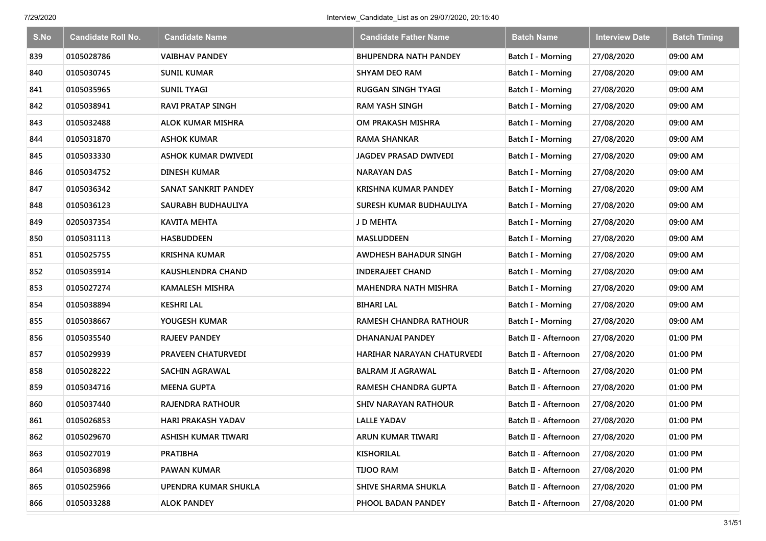| S.No | Candidate Roll No. | Candidate Name | Candidate Father Name | Batch Name | Interview Date | Batch Timing |
| --- | --- | --- | --- | --- | --- | --- |
| 839 | 0105028786 | VAIBHAV PANDEY | BHUPENDRA NATH PANDEY | Batch I - Morning | 27/08/2020 | 09:00 AM |
| 840 | 0105030745 | SUNIL KUMAR | SHYAM DEO RAM | Batch I - Morning | 27/08/2020 | 09:00 AM |
| 841 | 0105035965 | SUNIL TYAGI | RUGGAN SINGH TYAGI | Batch I - Morning | 27/08/2020 | 09:00 AM |
| 842 | 0105038941 | RAVI PRATAP SINGH | RAM YASH SINGH | Batch I - Morning | 27/08/2020 | 09:00 AM |
| 843 | 0105032488 | ALOK KUMAR MISHRA | OM PRAKASH MISHRA | Batch I - Morning | 27/08/2020 | 09:00 AM |
| 844 | 0105031870 | ASHOK KUMAR | RAMA SHANKAR | Batch I - Morning | 27/08/2020 | 09:00 AM |
| 845 | 0105033330 | ASHOK KUMAR DWIVEDI | JAGDEV PRASAD DWIVEDI | Batch I - Morning | 27/08/2020 | 09:00 AM |
| 846 | 0105034752 | DINESH KUMAR | NARAYAN DAS | Batch I - Morning | 27/08/2020 | 09:00 AM |
| 847 | 0105036342 | SANAT SANKRIT PANDEY | KRISHNA KUMAR PANDEY | Batch I - Morning | 27/08/2020 | 09:00 AM |
| 848 | 0105036123 | SAURABH BUDHAULIYA | SURESH KUMAR BUDHAULIYA | Batch I - Morning | 27/08/2020 | 09:00 AM |
| 849 | 0205037354 | KAVITA MEHTA | J D MEHTA | Batch I - Morning | 27/08/2020 | 09:00 AM |
| 850 | 0105031113 | HASBUDDEEN | MASLUDDEEN | Batch I - Morning | 27/08/2020 | 09:00 AM |
| 851 | 0105025755 | KRISHNA KUMAR | AWDHESH BAHADUR SINGH | Batch I - Morning | 27/08/2020 | 09:00 AM |
| 852 | 0105035914 | KAUSHLENDRA CHAND | INDERAJEET CHAND | Batch I - Morning | 27/08/2020 | 09:00 AM |
| 853 | 0105027274 | KAMALESH MISHRA | MAHENDRA NATH MISHRA | Batch I - Morning | 27/08/2020 | 09:00 AM |
| 854 | 0105038894 | KESHRI LAL | BIHARI LAL | Batch I - Morning | 27/08/2020 | 09:00 AM |
| 855 | 0105038667 | YOUGESH KUMAR | RAMESH CHANDRA RATHOUR | Batch I - Morning | 27/08/2020 | 09:00 AM |
| 856 | 0105035540 | RAJEEV PANDEY | DHANANJAI PANDEY | Batch II - Afternoon | 27/08/2020 | 01:00 PM |
| 857 | 0105029939 | PRAVEEN CHATURVEDI | HARIHAR NARAYAN CHATURVEDI | Batch II - Afternoon | 27/08/2020 | 01:00 PM |
| 858 | 0105028222 | SACHIN AGRAWAL | BALRAM JI AGRAWAL | Batch II - Afternoon | 27/08/2020 | 01:00 PM |
| 859 | 0105034716 | MEENA GUPTA | RAMESH CHANDRA GUPTA | Batch II - Afternoon | 27/08/2020 | 01:00 PM |
| 860 | 0105037440 | RAJENDRA RATHOUR | SHIV NARAYAN RATHOUR | Batch II - Afternoon | 27/08/2020 | 01:00 PM |
| 861 | 0105026853 | HARI PRAKASH YADAV | LALLE YADAV | Batch II - Afternoon | 27/08/2020 | 01:00 PM |
| 862 | 0105029670 | ASHISH KUMAR TIWARI | ARUN KUMAR TIWARI | Batch II - Afternoon | 27/08/2020 | 01:00 PM |
| 863 | 0105027019 | PRATIBHA | KISHORILAL | Batch II - Afternoon | 27/08/2020 | 01:00 PM |
| 864 | 0105036898 | PAWAN KUMAR | TIJOO RAM | Batch II - Afternoon | 27/08/2020 | 01:00 PM |
| 865 | 0105025966 | UPENDRA KUMAR SHUKLA | SHIVE SHARMA SHUKLA | Batch II - Afternoon | 27/08/2020 | 01:00 PM |
| 866 | 0105033288 | ALOK PANDEY | PHOOL BADAN PANDEY | Batch II - Afternoon | 27/08/2020 | 01:00 PM |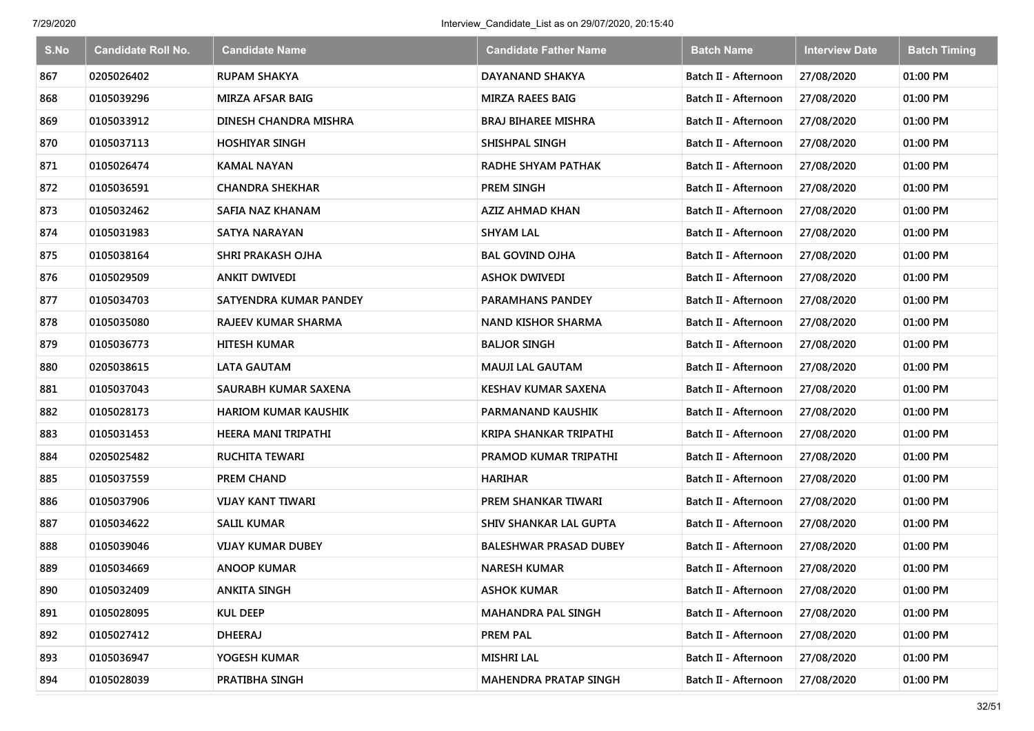| S.No | Candidate Roll No. | Candidate Name | Candidate Father Name | Batch Name | Interview Date | Batch Timing |
|---|---|---|---|---|---|---|
| 867 | 0205026402 | RUPAM SHAKYA | DAYANAND SHAKYA | Batch II - Afternoon | 27/08/2020 | 01:00 PM |
| 868 | 0105039296 | MIRZA AFSAR BAIG | MIRZA RAEES BAIG | Batch II - Afternoon | 27/08/2020 | 01:00 PM |
| 869 | 0105033912 | DINESH CHANDRA MISHRA | BRAJ BIHAREE MISHRA | Batch II - Afternoon | 27/08/2020 | 01:00 PM |
| 870 | 0105037113 | HOSHIYAR SINGH | SHISHPAL SINGH | Batch II - Afternoon | 27/08/2020 | 01:00 PM |
| 871 | 0105026474 | KAMAL NAYAN | RADHE SHYAM PATHAK | Batch II - Afternoon | 27/08/2020 | 01:00 PM |
| 872 | 0105036591 | CHANDRA SHEKHAR | PREM SINGH | Batch II - Afternoon | 27/08/2020 | 01:00 PM |
| 873 | 0105032462 | SAFIA NAZ KHANAM | AZIZ AHMAD KHAN | Batch II - Afternoon | 27/08/2020 | 01:00 PM |
| 874 | 0105031983 | SATYA NARAYAN | SHYAM LAL | Batch II - Afternoon | 27/08/2020 | 01:00 PM |
| 875 | 0105038164 | SHRI PRAKASH OJHA | BAL GOVIND OJHA | Batch II - Afternoon | 27/08/2020 | 01:00 PM |
| 876 | 0105029509 | ANKIT DWIVEDI | ASHOK DWIVEDI | Batch II - Afternoon | 27/08/2020 | 01:00 PM |
| 877 | 0105034703 | SATYENDRA KUMAR PANDEY | PARAMHANS PANDEY | Batch II - Afternoon | 27/08/2020 | 01:00 PM |
| 878 | 0105035080 | RAJEEV KUMAR SHARMA | NAND KISHOR SHARMA | Batch II - Afternoon | 27/08/2020 | 01:00 PM |
| 879 | 0105036773 | HITESH KUMAR | BALJOR SINGH | Batch II - Afternoon | 27/08/2020 | 01:00 PM |
| 880 | 0205038615 | LATA GAUTAM | MAUJI LAL GAUTAM | Batch II - Afternoon | 27/08/2020 | 01:00 PM |
| 881 | 0105037043 | SAURABH KUMAR SAXENA | KESHAV KUMAR SAXENA | Batch II - Afternoon | 27/08/2020 | 01:00 PM |
| 882 | 0105028173 | HARIOM KUMAR KAUSHIK | PARMANAND KAUSHIK | Batch II - Afternoon | 27/08/2020 | 01:00 PM |
| 883 | 0105031453 | HEERA MANI TRIPATHI | KRIPA SHANKAR TRIPATHI | Batch II - Afternoon | 27/08/2020 | 01:00 PM |
| 884 | 0205025482 | RUCHITA TEWARI | PRAMOD KUMAR TRIPATHI | Batch II - Afternoon | 27/08/2020 | 01:00 PM |
| 885 | 0105037559 | PREM CHAND | HARIHAR | Batch II - Afternoon | 27/08/2020 | 01:00 PM |
| 886 | 0105037906 | VIJAY KANT TIWARI | PREM SHANKAR TIWARI | Batch II - Afternoon | 27/08/2020 | 01:00 PM |
| 887 | 0105034622 | SALIL KUMAR | SHIV SHANKAR LAL GUPTA | Batch II - Afternoon | 27/08/2020 | 01:00 PM |
| 888 | 0105039046 | VIJAY KUMAR DUBEY | BALESHWAR PRASAD DUBEY | Batch II - Afternoon | 27/08/2020 | 01:00 PM |
| 889 | 0105034669 | ANOOP KUMAR | NARESH KUMAR | Batch II - Afternoon | 27/08/2020 | 01:00 PM |
| 890 | 0105032409 | ANKITA SINGH | ASHOK KUMAR | Batch II - Afternoon | 27/08/2020 | 01:00 PM |
| 891 | 0105028095 | KUL DEEP | MAHANDRA PAL SINGH | Batch II - Afternoon | 27/08/2020 | 01:00 PM |
| 892 | 0105027412 | DHEERAJ | PREM PAL | Batch II - Afternoon | 27/08/2020 | 01:00 PM |
| 893 | 0105036947 | YOGESH KUMAR | MISHRI LAL | Batch II - Afternoon | 27/08/2020 | 01:00 PM |
| 894 | 0105028039 | PRATIBHA SINGH | MAHENDRA PRATAP SINGH | Batch II - Afternoon | 27/08/2020 | 01:00 PM |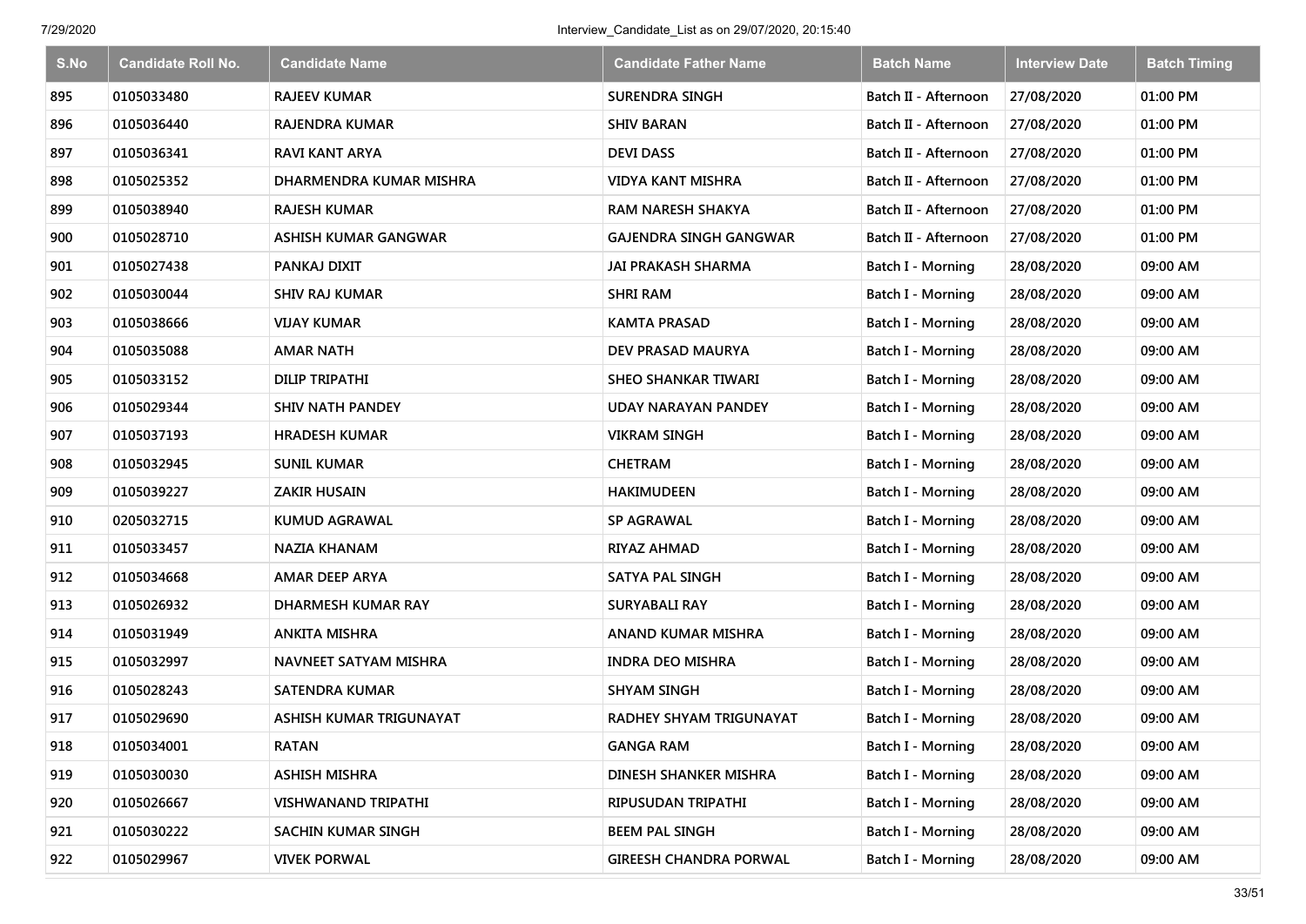| S.No | Candidate Roll No. | Candidate Name | Candidate Father Name | Batch Name | Interview Date | Batch Timing |
|---|---|---|---|---|---|---|
| 895 | 0105033480 | RAJEEV KUMAR | SURENDRA SINGH | Batch II - Afternoon | 27/08/2020 | 01:00 PM |
| 896 | 0105036440 | RAJENDRA KUMAR | SHIV BARAN | Batch II - Afternoon | 27/08/2020 | 01:00 PM |
| 897 | 0105036341 | RAVI KANT ARYA | DEVI DASS | Batch II - Afternoon | 27/08/2020 | 01:00 PM |
| 898 | 0105025352 | DHARMENDRA KUMAR MISHRA | VIDYA KANT MISHRA | Batch II - Afternoon | 27/08/2020 | 01:00 PM |
| 899 | 0105038940 | RAJESH KUMAR | RAM NARESH SHAKYA | Batch II - Afternoon | 27/08/2020 | 01:00 PM |
| 900 | 0105028710 | ASHISH KUMAR GANGWAR | GAJENDRA SINGH GANGWAR | Batch II - Afternoon | 27/08/2020 | 01:00 PM |
| 901 | 0105027438 | PANKAJ DIXIT | JAI PRAKASH SHARMA | Batch I - Morning | 28/08/2020 | 09:00 AM |
| 902 | 0105030044 | SHIV RAJ KUMAR | SHRI RAM | Batch I - Morning | 28/08/2020 | 09:00 AM |
| 903 | 0105038666 | VIJAY KUMAR | KAMTA PRASAD | Batch I - Morning | 28/08/2020 | 09:00 AM |
| 904 | 0105035088 | AMAR NATH | DEV PRASAD MAURYA | Batch I - Morning | 28/08/2020 | 09:00 AM |
| 905 | 0105033152 | DILIP TRIPATHI | SHEO SHANKAR TIWARI | Batch I - Morning | 28/08/2020 | 09:00 AM |
| 906 | 0105029344 | SHIV NATH PANDEY | UDAY NARAYAN PANDEY | Batch I - Morning | 28/08/2020 | 09:00 AM |
| 907 | 0105037193 | HRADESH KUMAR | VIKRAM SINGH | Batch I - Morning | 28/08/2020 | 09:00 AM |
| 908 | 0105032945 | SUNIL KUMAR | CHETRAM | Batch I - Morning | 28/08/2020 | 09:00 AM |
| 909 | 0105039227 | ZAKIR HUSAIN | HAKIMUDEEN | Batch I - Morning | 28/08/2020 | 09:00 AM |
| 910 | 0205032715 | KUMUD AGRAWAL | SP AGRAWAL | Batch I - Morning | 28/08/2020 | 09:00 AM |
| 911 | 0105033457 | NAZIA KHANAM | RIYAZ AHMAD | Batch I - Morning | 28/08/2020 | 09:00 AM |
| 912 | 0105034668 | AMAR DEEP ARYA | SATYA PAL SINGH | Batch I - Morning | 28/08/2020 | 09:00 AM |
| 913 | 0105026932 | DHARMESH KUMAR RAY | SURYABALI RAY | Batch I - Morning | 28/08/2020 | 09:00 AM |
| 914 | 0105031949 | ANKITA MISHRA | ANAND KUMAR MISHRA | Batch I - Morning | 28/08/2020 | 09:00 AM |
| 915 | 0105032997 | NAVNEET SATYAM MISHRA | INDRA DEO MISHRA | Batch I - Morning | 28/08/2020 | 09:00 AM |
| 916 | 0105028243 | SATENDRA KUMAR | SHYAM SINGH | Batch I - Morning | 28/08/2020 | 09:00 AM |
| 917 | 0105029690 | ASHISH KUMAR TRIGUNAYAT | RADHEY SHYAM TRIGUNAYAT | Batch I - Morning | 28/08/2020 | 09:00 AM |
| 918 | 0105034001 | RATAN | GANGA RAM | Batch I - Morning | 28/08/2020 | 09:00 AM |
| 919 | 0105030030 | ASHISH MISHRA | DINESH SHANKER MISHRA | Batch I - Morning | 28/08/2020 | 09:00 AM |
| 920 | 0105026667 | VISHWANAND TRIPATHI | RIPUSUDAN TRIPATHI | Batch I - Morning | 28/08/2020 | 09:00 AM |
| 921 | 0105030222 | SACHIN KUMAR SINGH | BEEM PAL SINGH | Batch I - Morning | 28/08/2020 | 09:00 AM |
| 922 | 0105029967 | VIVEK PORWAL | GIREESH CHANDRA PORWAL | Batch I - Morning | 28/08/2020 | 09:00 AM |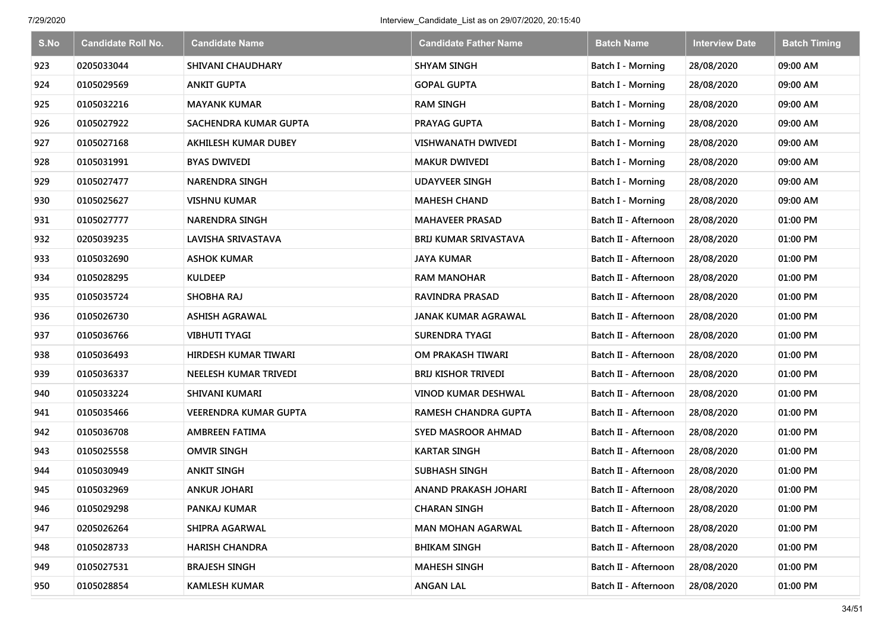| S.No | Candidate Roll No. | Candidate Name | Candidate Father Name | Batch Name | Interview Date | Batch Timing |
|---|---|---|---|---|---|---|
| 923 | 0205033044 | SHIVANI CHAUDHARY | SHYAM SINGH | Batch I - Morning | 28/08/2020 | 09:00 AM |
| 924 | 0105029569 | ANKIT GUPTA | GOPAL GUPTA | Batch I - Morning | 28/08/2020 | 09:00 AM |
| 925 | 0105032216 | MAYANK KUMAR | RAM SINGH | Batch I - Morning | 28/08/2020 | 09:00 AM |
| 926 | 0105027922 | SACHENDRA KUMAR GUPTA | PRAYAG GUPTA | Batch I - Morning | 28/08/2020 | 09:00 AM |
| 927 | 0105027168 | AKHILESH KUMAR DUBEY | VISHWANATH DWIVEDI | Batch I - Morning | 28/08/2020 | 09:00 AM |
| 928 | 0105031991 | BYAS DWIVEDI | MAKUR DWIVEDI | Batch I - Morning | 28/08/2020 | 09:00 AM |
| 929 | 0105027477 | NARENDRA SINGH | UDAYVEER SINGH | Batch I - Morning | 28/08/2020 | 09:00 AM |
| 930 | 0105025627 | VISHNU KUMAR | MAHESH CHAND | Batch I - Morning | 28/08/2020 | 09:00 AM |
| 931 | 0105027777 | NARENDRA SINGH | MAHAVEER PRASAD | Batch II - Afternoon | 28/08/2020 | 01:00 PM |
| 932 | 0205039235 | LAVISHA SRIVASTAVA | BRIJ KUMAR SRIVASTAVA | Batch II - Afternoon | 28/08/2020 | 01:00 PM |
| 933 | 0105032690 | ASHOK KUMAR | JAYA KUMAR | Batch II - Afternoon | 28/08/2020 | 01:00 PM |
| 934 | 0105028295 | KULDEEP | RAM MANOHAR | Batch II - Afternoon | 28/08/2020 | 01:00 PM |
| 935 | 0105035724 | SHOBHA RAJ | RAVINDRA PRASAD | Batch II - Afternoon | 28/08/2020 | 01:00 PM |
| 936 | 0105026730 | ASHISH AGRAWAL | JANAK KUMAR AGRAWAL | Batch II - Afternoon | 28/08/2020 | 01:00 PM |
| 937 | 0105036766 | VIBHUTI TYAGI | SURENDRA TYAGI | Batch II - Afternoon | 28/08/2020 | 01:00 PM |
| 938 | 0105036493 | HIRDESH KUMAR TIWARI | OM PRAKASH TIWARI | Batch II - Afternoon | 28/08/2020 | 01:00 PM |
| 939 | 0105036337 | NEELESH KUMAR TRIVEDI | BRIJ KISHOR TRIVEDI | Batch II - Afternoon | 28/08/2020 | 01:00 PM |
| 940 | 0105033224 | SHIVANI KUMARI | VINOD KUMAR DESHWAL | Batch II - Afternoon | 28/08/2020 | 01:00 PM |
| 941 | 0105035466 | VEERENDRA KUMAR GUPTA | RAMESH CHANDRA GUPTA | Batch II - Afternoon | 28/08/2020 | 01:00 PM |
| 942 | 0105036708 | AMBREEN FATIMA | SYED MASROOR AHMAD | Batch II - Afternoon | 28/08/2020 | 01:00 PM |
| 943 | 0105025558 | OMVIR SINGH | KARTAR SINGH | Batch II - Afternoon | 28/08/2020 | 01:00 PM |
| 944 | 0105030949 | ANKIT SINGH | SUBHASH SINGH | Batch II - Afternoon | 28/08/2020 | 01:00 PM |
| 945 | 0105032969 | ANKUR JOHARI | ANAND PRAKASH JOHARI | Batch II - Afternoon | 28/08/2020 | 01:00 PM |
| 946 | 0105029298 | PANKAJ KUMAR | CHARAN SINGH | Batch II - Afternoon | 28/08/2020 | 01:00 PM |
| 947 | 0205026264 | SHIPRA AGARWAL | MAN MOHAN AGARWAL | Batch II - Afternoon | 28/08/2020 | 01:00 PM |
| 948 | 0105028733 | HARISH CHANDRA | BHIKAM SINGH | Batch II - Afternoon | 28/08/2020 | 01:00 PM |
| 949 | 0105027531 | BRAJESH SINGH | MAHESH SINGH | Batch II - Afternoon | 28/08/2020 | 01:00 PM |
| 950 | 0105028854 | KAMLESH KUMAR | ANGAN LAL | Batch II - Afternoon | 28/08/2020 | 01:00 PM |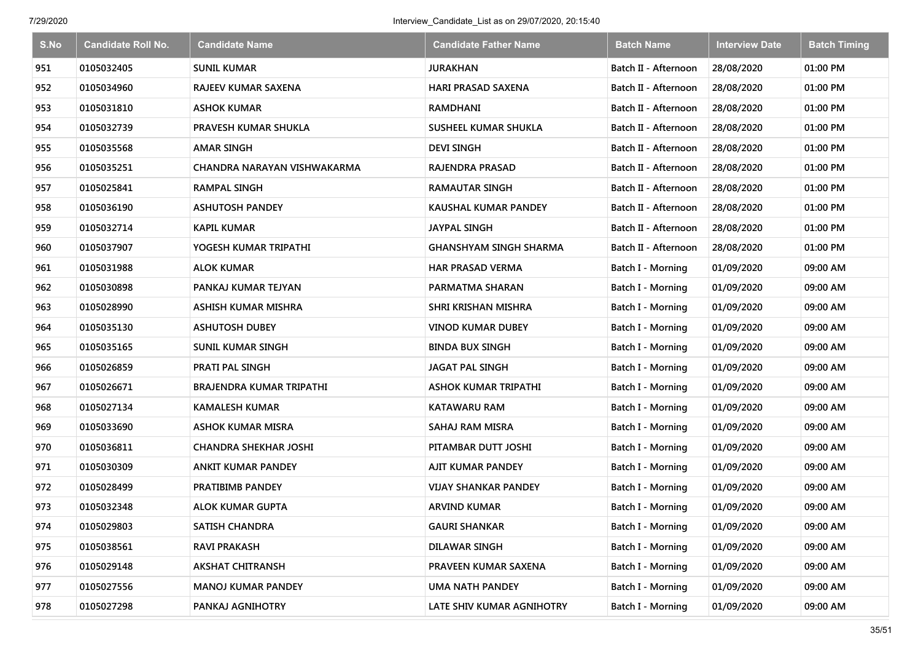| S.No | Candidate Roll No. | Candidate Name | Candidate Father Name | Batch Name | Interview Date | Batch Timing |
|---|---|---|---|---|---|---|
| 951 | 0105032405 | SUNIL KUMAR | JURAKHAN | Batch II - Afternoon | 28/08/2020 | 01:00 PM |
| 952 | 0105034960 | RAJEEV KUMAR SAXENA | HARI PRASAD SAXENA | Batch II - Afternoon | 28/08/2020 | 01:00 PM |
| 953 | 0105031810 | ASHOK KUMAR | RAMDHANI | Batch II - Afternoon | 28/08/2020 | 01:00 PM |
| 954 | 0105032739 | PRAVESH KUMAR SHUKLA | SUSHEEL KUMAR SHUKLA | Batch II - Afternoon | 28/08/2020 | 01:00 PM |
| 955 | 0105035568 | AMAR SINGH | DEVI SINGH | Batch II - Afternoon | 28/08/2020 | 01:00 PM |
| 956 | 0105035251 | CHANDRA NARAYAN VISHWAKARMA | RAJENDRA PRASAD | Batch II - Afternoon | 28/08/2020 | 01:00 PM |
| 957 | 0105025841 | RAMPAL SINGH | RAMAUTAR SINGH | Batch II - Afternoon | 28/08/2020 | 01:00 PM |
| 958 | 0105036190 | ASHUTOSH PANDEY | KAUSHAL KUMAR PANDEY | Batch II - Afternoon | 28/08/2020 | 01:00 PM |
| 959 | 0105032714 | KAPIL KUMAR | JAYPAL SINGH | Batch II - Afternoon | 28/08/2020 | 01:00 PM |
| 960 | 0105037907 | YOGESH KUMAR TRIPATHI | GHANSHYAM SINGH SHARMA | Batch II - Afternoon | 28/08/2020 | 01:00 PM |
| 961 | 0105031988 | ALOK KUMAR | HAR PRASAD VERMA | Batch I - Morning | 01/09/2020 | 09:00 AM |
| 962 | 0105030898 | PANKAJ KUMAR TEJYAN | PARMATMA SHARAN | Batch I - Morning | 01/09/2020 | 09:00 AM |
| 963 | 0105028990 | ASHISH KUMAR MISHRA | SHRI KRISHAN MISHRA | Batch I - Morning | 01/09/2020 | 09:00 AM |
| 964 | 0105035130 | ASHUTOSH DUBEY | VINOD KUMAR DUBEY | Batch I - Morning | 01/09/2020 | 09:00 AM |
| 965 | 0105035165 | SUNIL KUMAR SINGH | BINDA BUX SINGH | Batch I - Morning | 01/09/2020 | 09:00 AM |
| 966 | 0105026859 | PRATI PAL SINGH | JAGAT PAL SINGH | Batch I - Morning | 01/09/2020 | 09:00 AM |
| 967 | 0105026671 | BRAJENDRA KUMAR TRIPATHI | ASHOK KUMAR TRIPATHI | Batch I - Morning | 01/09/2020 | 09:00 AM |
| 968 | 0105027134 | KAMALESH KUMAR | KATAWARU RAM | Batch I - Morning | 01/09/2020 | 09:00 AM |
| 969 | 0105033690 | ASHOK KUMAR MISRA | SAHAJ RAM MISRA | Batch I - Morning | 01/09/2020 | 09:00 AM |
| 970 | 0105036811 | CHANDRA SHEKHAR JOSHI | PITAMBAR DUTT JOSHI | Batch I - Morning | 01/09/2020 | 09:00 AM |
| 971 | 0105030309 | ANKIT KUMAR PANDEY | AJIT KUMAR PANDEY | Batch I - Morning | 01/09/2020 | 09:00 AM |
| 972 | 0105028499 | PRATIBIMB PANDEY | VIJAY SHANKAR PANDEY | Batch I - Morning | 01/09/2020 | 09:00 AM |
| 973 | 0105032348 | ALOK KUMAR GUPTA | ARVIND KUMAR | Batch I - Morning | 01/09/2020 | 09:00 AM |
| 974 | 0105029803 | SATISH CHANDRA | GAURI SHANKAR | Batch I - Morning | 01/09/2020 | 09:00 AM |
| 975 | 0105038561 | RAVI PRAKASH | DILAWAR SINGH | Batch I - Morning | 01/09/2020 | 09:00 AM |
| 976 | 0105029148 | AKSHAT CHITRANSH | PRAVEEN KUMAR SAXENA | Batch I - Morning | 01/09/2020 | 09:00 AM |
| 977 | 0105027556 | MANOJ KUMAR PANDEY | UMA NATH PANDEY | Batch I - Morning | 01/09/2020 | 09:00 AM |
| 978 | 0105027298 | PANKAJ AGNIHOTRY | LATE SHIV KUMAR AGNIHOTRY | Batch I - Morning | 01/09/2020 | 09:00 AM |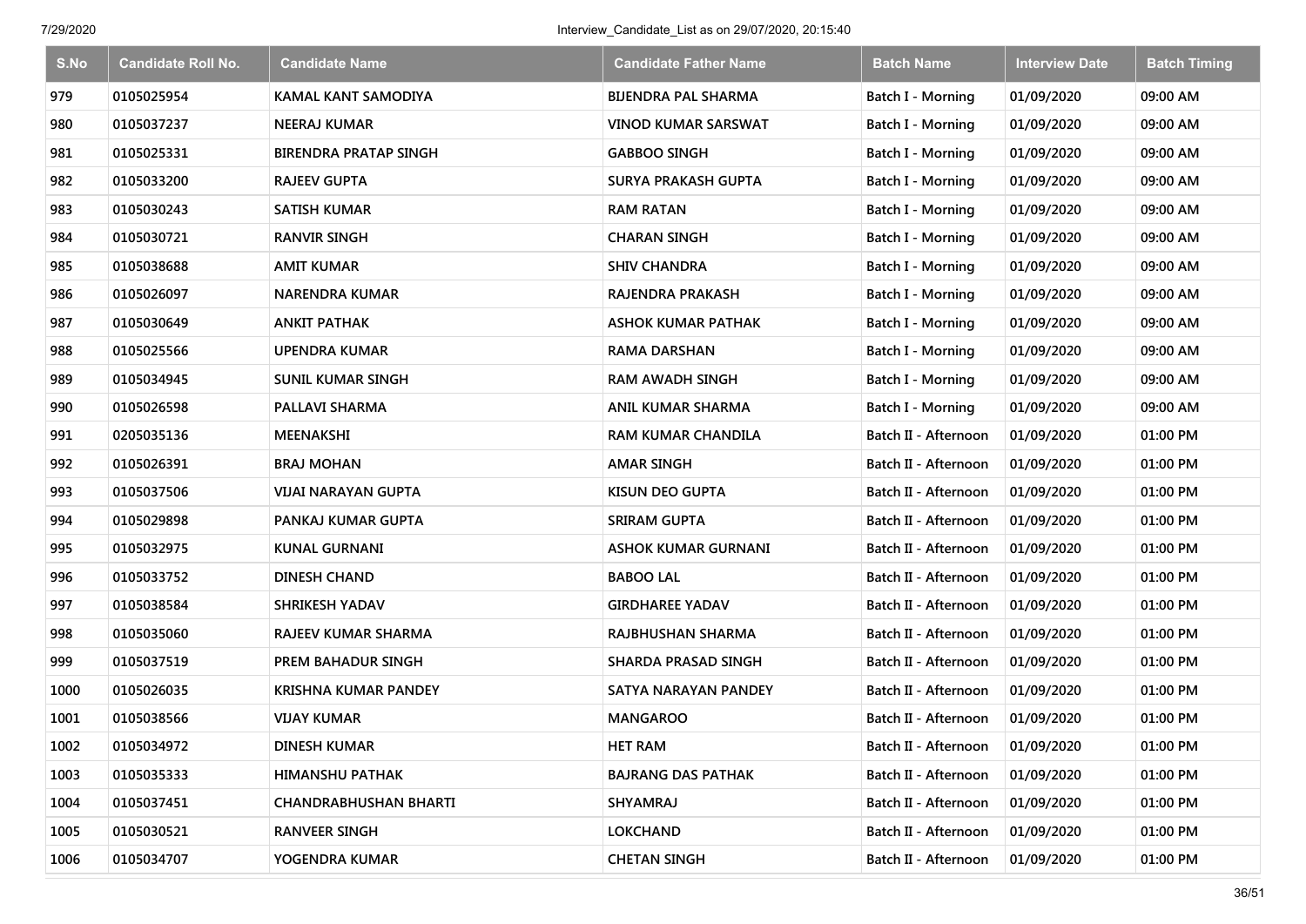| S.No | Candidate Roll No. | Candidate Name | Candidate Father Name | Batch Name | Interview Date | Batch Timing |
|---|---|---|---|---|---|---|
| 979 | 0105025954 | KAMAL KANT SAMODIYA | BIJENDRA PAL SHARMA | Batch I - Morning | 01/09/2020 | 09:00 AM |
| 980 | 0105037237 | NEERAJ KUMAR | VINOD KUMAR SARSWAT | Batch I - Morning | 01/09/2020 | 09:00 AM |
| 981 | 0105025331 | BIRENDRA PRATAP SINGH | GABBOO SINGH | Batch I - Morning | 01/09/2020 | 09:00 AM |
| 982 | 0105033200 | RAJEEV GUPTA | SURYA PRAKASH GUPTA | Batch I - Morning | 01/09/2020 | 09:00 AM |
| 983 | 0105030243 | SATISH KUMAR | RAM RATAN | Batch I - Morning | 01/09/2020 | 09:00 AM |
| 984 | 0105030721 | RANVIR SINGH | CHARAN SINGH | Batch I - Morning | 01/09/2020 | 09:00 AM |
| 985 | 0105038688 | AMIT KUMAR | SHIV CHANDRA | Batch I - Morning | 01/09/2020 | 09:00 AM |
| 986 | 0105026097 | NARENDRA KUMAR | RAJENDRA PRAKASH | Batch I - Morning | 01/09/2020 | 09:00 AM |
| 987 | 0105030649 | ANKIT PATHAK | ASHOK KUMAR PATHAK | Batch I - Morning | 01/09/2020 | 09:00 AM |
| 988 | 0105025566 | UPENDRA KUMAR | RAMA DARSHAN | Batch I - Morning | 01/09/2020 | 09:00 AM |
| 989 | 0105034945 | SUNIL KUMAR SINGH | RAM AWADH SINGH | Batch I - Morning | 01/09/2020 | 09:00 AM |
| 990 | 0105026598 | PALLAVI SHARMA | ANIL KUMAR SHARMA | Batch I - Morning | 01/09/2020 | 09:00 AM |
| 991 | 0205035136 | MEENAKSHI | RAM KUMAR CHANDILA | Batch II - Afternoon | 01/09/2020 | 01:00 PM |
| 992 | 0105026391 | BRAJ MOHAN | AMAR SINGH | Batch II - Afternoon | 01/09/2020 | 01:00 PM |
| 993 | 0105037506 | VIJAI NARAYAN GUPTA | KISUN DEO GUPTA | Batch II - Afternoon | 01/09/2020 | 01:00 PM |
| 994 | 0105029898 | PANKAJ KUMAR GUPTA | SRIRAM GUPTA | Batch II - Afternoon | 01/09/2020 | 01:00 PM |
| 995 | 0105032975 | KUNAL GURNANI | ASHOK KUMAR GURNANI | Batch II - Afternoon | 01/09/2020 | 01:00 PM |
| 996 | 0105033752 | DINESH CHAND | BABOO LAL | Batch II - Afternoon | 01/09/2020 | 01:00 PM |
| 997 | 0105038584 | SHRIKESH YADAV | GIRDHAREE YADAV | Batch II - Afternoon | 01/09/2020 | 01:00 PM |
| 998 | 0105035060 | RAJEEV KUMAR SHARMA | RAJBHUSHAN SHARMA | Batch II - Afternoon | 01/09/2020 | 01:00 PM |
| 999 | 0105037519 | PREM BAHADUR SINGH | SHARDA PRASAD SINGH | Batch II - Afternoon | 01/09/2020 | 01:00 PM |
| 1000 | 0105026035 | KRISHNA KUMAR PANDEY | SATYA NARAYAN PANDEY | Batch II - Afternoon | 01/09/2020 | 01:00 PM |
| 1001 | 0105038566 | VIJAY KUMAR | MANGAROO | Batch II - Afternoon | 01/09/2020 | 01:00 PM |
| 1002 | 0105034972 | DINESH KUMAR | HET RAM | Batch II - Afternoon | 01/09/2020 | 01:00 PM |
| 1003 | 0105035333 | HIMANSHU PATHAK | BAJRANG DAS PATHAK | Batch II - Afternoon | 01/09/2020 | 01:00 PM |
| 1004 | 0105037451 | CHANDRABHUSHAN BHARTI | SHYAMRAJ | Batch II - Afternoon | 01/09/2020 | 01:00 PM |
| 1005 | 0105030521 | RANVEER SINGH | LOKCHAND | Batch II - Afternoon | 01/09/2020 | 01:00 PM |
| 1006 | 0105034707 | YOGENDRA KUMAR | CHETAN SINGH | Batch II - Afternoon | 01/09/2020 | 01:00 PM |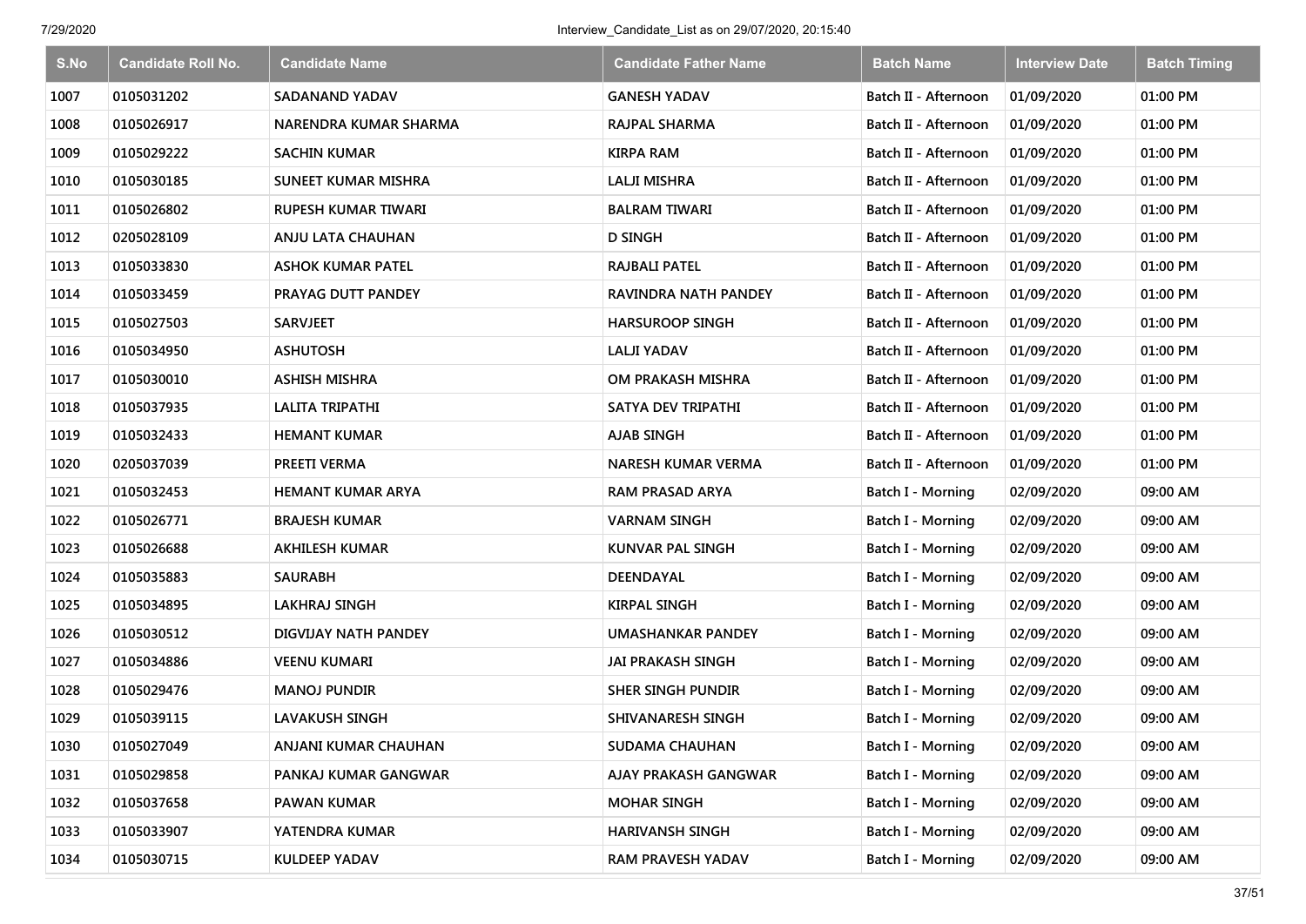| S.No | Candidate Roll No. | Candidate Name | Candidate Father Name | Batch Name | Interview Date | Batch Timing |
|---|---|---|---|---|---|---|
| 1007 | 0105031202 | SADANAND YADAV | GANESH YADAV | Batch II - Afternoon | 01/09/2020 | 01:00 PM |
| 1008 | 0105026917 | NARENDRA KUMAR SHARMA | RAJPAL SHARMA | Batch II - Afternoon | 01/09/2020 | 01:00 PM |
| 1009 | 0105029222 | SACHIN KUMAR | KIRPA RAM | Batch II - Afternoon | 01/09/2020 | 01:00 PM |
| 1010 | 0105030185 | SUNEET KUMAR MISHRA | LALJI MISHRA | Batch II - Afternoon | 01/09/2020 | 01:00 PM |
| 1011 | 0105026802 | RUPESH KUMAR TIWARI | BALRAM TIWARI | Batch II - Afternoon | 01/09/2020 | 01:00 PM |
| 1012 | 0205028109 | ANJU LATA CHAUHAN | D SINGH | Batch II - Afternoon | 01/09/2020 | 01:00 PM |
| 1013 | 0105033830 | ASHOK KUMAR PATEL | RAJBALI PATEL | Batch II - Afternoon | 01/09/2020 | 01:00 PM |
| 1014 | 0105033459 | PRAYAG DUTT PANDEY | RAVINDRA NATH PANDEY | Batch II - Afternoon | 01/09/2020 | 01:00 PM |
| 1015 | 0105027503 | SARVJEET | HARSUROOP SINGH | Batch II - Afternoon | 01/09/2020 | 01:00 PM |
| 1016 | 0105034950 | ASHUTOSH | LALJI YADAV | Batch II - Afternoon | 01/09/2020 | 01:00 PM |
| 1017 | 0105030010 | ASHISH MISHRA | OM PRAKASH MISHRA | Batch II - Afternoon | 01/09/2020 | 01:00 PM |
| 1018 | 0105037935 | LALITA TRIPATHI | SATYA DEV TRIPATHI | Batch II - Afternoon | 01/09/2020 | 01:00 PM |
| 1019 | 0105032433 | HEMANT KUMAR | AJAB SINGH | Batch II - Afternoon | 01/09/2020 | 01:00 PM |
| 1020 | 0205037039 | PREETI VERMA | NARESH KUMAR VERMA | Batch II - Afternoon | 01/09/2020 | 01:00 PM |
| 1021 | 0105032453 | HEMANT KUMAR ARYA | RAM PRASAD ARYA | Batch I - Morning | 02/09/2020 | 09:00 AM |
| 1022 | 0105026771 | BRAJESH KUMAR | VARNAM SINGH | Batch I - Morning | 02/09/2020 | 09:00 AM |
| 1023 | 0105026688 | AKHILESH KUMAR | KUNVAR PAL SINGH | Batch I - Morning | 02/09/2020 | 09:00 AM |
| 1024 | 0105035883 | SAURABH | DEENDAYAL | Batch I - Morning | 02/09/2020 | 09:00 AM |
| 1025 | 0105034895 | LAKHRAJ SINGH | KIRPAL SINGH | Batch I - Morning | 02/09/2020 | 09:00 AM |
| 1026 | 0105030512 | DIGVIJAY NATH PANDEY | UMASHANKAR PANDEY | Batch I - Morning | 02/09/2020 | 09:00 AM |
| 1027 | 0105034886 | VEENU KUMARI | JAI PRAKASH SINGH | Batch I - Morning | 02/09/2020 | 09:00 AM |
| 1028 | 0105029476 | MANOJ PUNDIR | SHER SINGH PUNDIR | Batch I - Morning | 02/09/2020 | 09:00 AM |
| 1029 | 0105039115 | LAVAKUSH SINGH | SHIVANARESH SINGH | Batch I - Morning | 02/09/2020 | 09:00 AM |
| 1030 | 0105027049 | ANJANI KUMAR CHAUHAN | SUDAMA CHAUHAN | Batch I - Morning | 02/09/2020 | 09:00 AM |
| 1031 | 0105029858 | PANKAJ KUMAR GANGWAR | AJAY PRAKASH GANGWAR | Batch I - Morning | 02/09/2020 | 09:00 AM |
| 1032 | 0105037658 | PAWAN KUMAR | MOHAR SINGH | Batch I - Morning | 02/09/2020 | 09:00 AM |
| 1033 | 0105033907 | YATENDRA KUMAR | HARIVANSH SINGH | Batch I - Morning | 02/09/2020 | 09:00 AM |
| 1034 | 0105030715 | KULDEEP YADAV | RAM PRAVESH YADAV | Batch I - Morning | 02/09/2020 | 09:00 AM |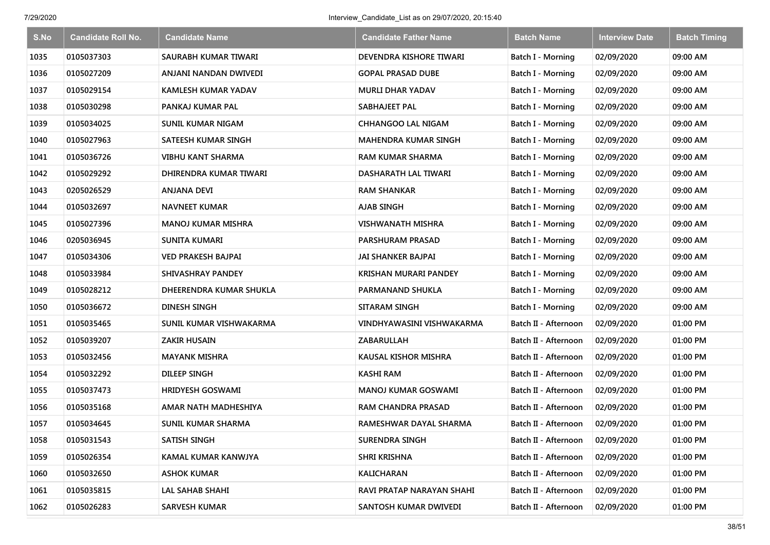| S.No | Candidate Roll No. | Candidate Name | Candidate Father Name | Batch Name | Interview Date | Batch Timing |
|---|---|---|---|---|---|---|
| 1035 | 0105037303 | SAURABH KUMAR TIWARI | DEVENDRA KISHORE TIWARI | Batch I - Morning | 02/09/2020 | 09:00 AM |
| 1036 | 0105027209 | ANJANI NANDAN DWIVEDI | GOPAL PRASAD DUBE | Batch I - Morning | 02/09/2020 | 09:00 AM |
| 1037 | 0105029154 | KAMLESH KUMAR YADAV | MURLI DHAR YADAV | Batch I - Morning | 02/09/2020 | 09:00 AM |
| 1038 | 0105030298 | PANKAJ KUMAR PAL | SABHAJEET PAL | Batch I - Morning | 02/09/2020 | 09:00 AM |
| 1039 | 0105034025 | SUNIL KUMAR NIGAM | CHHANGOO LAL NIGAM | Batch I - Morning | 02/09/2020 | 09:00 AM |
| 1040 | 0105027963 | SATEESH KUMAR SINGH | MAHENDRA KUMAR SINGH | Batch I - Morning | 02/09/2020 | 09:00 AM |
| 1041 | 0105036726 | VIBHU KANT SHARMA | RAM KUMAR SHARMA | Batch I - Morning | 02/09/2020 | 09:00 AM |
| 1042 | 0105029292 | DHIRENDRA KUMAR TIWARI | DASHARATH LAL TIWARI | Batch I - Morning | 02/09/2020 | 09:00 AM |
| 1043 | 0205026529 | ANJANA DEVI | RAM SHANKAR | Batch I - Morning | 02/09/2020 | 09:00 AM |
| 1044 | 0105032697 | NAVNEET KUMAR | AJAB SINGH | Batch I - Morning | 02/09/2020 | 09:00 AM |
| 1045 | 0105027396 | MANOJ KUMAR MISHRA | VISHWANATH MISHRA | Batch I - Morning | 02/09/2020 | 09:00 AM |
| 1046 | 0205036945 | SUNITA KUMARI | PARSHURAM PRASAD | Batch I - Morning | 02/09/2020 | 09:00 AM |
| 1047 | 0105034306 | VED PRAKESH BAJPAI | JAI SHANKER BAJPAI | Batch I - Morning | 02/09/2020 | 09:00 AM |
| 1048 | 0105033984 | SHIVASHRAY PANDEY | KRISHAN MURARI PANDEY | Batch I - Morning | 02/09/2020 | 09:00 AM |
| 1049 | 0105028212 | DHEERENDRA KUMAR SHUKLA | PARMANAND SHUKLA | Batch I - Morning | 02/09/2020 | 09:00 AM |
| 1050 | 0105036672 | DINESH SINGH | SITARAM SINGH | Batch I - Morning | 02/09/2020 | 09:00 AM |
| 1051 | 0105035465 | SUNIL KUMAR VISHWAKARMA | VINDHYAWASINI VISHWAKARMA | Batch II - Afternoon | 02/09/2020 | 01:00 PM |
| 1052 | 0105039207 | ZAKIR HUSAIN | ZABARULLAH | Batch II - Afternoon | 02/09/2020 | 01:00 PM |
| 1053 | 0105032456 | MAYANK MISHRA | KAUSAL KISHOR MISHRA | Batch II - Afternoon | 02/09/2020 | 01:00 PM |
| 1054 | 0105032292 | DILEEP SINGH | KASHI RAM | Batch II - Afternoon | 02/09/2020 | 01:00 PM |
| 1055 | 0105037473 | HRIDYESH GOSWAMI | MANOJ KUMAR GOSWAMI | Batch II - Afternoon | 02/09/2020 | 01:00 PM |
| 1056 | 0105035168 | AMAR NATH MADHESHIYA | RAM CHANDRA PRASAD | Batch II - Afternoon | 02/09/2020 | 01:00 PM |
| 1057 | 0105034645 | SUNIL KUMAR SHARMA | RAMESHWAR DAYAL SHARMA | Batch II - Afternoon | 02/09/2020 | 01:00 PM |
| 1058 | 0105031543 | SATISH SINGH | SURENDRA SINGH | Batch II - Afternoon | 02/09/2020 | 01:00 PM |
| 1059 | 0105026354 | KAMAL KUMAR KANWJYA | SHRI KRISHNA | Batch II - Afternoon | 02/09/2020 | 01:00 PM |
| 1060 | 0105032650 | ASHOK KUMAR | KALICHARAN | Batch II - Afternoon | 02/09/2020 | 01:00 PM |
| 1061 | 0105035815 | LAL SAHAB SHAHI | RAVI PRATAP NARAYAN SHAHI | Batch II - Afternoon | 02/09/2020 | 01:00 PM |
| 1062 | 0105026283 | SARVESH KUMAR | SANTOSH KUMAR DWIVEDI | Batch II - Afternoon | 02/09/2020 | 01:00 PM |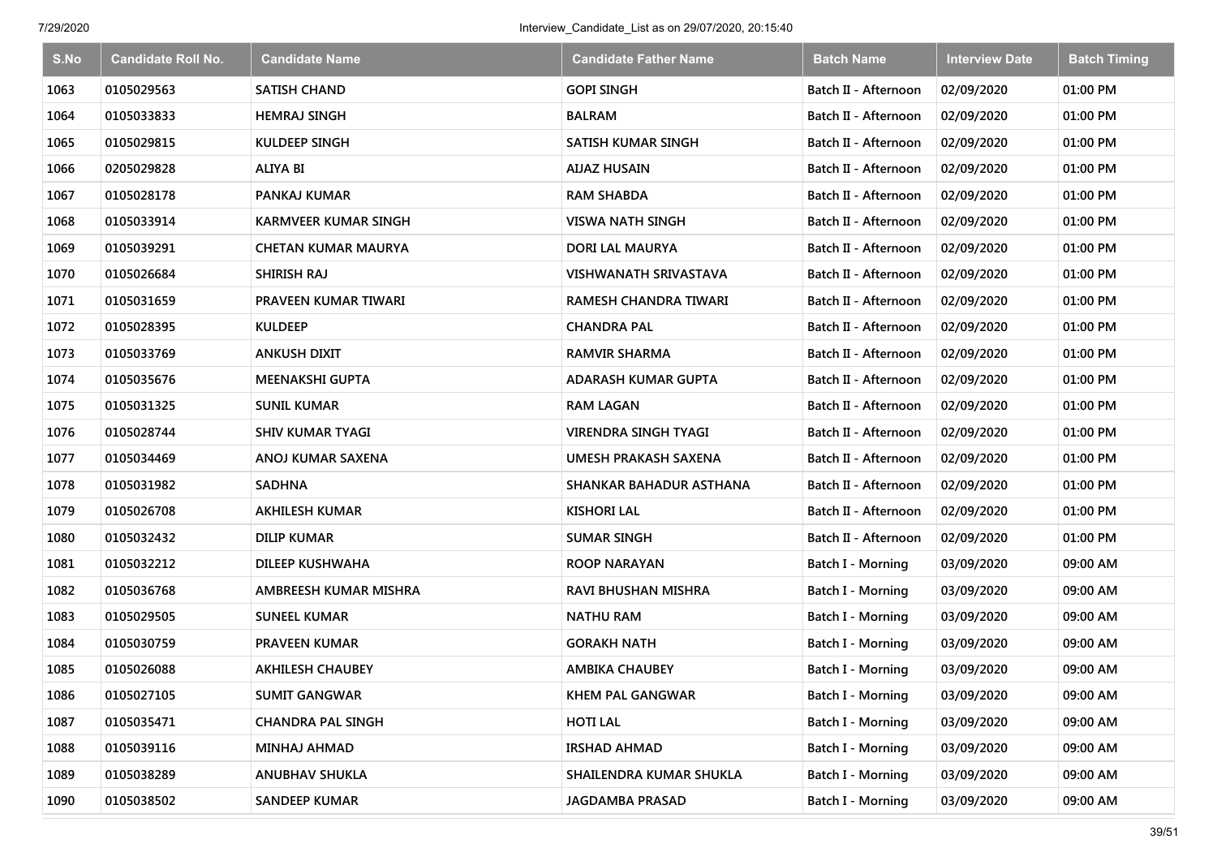| S.No | Candidate Roll No. | Candidate Name | Candidate Father Name | Batch Name | Interview Date | Batch Timing |
|---|---|---|---|---|---|---|
| 1063 | 0105029563 | SATISH CHAND | GOPI SINGH | Batch II - Afternoon | 02/09/2020 | 01:00 PM |
| 1064 | 0105033833 | HEMRAJ SINGH | BALRAM | Batch II - Afternoon | 02/09/2020 | 01:00 PM |
| 1065 | 0105029815 | KULDEEP SINGH | SATISH KUMAR SINGH | Batch II - Afternoon | 02/09/2020 | 01:00 PM |
| 1066 | 0205029828 | ALIYA BI | AIJAZ HUSAIN | Batch II - Afternoon | 02/09/2020 | 01:00 PM |
| 1067 | 0105028178 | PANKAJ KUMAR | RAM SHABDA | Batch II - Afternoon | 02/09/2020 | 01:00 PM |
| 1068 | 0105033914 | KARMVEER KUMAR SINGH | VISWA NATH SINGH | Batch II - Afternoon | 02/09/2020 | 01:00 PM |
| 1069 | 0105039291 | CHETAN KUMAR MAURYA | DORI LAL MAURYA | Batch II - Afternoon | 02/09/2020 | 01:00 PM |
| 1070 | 0105026684 | SHIRISH RAJ | VISHWANATH SRIVASTAVA | Batch II - Afternoon | 02/09/2020 | 01:00 PM |
| 1071 | 0105031659 | PRAVEEN KUMAR TIWARI | RAMESH CHANDRA TIWARI | Batch II - Afternoon | 02/09/2020 | 01:00 PM |
| 1072 | 0105028395 | KULDEEP | CHANDRA PAL | Batch II - Afternoon | 02/09/2020 | 01:00 PM |
| 1073 | 0105033769 | ANKUSH DIXIT | RAMVIR SHARMA | Batch II - Afternoon | 02/09/2020 | 01:00 PM |
| 1074 | 0105035676 | MEENAKSHI GUPTA | ADARASH KUMAR GUPTA | Batch II - Afternoon | 02/09/2020 | 01:00 PM |
| 1075 | 0105031325 | SUNIL KUMAR | RAM LAGAN | Batch II - Afternoon | 02/09/2020 | 01:00 PM |
| 1076 | 0105028744 | SHIV KUMAR TYAGI | VIRENDRA SINGH TYAGI | Batch II - Afternoon | 02/09/2020 | 01:00 PM |
| 1077 | 0105034469 | ANOJ KUMAR SAXENA | UMESH PRAKASH SAXENA | Batch II - Afternoon | 02/09/2020 | 01:00 PM |
| 1078 | 0105031982 | SADHNA | SHANKAR BAHADUR ASTHANA | Batch II - Afternoon | 02/09/2020 | 01:00 PM |
| 1079 | 0105026708 | AKHILESH KUMAR | KISHORI LAL | Batch II - Afternoon | 02/09/2020 | 01:00 PM |
| 1080 | 0105032432 | DILIP KUMAR | SUMAR SINGH | Batch II - Afternoon | 02/09/2020 | 01:00 PM |
| 1081 | 0105032212 | DILEEP KUSHWAHA | ROOP NARAYAN | Batch I - Morning | 03/09/2020 | 09:00 AM |
| 1082 | 0105036768 | AMBREESH KUMAR MISHRA | RAVI BHUSHAN MISHRA | Batch I - Morning | 03/09/2020 | 09:00 AM |
| 1083 | 0105029505 | SUNEEL KUMAR | NATHU RAM | Batch I - Morning | 03/09/2020 | 09:00 AM |
| 1084 | 0105030759 | PRAVEEN KUMAR | GORAKH NATH | Batch I - Morning | 03/09/2020 | 09:00 AM |
| 1085 | 0105026088 | AKHILESH CHAUBEY | AMBIKA CHAUBEY | Batch I - Morning | 03/09/2020 | 09:00 AM |
| 1086 | 0105027105 | SUMIT GANGWAR | KHEM PAL GANGWAR | Batch I - Morning | 03/09/2020 | 09:00 AM |
| 1087 | 0105035471 | CHANDRA PAL SINGH | HOTI LAL | Batch I - Morning | 03/09/2020 | 09:00 AM |
| 1088 | 0105039116 | MINHAJ AHMAD | IRSHAD AHMAD | Batch I - Morning | 03/09/2020 | 09:00 AM |
| 1089 | 0105038289 | ANUBHAV SHUKLA | SHAILENDRA KUMAR SHUKLA | Batch I - Morning | 03/09/2020 | 09:00 AM |
| 1090 | 0105038502 | SANDEEP KUMAR | JAGDAMBA PRASAD | Batch I - Morning | 03/09/2020 | 09:00 AM |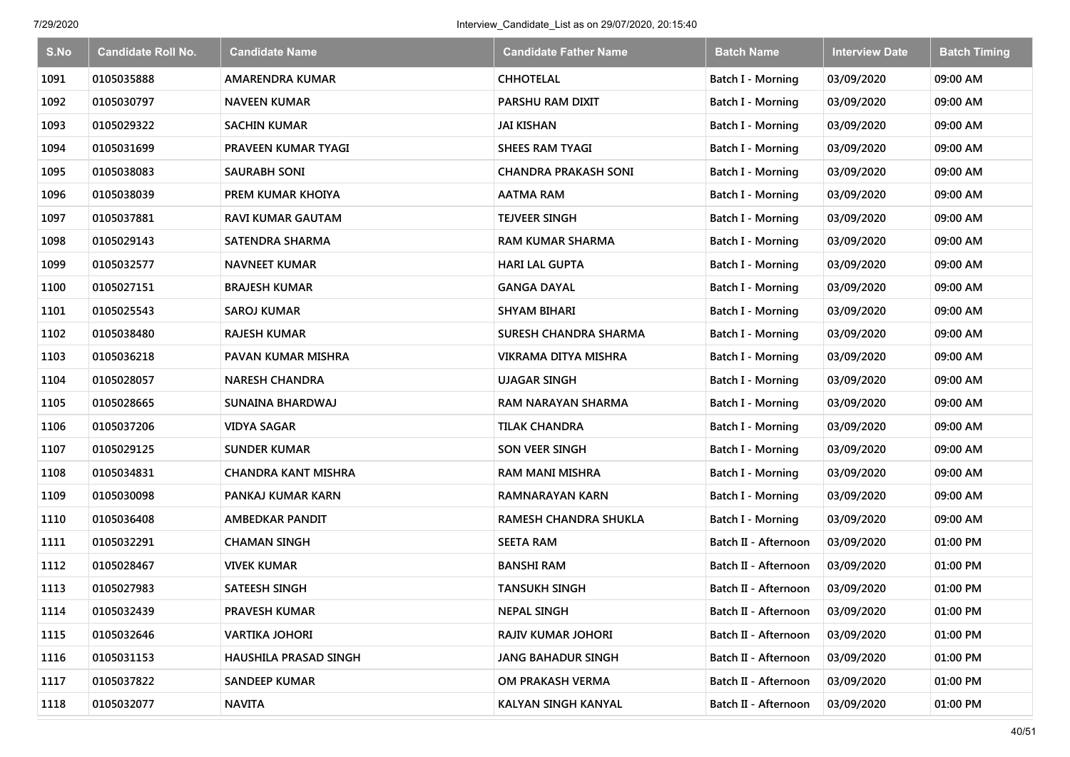| S.No | Candidate Roll No. | Candidate Name | Candidate Father Name | Batch Name | Interview Date | Batch Timing |
|---|---|---|---|---|---|---|
| 1091 | 0105035888 | AMARENDRA KUMAR | CHHOTELAL | Batch I - Morning | 03/09/2020 | 09:00 AM |
| 1092 | 0105030797 | NAVEEN KUMAR | PARSHU RAM DIXIT | Batch I - Morning | 03/09/2020 | 09:00 AM |
| 1093 | 0105029322 | SACHIN KUMAR | JAI KISHAN | Batch I - Morning | 03/09/2020 | 09:00 AM |
| 1094 | 0105031699 | PRAVEEN KUMAR TYAGI | SHEES RAM TYAGI | Batch I - Morning | 03/09/2020 | 09:00 AM |
| 1095 | 0105038083 | SAURABH SONI | CHANDRA PRAKASH SONI | Batch I - Morning | 03/09/2020 | 09:00 AM |
| 1096 | 0105038039 | PREM KUMAR KHOIYA | AATMA RAM | Batch I - Morning | 03/09/2020 | 09:00 AM |
| 1097 | 0105037881 | RAVI KUMAR GAUTAM | TEJVEER SINGH | Batch I - Morning | 03/09/2020 | 09:00 AM |
| 1098 | 0105029143 | SATENDRA SHARMA | RAM KUMAR SHARMA | Batch I - Morning | 03/09/2020 | 09:00 AM |
| 1099 | 0105032577 | NAVNEET KUMAR | HARI LAL GUPTA | Batch I - Morning | 03/09/2020 | 09:00 AM |
| 1100 | 0105027151 | BRAJESH KUMAR | GANGA DAYAL | Batch I - Morning | 03/09/2020 | 09:00 AM |
| 1101 | 0105025543 | SAROJ KUMAR | SHYAM BIHARI | Batch I - Morning | 03/09/2020 | 09:00 AM |
| 1102 | 0105038480 | RAJESH KUMAR | SURESH CHANDRA SHARMA | Batch I - Morning | 03/09/2020 | 09:00 AM |
| 1103 | 0105036218 | PAVAN KUMAR MISHRA | VIKRAMA DITYA MISHRA | Batch I - Morning | 03/09/2020 | 09:00 AM |
| 1104 | 0105028057 | NARESH CHANDRA | UJAGAR SINGH | Batch I - Morning | 03/09/2020 | 09:00 AM |
| 1105 | 0105028665 | SUNAINA BHARDWAJ | RAM NARAYAN SHARMA | Batch I - Morning | 03/09/2020 | 09:00 AM |
| 1106 | 0105037206 | VIDYA SAGAR | TILAK CHANDRA | Batch I - Morning | 03/09/2020 | 09:00 AM |
| 1107 | 0105029125 | SUNDER KUMAR | SON VEER SINGH | Batch I - Morning | 03/09/2020 | 09:00 AM |
| 1108 | 0105034831 | CHANDRA KANT MISHRA | RAM MANI MISHRA | Batch I - Morning | 03/09/2020 | 09:00 AM |
| 1109 | 0105030098 | PANKAJ KUMAR KARN | RAMNARAYAN KARN | Batch I - Morning | 03/09/2020 | 09:00 AM |
| 1110 | 0105036408 | AMBEDKAR PANDIT | RAMESH CHANDRA SHUKLA | Batch I - Morning | 03/09/2020 | 09:00 AM |
| 1111 | 0105032291 | CHAMAN SINGH | SEETA RAM | Batch II - Afternoon | 03/09/2020 | 01:00 PM |
| 1112 | 0105028467 | VIVEK KUMAR | BANSHI RAM | Batch II - Afternoon | 03/09/2020 | 01:00 PM |
| 1113 | 0105027983 | SATEESH SINGH | TANSUKH SINGH | Batch II - Afternoon | 03/09/2020 | 01:00 PM |
| 1114 | 0105032439 | PRAVESH KUMAR | NEPAL SINGH | Batch II - Afternoon | 03/09/2020 | 01:00 PM |
| 1115 | 0105032646 | VARTIKA JOHORI | RAJIV KUMAR JOHORI | Batch II - Afternoon | 03/09/2020 | 01:00 PM |
| 1116 | 0105031153 | HAUSHILA PRASAD SINGH | JANG BAHADUR SINGH | Batch II - Afternoon | 03/09/2020 | 01:00 PM |
| 1117 | 0105037822 | SANDEEP KUMAR | OM PRAKASH VERMA | Batch II - Afternoon | 03/09/2020 | 01:00 PM |
| 1118 | 0105032077 | NAVITA | KALYAN SINGH KANYAL | Batch II - Afternoon | 03/09/2020 | 01:00 PM |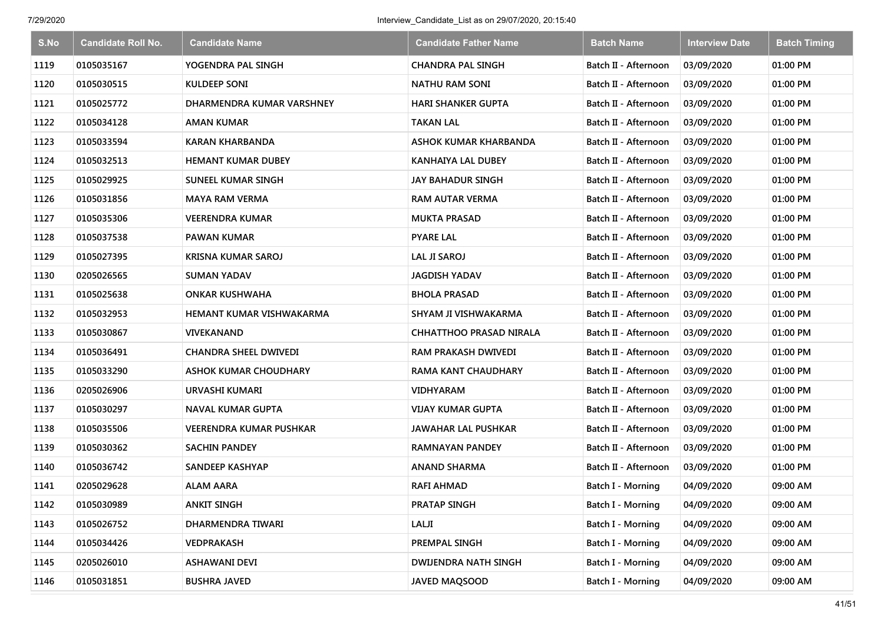| S.No | Candidate Roll No. | Candidate Name | Candidate Father Name | Batch Name | Interview Date | Batch Timing |
|---|---|---|---|---|---|---|
| 1119 | 0105035167 | YOGENDRA PAL SINGH | CHANDRA PAL SINGH | Batch II - Afternoon | 03/09/2020 | 01:00 PM |
| 1120 | 0105030515 | KULDEEP SONI | NATHU RAM SONI | Batch II - Afternoon | 03/09/2020 | 01:00 PM |
| 1121 | 0105025772 | DHARMENDRA KUMAR VARSHNEY | HARI SHANKER GUPTA | Batch II - Afternoon | 03/09/2020 | 01:00 PM |
| 1122 | 0105034128 | AMAN KUMAR | TAKAN LAL | Batch II - Afternoon | 03/09/2020 | 01:00 PM |
| 1123 | 0105033594 | KARAN KHARBANDA | ASHOK KUMAR KHARBANDA | Batch II - Afternoon | 03/09/2020 | 01:00 PM |
| 1124 | 0105032513 | HEMANT KUMAR DUBEY | KANHAIYA LAL DUBEY | Batch II - Afternoon | 03/09/2020 | 01:00 PM |
| 1125 | 0105029925 | SUNEEL KUMAR SINGH | JAY BAHADUR SINGH | Batch II - Afternoon | 03/09/2020 | 01:00 PM |
| 1126 | 0105031856 | MAYA RAM VERMA | RAM AUTAR VERMA | Batch II - Afternoon | 03/09/2020 | 01:00 PM |
| 1127 | 0105035306 | VEERENDRA KUMAR | MUKTA PRASAD | Batch II - Afternoon | 03/09/2020 | 01:00 PM |
| 1128 | 0105037538 | PAWAN KUMAR | PYARE LAL | Batch II - Afternoon | 03/09/2020 | 01:00 PM |
| 1129 | 0105027395 | KRISNA KUMAR SAROJ | LAL JI SAROJ | Batch II - Afternoon | 03/09/2020 | 01:00 PM |
| 1130 | 0205026565 | SUMAN YADAV | JAGDISH YADAV | Batch II - Afternoon | 03/09/2020 | 01:00 PM |
| 1131 | 0105025638 | ONKAR KUSHWAHA | BHOLA PRASAD | Batch II - Afternoon | 03/09/2020 | 01:00 PM |
| 1132 | 0105032953 | HEMANT KUMAR VISHWAKARMA | SHYAM JI VISHWAKARMA | Batch II - Afternoon | 03/09/2020 | 01:00 PM |
| 1133 | 0105030867 | VIVEKANAND | CHHATTHOO PRASAD NIRALA | Batch II - Afternoon | 03/09/2020 | 01:00 PM |
| 1134 | 0105036491 | CHANDRA SHEEL DWIVEDI | RAM PRAKASH DWIVEDI | Batch II - Afternoon | 03/09/2020 | 01:00 PM |
| 1135 | 0105033290 | ASHOK KUMAR CHOUDHARY | RAMA KANT CHAUDHARY | Batch II - Afternoon | 03/09/2020 | 01:00 PM |
| 1136 | 0205026906 | URVASHI KUMARI | VIDHYARAM | Batch II - Afternoon | 03/09/2020 | 01:00 PM |
| 1137 | 0105030297 | NAVAL KUMAR GUPTA | VIJAY KUMAR GUPTA | Batch II - Afternoon | 03/09/2020 | 01:00 PM |
| 1138 | 0105035506 | VEERENDRA KUMAR PUSHKAR | JAWAHAR LAL PUSHKAR | Batch II - Afternoon | 03/09/2020 | 01:00 PM |
| 1139 | 0105030362 | SACHIN PANDEY | RAMNAYAN PANDEY | Batch II - Afternoon | 03/09/2020 | 01:00 PM |
| 1140 | 0105036742 | SANDEEP KASHYAP | ANAND SHARMA | Batch II - Afternoon | 03/09/2020 | 01:00 PM |
| 1141 | 0205029628 | ALAM AARA | RAFI AHMAD | Batch I - Morning | 04/09/2020 | 09:00 AM |
| 1142 | 0105030989 | ANKIT SINGH | PRATAP SINGH | Batch I - Morning | 04/09/2020 | 09:00 AM |
| 1143 | 0105026752 | DHARMENDRA TIWARI | LALJI | Batch I - Morning | 04/09/2020 | 09:00 AM |
| 1144 | 0105034426 | VEDPRAKASH | PREMPAL SINGH | Batch I - Morning | 04/09/2020 | 09:00 AM |
| 1145 | 0205026010 | ASHAWANI DEVI | DWIJENDRA NATH SINGH | Batch I - Morning | 04/09/2020 | 09:00 AM |
| 1146 | 0105031851 | BUSHRA JAVED | JAVED MAQSOOD | Batch I - Morning | 04/09/2020 | 09:00 AM |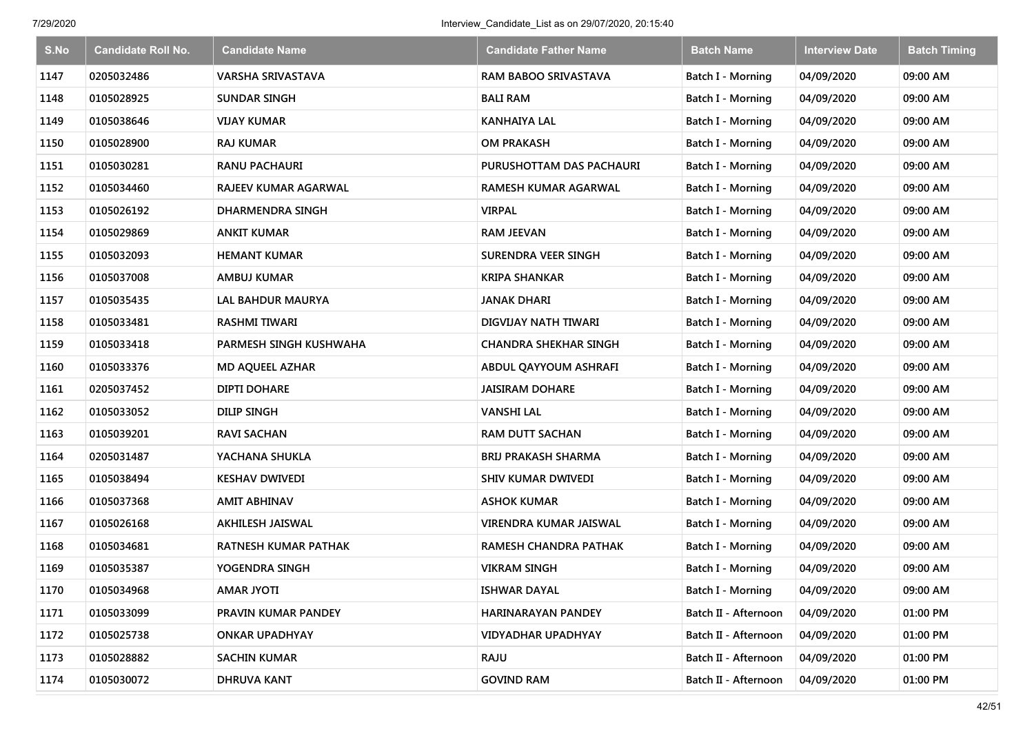| S.No | Candidate Roll No. | Candidate Name | Candidate Father Name | Batch Name | Interview Date | Batch Timing |
|---|---|---|---|---|---|---|
| 1147 | 0205032486 | VARSHA SRIVASTAVA | RAM BABOO SRIVASTAVA | Batch I - Morning | 04/09/2020 | 09:00 AM |
| 1148 | 0105028925 | SUNDAR SINGH | BALI RAM | Batch I - Morning | 04/09/2020 | 09:00 AM |
| 1149 | 0105038646 | VIJAY KUMAR | KANHAIYA LAL | Batch I - Morning | 04/09/2020 | 09:00 AM |
| 1150 | 0105028900 | RAJ KUMAR | OM PRAKASH | Batch I - Morning | 04/09/2020 | 09:00 AM |
| 1151 | 0105030281 | RANU PACHAURI | PURUSHOTTAM DAS PACHAURI | Batch I - Morning | 04/09/2020 | 09:00 AM |
| 1152 | 0105034460 | RAJEEV KUMAR AGARWAL | RAMESH KUMAR AGARWAL | Batch I - Morning | 04/09/2020 | 09:00 AM |
| 1153 | 0105026192 | DHARMENDRA SINGH | VIRPAL | Batch I - Morning | 04/09/2020 | 09:00 AM |
| 1154 | 0105029869 | ANKIT KUMAR | RAM JEEVAN | Batch I - Morning | 04/09/2020 | 09:00 AM |
| 1155 | 0105032093 | HEMANT KUMAR | SURENDRA VEER SINGH | Batch I - Morning | 04/09/2020 | 09:00 AM |
| 1156 | 0105037008 | AMBUJ KUMAR | KRIPA SHANKAR | Batch I - Morning | 04/09/2020 | 09:00 AM |
| 1157 | 0105035435 | LAL BAHDUR MAURYA | JANAK DHARI | Batch I - Morning | 04/09/2020 | 09:00 AM |
| 1158 | 0105033481 | RASHMI TIWARI | DIGVIJAY NATH TIWARI | Batch I - Morning | 04/09/2020 | 09:00 AM |
| 1159 | 0105033418 | PARMESH SINGH KUSHWAHA | CHANDRA SHEKHAR SINGH | Batch I - Morning | 04/09/2020 | 09:00 AM |
| 1160 | 0105033376 | MD AQUEEL AZHAR | ABDUL QAYYOUM ASHRAFI | Batch I - Morning | 04/09/2020 | 09:00 AM |
| 1161 | 0205037452 | DIPTI DOHARE | JAISIRAM DOHARE | Batch I - Morning | 04/09/2020 | 09:00 AM |
| 1162 | 0105033052 | DILIP SINGH | VANSHI LAL | Batch I - Morning | 04/09/2020 | 09:00 AM |
| 1163 | 0105039201 | RAVI SACHAN | RAM DUTT SACHAN | Batch I - Morning | 04/09/2020 | 09:00 AM |
| 1164 | 0205031487 | YACHANA SHUKLA | BRIJ PRAKASH SHARMA | Batch I - Morning | 04/09/2020 | 09:00 AM |
| 1165 | 0105038494 | KESHAV DWIVEDI | SHIV KUMAR DWIVEDI | Batch I - Morning | 04/09/2020 | 09:00 AM |
| 1166 | 0105037368 | AMIT ABHINAV | ASHOK KUMAR | Batch I - Morning | 04/09/2020 | 09:00 AM |
| 1167 | 0105026168 | AKHILESH JAISWAL | VIRENDRA KUMAR JAISWAL | Batch I - Morning | 04/09/2020 | 09:00 AM |
| 1168 | 0105034681 | RATNESH KUMAR PATHAK | RAMESH CHANDRA PATHAK | Batch I - Morning | 04/09/2020 | 09:00 AM |
| 1169 | 0105035387 | YOGENDRA SINGH | VIKRAM SINGH | Batch I - Morning | 04/09/2020 | 09:00 AM |
| 1170 | 0105034968 | AMAR JYOTI | ISHWAR DAYAL | Batch I - Morning | 04/09/2020 | 09:00 AM |
| 1171 | 0105033099 | PRAVIN KUMAR PANDEY | HARINARAYAN PANDEY | Batch II - Afternoon | 04/09/2020 | 01:00 PM |
| 1172 | 0105025738 | ONKAR UPADHYAY | VIDYADHAR UPADHYAY | Batch II - Afternoon | 04/09/2020 | 01:00 PM |
| 1173 | 0105028882 | SACHIN KUMAR | RAJU | Batch II - Afternoon | 04/09/2020 | 01:00 PM |
| 1174 | 0105030072 | DHRUVA KANT | GOVIND RAM | Batch II - Afternoon | 04/09/2020 | 01:00 PM |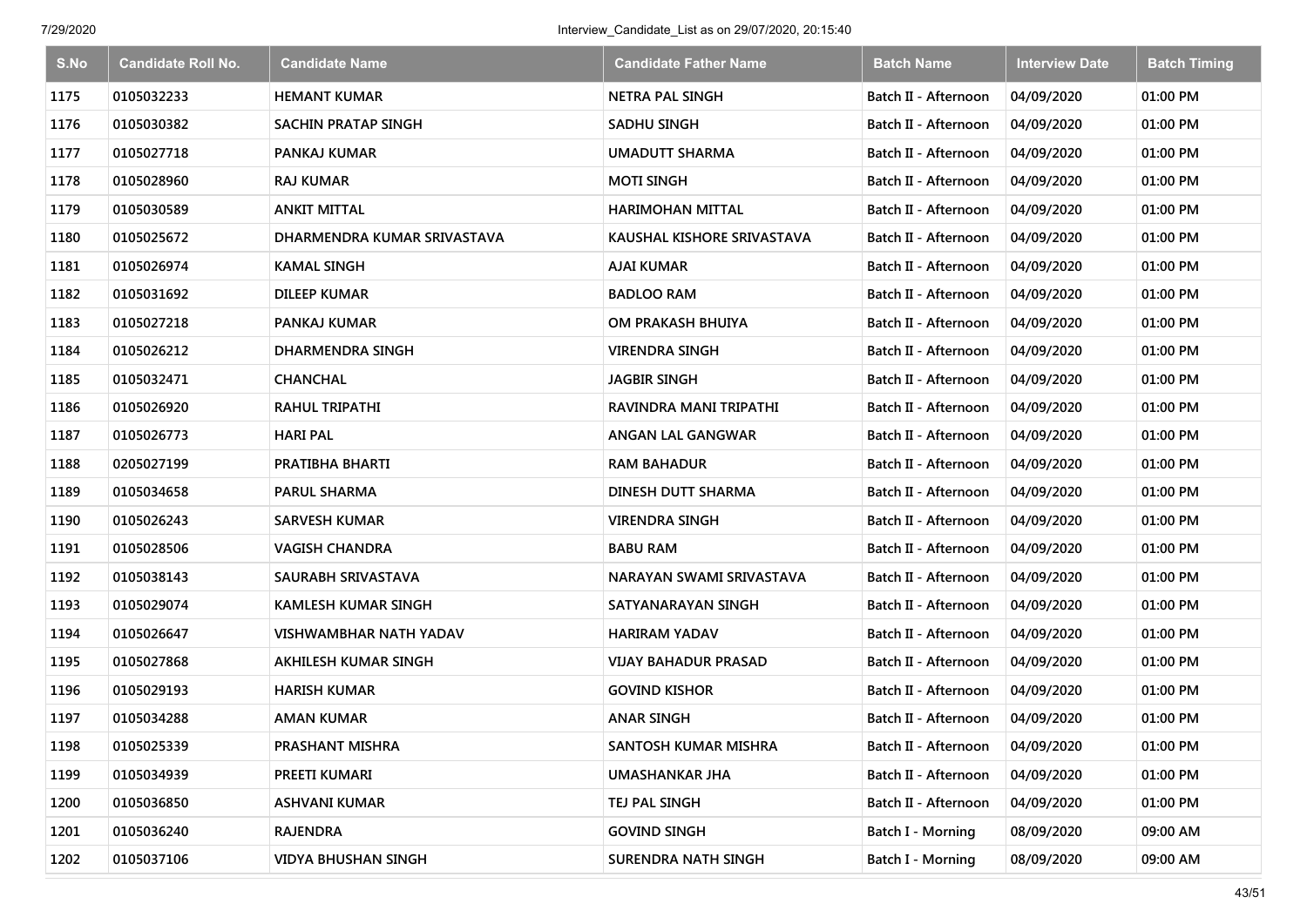| S.No | Candidate Roll No. | Candidate Name | Candidate Father Name | Batch Name | Interview Date | Batch Timing |
|---|---|---|---|---|---|---|
| 1175 | 0105032233 | HEMANT KUMAR | NETRA PAL SINGH | Batch II - Afternoon | 04/09/2020 | 01:00 PM |
| 1176 | 0105030382 | SACHIN PRATAP SINGH | SADHU SINGH | Batch II - Afternoon | 04/09/2020 | 01:00 PM |
| 1177 | 0105027718 | PANKAJ KUMAR | UMADUTT SHARMA | Batch II - Afternoon | 04/09/2020 | 01:00 PM |
| 1178 | 0105028960 | RAJ KUMAR | MOTI SINGH | Batch II - Afternoon | 04/09/2020 | 01:00 PM |
| 1179 | 0105030589 | ANKIT MITTAL | HARIMOHAN MITTAL | Batch II - Afternoon | 04/09/2020 | 01:00 PM |
| 1180 | 0105025672 | DHARMENDRA KUMAR SRIVASTAVA | KAUSHAL KISHORE SRIVASTAVA | Batch II - Afternoon | 04/09/2020 | 01:00 PM |
| 1181 | 0105026974 | KAMAL SINGH | AJAI KUMAR | Batch II - Afternoon | 04/09/2020 | 01:00 PM |
| 1182 | 0105031692 | DILEEP KUMAR | BADLOO RAM | Batch II - Afternoon | 04/09/2020 | 01:00 PM |
| 1183 | 0105027218 | PANKAJ KUMAR | OM PRAKASH BHUIYA | Batch II - Afternoon | 04/09/2020 | 01:00 PM |
| 1184 | 0105026212 | DHARMENDRA SINGH | VIRENDRA SINGH | Batch II - Afternoon | 04/09/2020 | 01:00 PM |
| 1185 | 0105032471 | CHANCHAL | JAGBIR SINGH | Batch II - Afternoon | 04/09/2020 | 01:00 PM |
| 1186 | 0105026920 | RAHUL TRIPATHI | RAVINDRA MANI TRIPATHI | Batch II - Afternoon | 04/09/2020 | 01:00 PM |
| 1187 | 0105026773 | HARI PAL | ANGAN LAL GANGWAR | Batch II - Afternoon | 04/09/2020 | 01:00 PM |
| 1188 | 0205027199 | PRATIBHA BHARTI | RAM BAHADUR | Batch II - Afternoon | 04/09/2020 | 01:00 PM |
| 1189 | 0105034658 | PARUL SHARMA | DINESH DUTT SHARMA | Batch II - Afternoon | 04/09/2020 | 01:00 PM |
| 1190 | 0105026243 | SARVESH KUMAR | VIRENDRA SINGH | Batch II - Afternoon | 04/09/2020 | 01:00 PM |
| 1191 | 0105028506 | VAGISH CHANDRA | BABU RAM | Batch II - Afternoon | 04/09/2020 | 01:00 PM |
| 1192 | 0105038143 | SAURABH SRIVASTAVA | NARAYAN SWAMI SRIVASTAVA | Batch II - Afternoon | 04/09/2020 | 01:00 PM |
| 1193 | 0105029074 | KAMLESH KUMAR SINGH | SATYANARAYAN SINGH | Batch II - Afternoon | 04/09/2020 | 01:00 PM |
| 1194 | 0105026647 | VISHWAMBHAR NATH YADAV | HARIRAM YADAV | Batch II - Afternoon | 04/09/2020 | 01:00 PM |
| 1195 | 0105027868 | AKHILESH KUMAR SINGH | VIJAY BAHADUR PRASAD | Batch II - Afternoon | 04/09/2020 | 01:00 PM |
| 1196 | 0105029193 | HARISH KUMAR | GOVIND KISHOR | Batch II - Afternoon | 04/09/2020 | 01:00 PM |
| 1197 | 0105034288 | AMAN KUMAR | ANAR SINGH | Batch II - Afternoon | 04/09/2020 | 01:00 PM |
| 1198 | 0105025339 | PRASHANT MISHRA | SANTOSH KUMAR MISHRA | Batch II - Afternoon | 04/09/2020 | 01:00 PM |
| 1199 | 0105034939 | PREETI KUMARI | UMASHANKAR JHA | Batch II - Afternoon | 04/09/2020 | 01:00 PM |
| 1200 | 0105036850 | ASHVANI KUMAR | TEJ PAL SINGH | Batch II - Afternoon | 04/09/2020 | 01:00 PM |
| 1201 | 0105036240 | RAJENDRA | GOVIND SINGH | Batch I - Morning | 08/09/2020 | 09:00 AM |
| 1202 | 0105037106 | VIDYA BHUSHAN SINGH | SURENDRA NATH SINGH | Batch I - Morning | 08/09/2020 | 09:00 AM |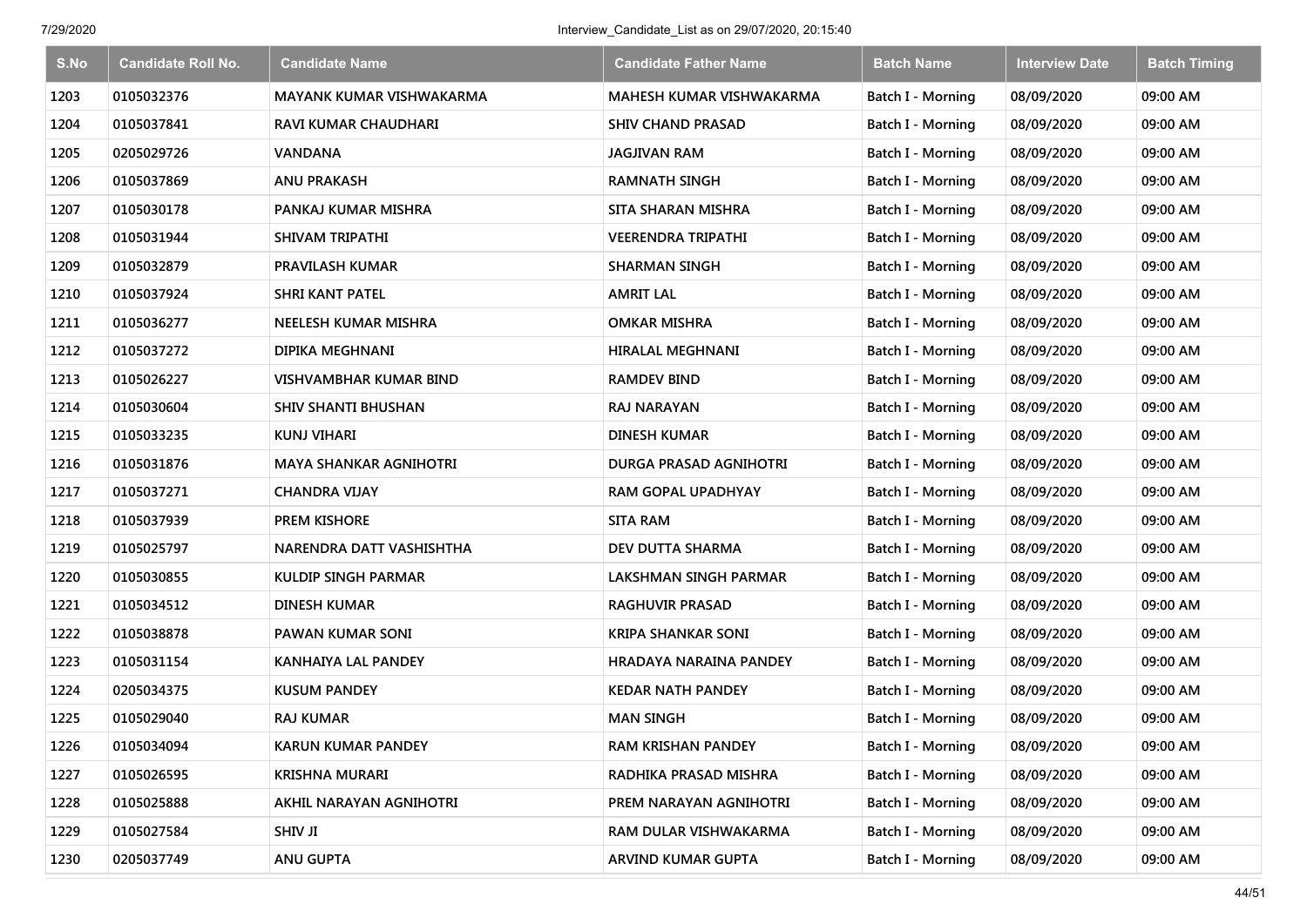| S.No | Candidate Roll No. | Candidate Name | Candidate Father Name | Batch Name | Interview Date | Batch Timing |
|---|---|---|---|---|---|---|
| 1203 | 0105032376 | MAYANK KUMAR VISHWAKARMA | MAHESH KUMAR VISHWAKARMA | Batch I - Morning | 08/09/2020 | 09:00 AM |
| 1204 | 0105037841 | RAVI KUMAR CHAUDHARI | SHIV CHAND PRASAD | Batch I - Morning | 08/09/2020 | 09:00 AM |
| 1205 | 0205029726 | VANDANA | JAGJIVAN RAM | Batch I - Morning | 08/09/2020 | 09:00 AM |
| 1206 | 0105037869 | ANU PRAKASH | RAMNATH SINGH | Batch I - Morning | 08/09/2020 | 09:00 AM |
| 1207 | 0105030178 | PANKAJ KUMAR MISHRA | SITA SHARAN MISHRA | Batch I - Morning | 08/09/2020 | 09:00 AM |
| 1208 | 0105031944 | SHIVAM TRIPATHI | VEERENDRA TRIPATHI | Batch I - Morning | 08/09/2020 | 09:00 AM |
| 1209 | 0105032879 | PRAVILASH KUMAR | SHARMAN SINGH | Batch I - Morning | 08/09/2020 | 09:00 AM |
| 1210 | 0105037924 | SHRI KANT PATEL | AMRIT LAL | Batch I - Morning | 08/09/2020 | 09:00 AM |
| 1211 | 0105036277 | NEELESH KUMAR MISHRA | OMKAR MISHRA | Batch I - Morning | 08/09/2020 | 09:00 AM |
| 1212 | 0105037272 | DIPIKA MEGHNANI | HIRALAL MEGHNANI | Batch I - Morning | 08/09/2020 | 09:00 AM |
| 1213 | 0105026227 | VISHVAMBHAR KUMAR BIND | RAMDEV BIND | Batch I - Morning | 08/09/2020 | 09:00 AM |
| 1214 | 0105030604 | SHIV SHANTI BHUSHAN | RAJ NARAYAN | Batch I - Morning | 08/09/2020 | 09:00 AM |
| 1215 | 0105033235 | KUNJ VIHARI | DINESH KUMAR | Batch I - Morning | 08/09/2020 | 09:00 AM |
| 1216 | 0105031876 | MAYA SHANKAR AGNIHOTRI | DURGA PRASAD AGNIHOTRI | Batch I - Morning | 08/09/2020 | 09:00 AM |
| 1217 | 0105037271 | CHANDRA VIJAY | RAM GOPAL UPADHYAY | Batch I - Morning | 08/09/2020 | 09:00 AM |
| 1218 | 0105037939 | PREM KISHORE | SITA RAM | Batch I - Morning | 08/09/2020 | 09:00 AM |
| 1219 | 0105025797 | NARENDRA DATT VASHISHTHA | DEV DUTTA SHARMA | Batch I - Morning | 08/09/2020 | 09:00 AM |
| 1220 | 0105030855 | KULDIP SINGH PARMAR | LAKSHMAN SINGH PARMAR | Batch I - Morning | 08/09/2020 | 09:00 AM |
| 1221 | 0105034512 | DINESH KUMAR | RAGHUVIR PRASAD | Batch I - Morning | 08/09/2020 | 09:00 AM |
| 1222 | 0105038878 | PAWAN KUMAR SONI | KRIPA SHANKAR SONI | Batch I - Morning | 08/09/2020 | 09:00 AM |
| 1223 | 0105031154 | KANHAIYA LAL PANDEY | HRADAYA NARAINA PANDEY | Batch I - Morning | 08/09/2020 | 09:00 AM |
| 1224 | 0205034375 | KUSUM PANDEY | KEDAR NATH PANDEY | Batch I - Morning | 08/09/2020 | 09:00 AM |
| 1225 | 0105029040 | RAJ KUMAR | MAN SINGH | Batch I - Morning | 08/09/2020 | 09:00 AM |
| 1226 | 0105034094 | KARUN KUMAR PANDEY | RAM KRISHAN PANDEY | Batch I - Morning | 08/09/2020 | 09:00 AM |
| 1227 | 0105026595 | KRISHNA MURARI | RADHIKA PRASAD MISHRA | Batch I - Morning | 08/09/2020 | 09:00 AM |
| 1228 | 0105025888 | AKHIL NARAYAN AGNIHOTRI | PREM NARAYAN AGNIHOTRI | Batch I - Morning | 08/09/2020 | 09:00 AM |
| 1229 | 0105027584 | SHIV JI | RAM DULAR VISHWAKARMA | Batch I - Morning | 08/09/2020 | 09:00 AM |
| 1230 | 0205037749 | ANU GUPTA | ARVIND KUMAR GUPTA | Batch I - Morning | 08/09/2020 | 09:00 AM |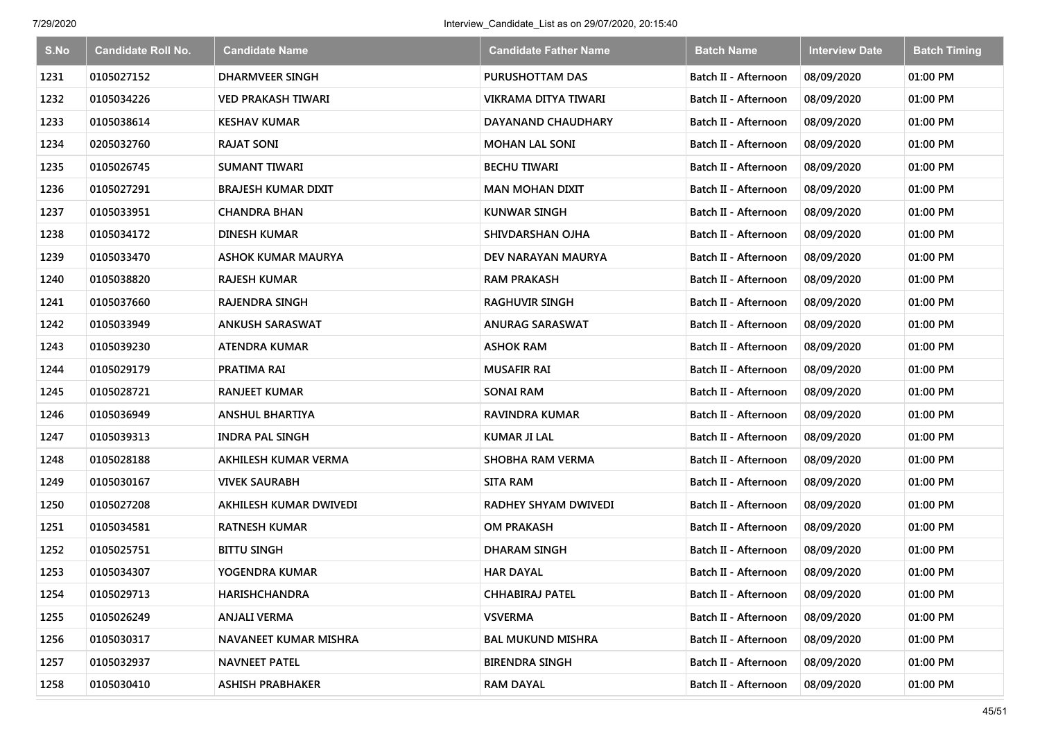| S.No | Candidate Roll No. | Candidate Name | Candidate Father Name | Batch Name | Interview Date | Batch Timing |
|---|---|---|---|---|---|---|
| 1231 | 0105027152 | DHARMVEER SINGH | PURUSHOTTAM DAS | Batch II - Afternoon | 08/09/2020 | 01:00 PM |
| 1232 | 0105034226 | VED PRAKASH TIWARI | VIKRAMA DITYA TIWARI | Batch II - Afternoon | 08/09/2020 | 01:00 PM |
| 1233 | 0105038614 | KESHAV KUMAR | DAYANAND CHAUDHARY | Batch II - Afternoon | 08/09/2020 | 01:00 PM |
| 1234 | 0205032760 | RAJAT SONI | MOHAN LAL SONI | Batch II - Afternoon | 08/09/2020 | 01:00 PM |
| 1235 | 0105026745 | SUMANT TIWARI | BECHU TIWARI | Batch II - Afternoon | 08/09/2020 | 01:00 PM |
| 1236 | 0105027291 | BRAJESH KUMAR DIXIT | MAN MOHAN DIXIT | Batch II - Afternoon | 08/09/2020 | 01:00 PM |
| 1237 | 0105033951 | CHANDRA BHAN | KUNWAR SINGH | Batch II - Afternoon | 08/09/2020 | 01:00 PM |
| 1238 | 0105034172 | DINESH KUMAR | SHIVDARSHAN OJHA | Batch II - Afternoon | 08/09/2020 | 01:00 PM |
| 1239 | 0105033470 | ASHOK KUMAR MAURYA | DEV NARAYAN MAURYA | Batch II - Afternoon | 08/09/2020 | 01:00 PM |
| 1240 | 0105038820 | RAJESH KUMAR | RAM PRAKASH | Batch II - Afternoon | 08/09/2020 | 01:00 PM |
| 1241 | 0105037660 | RAJENDRA SINGH | RAGHUVIR SINGH | Batch II - Afternoon | 08/09/2020 | 01:00 PM |
| 1242 | 0105033949 | ANKUSH SARASWAT | ANURAG SARASWAT | Batch II - Afternoon | 08/09/2020 | 01:00 PM |
| 1243 | 0105039230 | ATENDRA KUMAR | ASHOK RAM | Batch II - Afternoon | 08/09/2020 | 01:00 PM |
| 1244 | 0105029179 | PRATIMA RAI | MUSAFIR RAI | Batch II - Afternoon | 08/09/2020 | 01:00 PM |
| 1245 | 0105028721 | RANJEET KUMAR | SONAI RAM | Batch II - Afternoon | 08/09/2020 | 01:00 PM |
| 1246 | 0105036949 | ANSHUL BHARTIYA | RAVINDRA KUMAR | Batch II - Afternoon | 08/09/2020 | 01:00 PM |
| 1247 | 0105039313 | INDRA PAL SINGH | KUMAR JI LAL | Batch II - Afternoon | 08/09/2020 | 01:00 PM |
| 1248 | 0105028188 | AKHILESH KUMAR VERMA | SHOBHA RAM VERMA | Batch II - Afternoon | 08/09/2020 | 01:00 PM |
| 1249 | 0105030167 | VIVEK SAURABH | SITA RAM | Batch II - Afternoon | 08/09/2020 | 01:00 PM |
| 1250 | 0105027208 | AKHILESH KUMAR DWIVEDI | RADHEY SHYAM DWIVEDI | Batch II - Afternoon | 08/09/2020 | 01:00 PM |
| 1251 | 0105034581 | RATNESH KUMAR | OM PRAKASH | Batch II - Afternoon | 08/09/2020 | 01:00 PM |
| 1252 | 0105025751 | BITTU SINGH | DHARAM SINGH | Batch II - Afternoon | 08/09/2020 | 01:00 PM |
| 1253 | 0105034307 | YOGENDRA KUMAR | HAR DAYAL | Batch II - Afternoon | 08/09/2020 | 01:00 PM |
| 1254 | 0105029713 | HARISHCHANDRA | CHHABIRAJ PATEL | Batch II - Afternoon | 08/09/2020 | 01:00 PM |
| 1255 | 0105026249 | ANJALI VERMA | VSVERMA | Batch II - Afternoon | 08/09/2020 | 01:00 PM |
| 1256 | 0105030317 | NAVANEET KUMAR MISHRA | BAL MUKUND MISHRA | Batch II - Afternoon | 08/09/2020 | 01:00 PM |
| 1257 | 0105032937 | NAVNEET PATEL | BIRENDRA SINGH | Batch II - Afternoon | 08/09/2020 | 01:00 PM |
| 1258 | 0105030410 | ASHISH PRABHAKER | RAM DAYAL | Batch II - Afternoon | 08/09/2020 | 01:00 PM |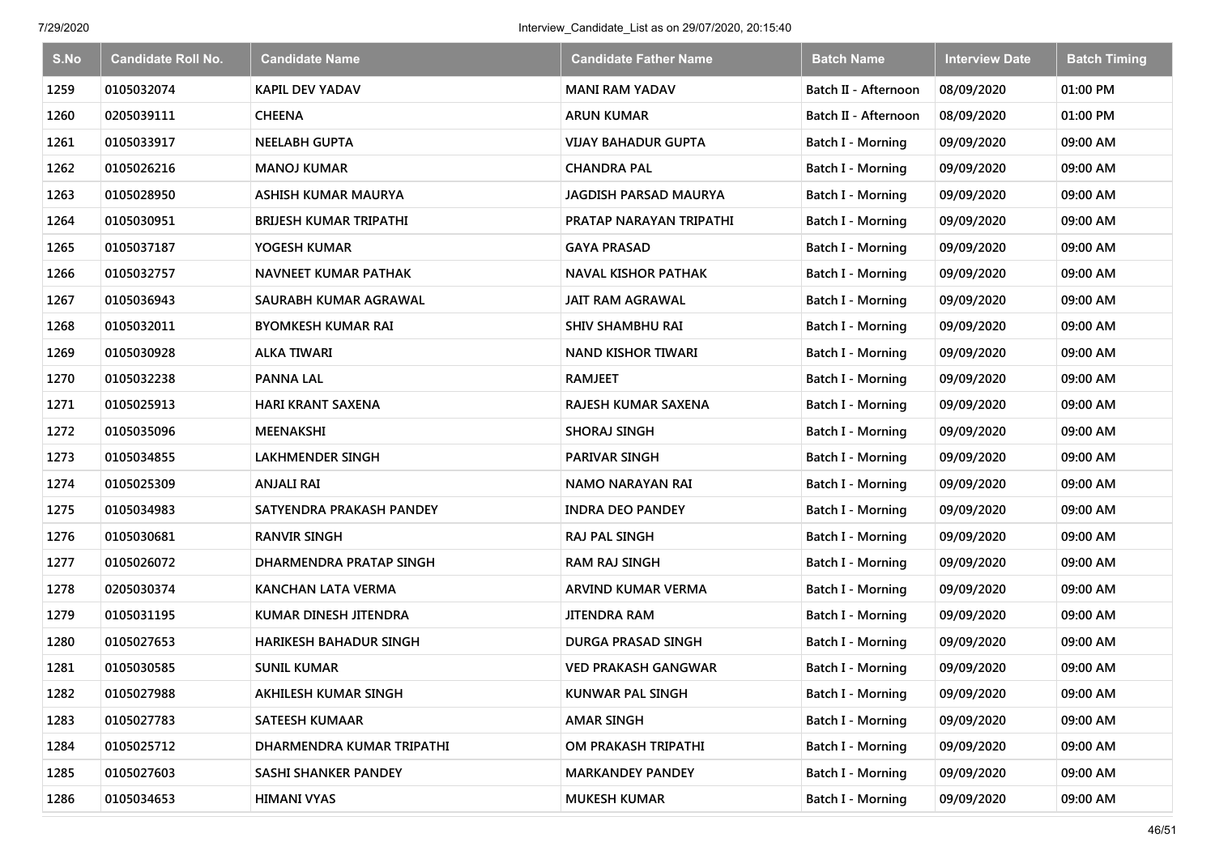| S.No | Candidate Roll No. | Candidate Name | Candidate Father Name | Batch Name | Interview Date | Batch Timing |
|---|---|---|---|---|---|---|
| 1259 | 0105032074 | KAPIL DEV YADAV | MANI RAM YADAV | Batch II - Afternoon | 08/09/2020 | 01:00 PM |
| 1260 | 0205039111 | CHEENA | ARUN KUMAR | Batch II - Afternoon | 08/09/2020 | 01:00 PM |
| 1261 | 0105033917 | NEELABH GUPTA | VIJAY BAHADUR GUPTA | Batch I - Morning | 09/09/2020 | 09:00 AM |
| 1262 | 0105026216 | MANOJ KUMAR | CHANDRA PAL | Batch I - Morning | 09/09/2020 | 09:00 AM |
| 1263 | 0105028950 | ASHISH KUMAR MAURYA | JAGDISH PARSAD MAURYA | Batch I - Morning | 09/09/2020 | 09:00 AM |
| 1264 | 0105030951 | BRIJESH KUMAR TRIPATHI | PRATAP NARAYAN TRIPATHI | Batch I - Morning | 09/09/2020 | 09:00 AM |
| 1265 | 0105037187 | YOGESH KUMAR | GAYA PRASAD | Batch I - Morning | 09/09/2020 | 09:00 AM |
| 1266 | 0105032757 | NAVNEET KUMAR PATHAK | NAVAL KISHOR PATHAK | Batch I - Morning | 09/09/2020 | 09:00 AM |
| 1267 | 0105036943 | SAURABH KUMAR AGRAWAL | JAIT RAM AGRAWAL | Batch I - Morning | 09/09/2020 | 09:00 AM |
| 1268 | 0105032011 | BYOMKESH KUMAR RAI | SHIV SHAMBHU RAI | Batch I - Morning | 09/09/2020 | 09:00 AM |
| 1269 | 0105030928 | ALKA TIWARI | NAND KISHOR TIWARI | Batch I - Morning | 09/09/2020 | 09:00 AM |
| 1270 | 0105032238 | PANNA LAL | RAMJEET | Batch I - Morning | 09/09/2020 | 09:00 AM |
| 1271 | 0105025913 | HARI KRANT SAXENA | RAJESH KUMAR SAXENA | Batch I - Morning | 09/09/2020 | 09:00 AM |
| 1272 | 0105035096 | MEENAKSHI | SHORAJ SINGH | Batch I - Morning | 09/09/2020 | 09:00 AM |
| 1273 | 0105034855 | LAKHMENDER SINGH | PARIVAR SINGH | Batch I - Morning | 09/09/2020 | 09:00 AM |
| 1274 | 0105025309 | ANJALI RAI | NAMO NARAYAN RAI | Batch I - Morning | 09/09/2020 | 09:00 AM |
| 1275 | 0105034983 | SATYENDRA PRAKASH PANDEY | INDRA DEO PANDEY | Batch I - Morning | 09/09/2020 | 09:00 AM |
| 1276 | 0105030681 | RANVIR SINGH | RAJ PAL SINGH | Batch I - Morning | 09/09/2020 | 09:00 AM |
| 1277 | 0105026072 | DHARMENDRA PRATAP SINGH | RAM RAJ SINGH | Batch I - Morning | 09/09/2020 | 09:00 AM |
| 1278 | 0205030374 | KANCHAN LATA VERMA | ARVIND KUMAR VERMA | Batch I - Morning | 09/09/2020 | 09:00 AM |
| 1279 | 0105031195 | KUMAR DINESH JITENDRA | JITENDRA RAM | Batch I - Morning | 09/09/2020 | 09:00 AM |
| 1280 | 0105027653 | HARIKESH BAHADUR SINGH | DURGA PRASAD SINGH | Batch I - Morning | 09/09/2020 | 09:00 AM |
| 1281 | 0105030585 | SUNIL KUMAR | VED PRAKASH GANGWAR | Batch I - Morning | 09/09/2020 | 09:00 AM |
| 1282 | 0105027988 | AKHILESH KUMAR SINGH | KUNWAR PAL SINGH | Batch I - Morning | 09/09/2020 | 09:00 AM |
| 1283 | 0105027783 | SATEESH KUMAAR | AMAR SINGH | Batch I - Morning | 09/09/2020 | 09:00 AM |
| 1284 | 0105025712 | DHARMENDRA KUMAR TRIPATHI | OM PRAKASH TRIPATHI | Batch I - Morning | 09/09/2020 | 09:00 AM |
| 1285 | 0105027603 | SASHI SHANKER PANDEY | MARKANDEY PANDEY | Batch I - Morning | 09/09/2020 | 09:00 AM |
| 1286 | 0105034653 | HIMANI VYAS | MUKESH KUMAR | Batch I - Morning | 09/09/2020 | 09:00 AM |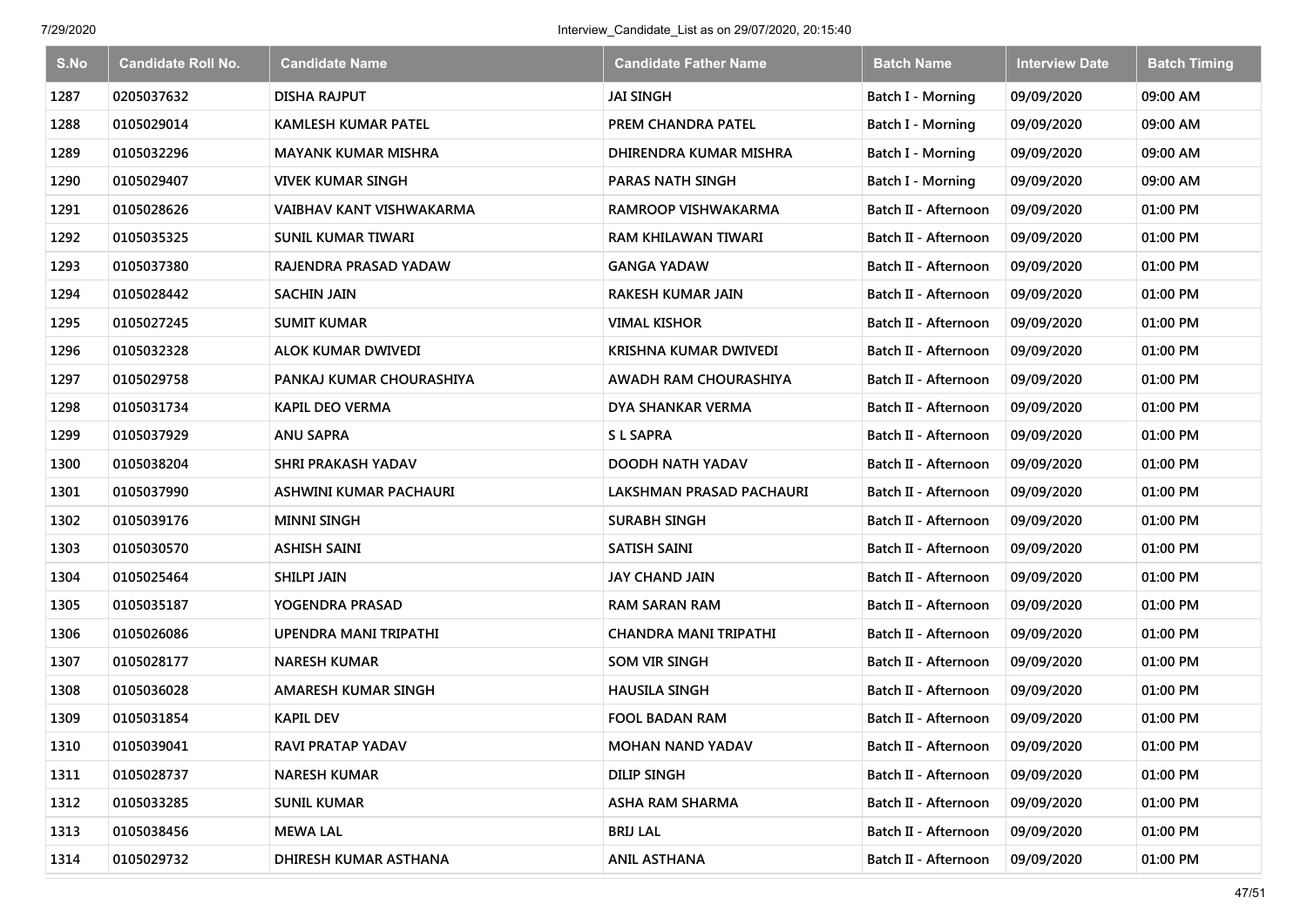| S.No | Candidate Roll No. | Candidate Name | Candidate Father Name | Batch Name | Interview Date | Batch Timing |
|---|---|---|---|---|---|---|
| 1287 | 0205037632 | DISHA RAJPUT | JAI SINGH | Batch I - Morning | 09/09/2020 | 09:00 AM |
| 1288 | 0105029014 | KAMLESH KUMAR PATEL | PREM CHANDRA PATEL | Batch I - Morning | 09/09/2020 | 09:00 AM |
| 1289 | 0105032296 | MAYANK KUMAR MISHRA | DHIRENDRA KUMAR MISHRA | Batch I - Morning | 09/09/2020 | 09:00 AM |
| 1290 | 0105029407 | VIVEK KUMAR SINGH | PARAS NATH SINGH | Batch I - Morning | 09/09/2020 | 09:00 AM |
| 1291 | 0105028626 | VAIBHAV KANT VISHWAKARMA | RAMROOP VISHWAKARMA | Batch II - Afternoon | 09/09/2020 | 01:00 PM |
| 1292 | 0105035325 | SUNIL KUMAR TIWARI | RAM KHILAWAN TIWARI | Batch II - Afternoon | 09/09/2020 | 01:00 PM |
| 1293 | 0105037380 | RAJENDRA PRASAD YADAW | GANGA YADAW | Batch II - Afternoon | 09/09/2020 | 01:00 PM |
| 1294 | 0105028442 | SACHIN JAIN | RAKESH KUMAR JAIN | Batch II - Afternoon | 09/09/2020 | 01:00 PM |
| 1295 | 0105027245 | SUMIT KUMAR | VIMAL KISHOR | Batch II - Afternoon | 09/09/2020 | 01:00 PM |
| 1296 | 0105032328 | ALOK KUMAR DWIVEDI | KRISHNA KUMAR DWIVEDI | Batch II - Afternoon | 09/09/2020 | 01:00 PM |
| 1297 | 0105029758 | PANKAJ KUMAR CHOURASHIYA | AWADH RAM CHOURASHIYA | Batch II - Afternoon | 09/09/2020 | 01:00 PM |
| 1298 | 0105031734 | KAPIL DEO VERMA | DYA SHANKAR VERMA | Batch II - Afternoon | 09/09/2020 | 01:00 PM |
| 1299 | 0105037929 | ANU SAPRA | S L SAPRA | Batch II - Afternoon | 09/09/2020 | 01:00 PM |
| 1300 | 0105038204 | SHRI PRAKASH YADAV | DOODH NATH YADAV | Batch II - Afternoon | 09/09/2020 | 01:00 PM |
| 1301 | 0105037990 | ASHWINI KUMAR PACHAURI | LAKSHMAN PRASAD PACHAURI | Batch II - Afternoon | 09/09/2020 | 01:00 PM |
| 1302 | 0105039176 | MINNI SINGH | SURABH SINGH | Batch II - Afternoon | 09/09/2020 | 01:00 PM |
| 1303 | 0105030570 | ASHISH SAINI | SATISH SAINI | Batch II - Afternoon | 09/09/2020 | 01:00 PM |
| 1304 | 0105025464 | SHILPI JAIN | JAY CHAND JAIN | Batch II - Afternoon | 09/09/2020 | 01:00 PM |
| 1305 | 0105035187 | YOGENDRA PRASAD | RAM SARAN RAM | Batch II - Afternoon | 09/09/2020 | 01:00 PM |
| 1306 | 0105026086 | UPENDRA MANI TRIPATHI | CHANDRA MANI TRIPATHI | Batch II - Afternoon | 09/09/2020 | 01:00 PM |
| 1307 | 0105028177 | NARESH KUMAR | SOM VIR SINGH | Batch II - Afternoon | 09/09/2020 | 01:00 PM |
| 1308 | 0105036028 | AMARESH KUMAR SINGH | HAUSILA SINGH | Batch II - Afternoon | 09/09/2020 | 01:00 PM |
| 1309 | 0105031854 | KAPIL DEV | FOOL BADAN RAM | Batch II - Afternoon | 09/09/2020 | 01:00 PM |
| 1310 | 0105039041 | RAVI PRATAP YADAV | MOHAN NAND YADAV | Batch II - Afternoon | 09/09/2020 | 01:00 PM |
| 1311 | 0105028737 | NARESH KUMAR | DILIP SINGH | Batch II - Afternoon | 09/09/2020 | 01:00 PM |
| 1312 | 0105033285 | SUNIL KUMAR | ASHA RAM SHARMA | Batch II - Afternoon | 09/09/2020 | 01:00 PM |
| 1313 | 0105038456 | MEWA LAL | BRIJ LAL | Batch II - Afternoon | 09/09/2020 | 01:00 PM |
| 1314 | 0105029732 | DHIRESH KUMAR ASTHANA | ANIL ASTHANA | Batch II - Afternoon | 09/09/2020 | 01:00 PM |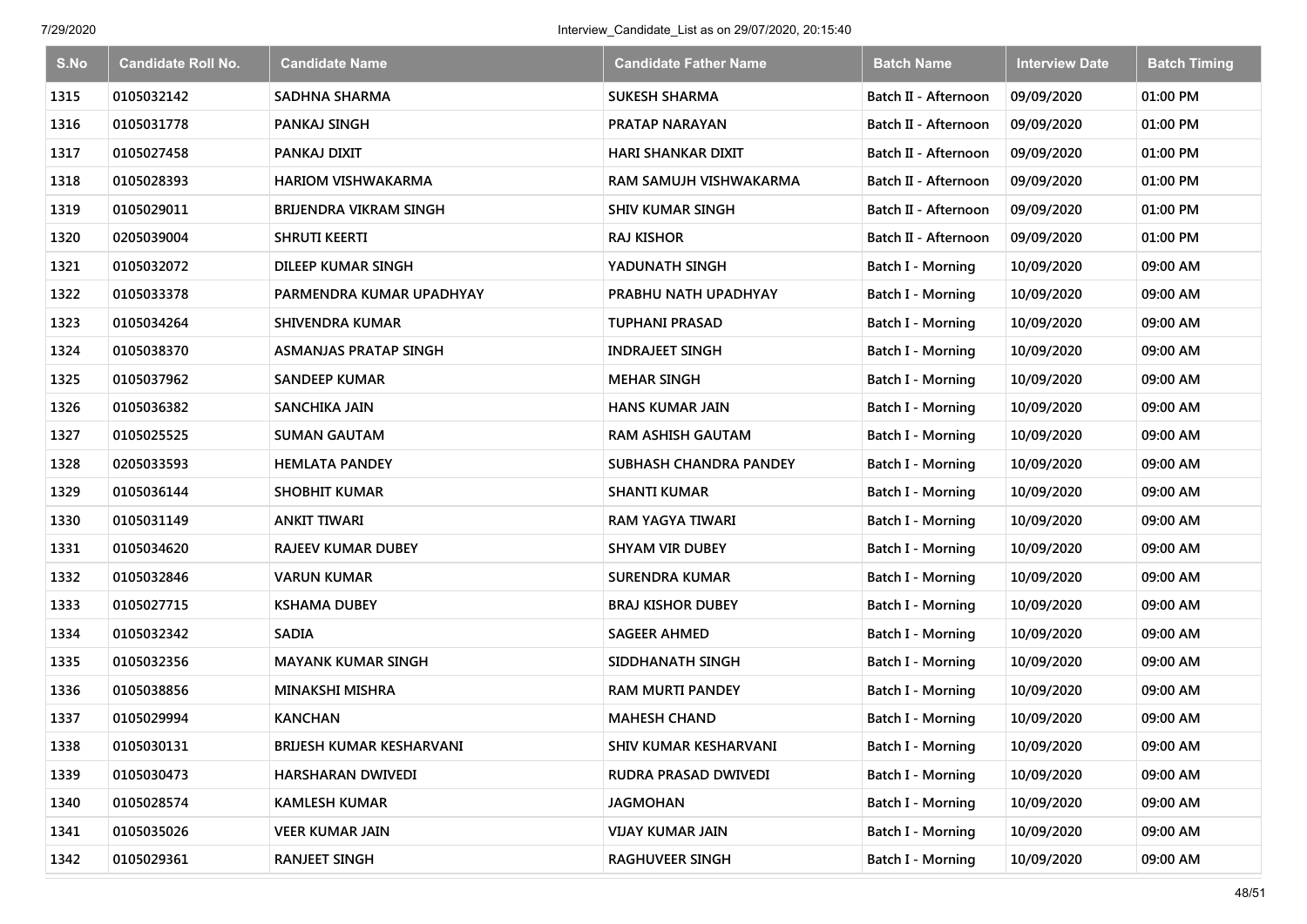| S.No | Candidate Roll No. | Candidate Name | Candidate Father Name | Batch Name | Interview Date | Batch Timing |
|---|---|---|---|---|---|---|
| 1315 | 0105032142 | SADHNA SHARMA | SUKESH SHARMA | Batch II - Afternoon | 09/09/2020 | 01:00 PM |
| 1316 | 0105031778 | PANKAJ SINGH | PRATAP NARAYAN | Batch II - Afternoon | 09/09/2020 | 01:00 PM |
| 1317 | 0105027458 | PANKAJ DIXIT | HARI SHANKAR DIXIT | Batch II - Afternoon | 09/09/2020 | 01:00 PM |
| 1318 | 0105028393 | HARIOM VISHWAKARMA | RAM SAMUJH VISHWAKARMA | Batch II - Afternoon | 09/09/2020 | 01:00 PM |
| 1319 | 0105029011 | BRIJENDRA VIKRAM SINGH | SHIV KUMAR SINGH | Batch II - Afternoon | 09/09/2020 | 01:00 PM |
| 1320 | 0205039004 | SHRUTI KEERTI | RAJ KISHOR | Batch II - Afternoon | 09/09/2020 | 01:00 PM |
| 1321 | 0105032072 | DILEEP KUMAR SINGH | YADUNATH SINGH | Batch I - Morning | 10/09/2020 | 09:00 AM |
| 1322 | 0105033378 | PARMENDRA KUMAR UPADHYAY | PRABHU NATH UPADHYAY | Batch I - Morning | 10/09/2020 | 09:00 AM |
| 1323 | 0105034264 | SHIVENDRA KUMAR | TUPHANI PRASAD | Batch I - Morning | 10/09/2020 | 09:00 AM |
| 1324 | 0105038370 | ASMANJAS PRATAP SINGH | INDRAJEET SINGH | Batch I - Morning | 10/09/2020 | 09:00 AM |
| 1325 | 0105037962 | SANDEEP KUMAR | MEHAR SINGH | Batch I - Morning | 10/09/2020 | 09:00 AM |
| 1326 | 0105036382 | SANCHIKA JAIN | HANS KUMAR JAIN | Batch I - Morning | 10/09/2020 | 09:00 AM |
| 1327 | 0105025525 | SUMAN GAUTAM | RAM ASHISH GAUTAM | Batch I - Morning | 10/09/2020 | 09:00 AM |
| 1328 | 0205033593 | HEMLATA PANDEY | SUBHASH CHANDRA PANDEY | Batch I - Morning | 10/09/2020 | 09:00 AM |
| 1329 | 0105036144 | SHOBHIT KUMAR | SHANTI KUMAR | Batch I - Morning | 10/09/2020 | 09:00 AM |
| 1330 | 0105031149 | ANKIT TIWARI | RAM YAGYA TIWARI | Batch I - Morning | 10/09/2020 | 09:00 AM |
| 1331 | 0105034620 | RAJEEV KUMAR DUBEY | SHYAM VIR DUBEY | Batch I - Morning | 10/09/2020 | 09:00 AM |
| 1332 | 0105032846 | VARUN KUMAR | SURENDRA KUMAR | Batch I - Morning | 10/09/2020 | 09:00 AM |
| 1333 | 0105027715 | KSHAMA DUBEY | BRAJ KISHOR DUBEY | Batch I - Morning | 10/09/2020 | 09:00 AM |
| 1334 | 0105032342 | SADIA | SAGEER AHMED | Batch I - Morning | 10/09/2020 | 09:00 AM |
| 1335 | 0105032356 | MAYANK KUMAR SINGH | SIDDHANATH SINGH | Batch I - Morning | 10/09/2020 | 09:00 AM |
| 1336 | 0105038856 | MINAKSHI MISHRA | RAM MURTI PANDEY | Batch I - Morning | 10/09/2020 | 09:00 AM |
| 1337 | 0105029994 | KANCHAN | MAHESH CHAND | Batch I - Morning | 10/09/2020 | 09:00 AM |
| 1338 | 0105030131 | BRIJESH KUMAR KESHARVANI | SHIV KUMAR KESHARVANI | Batch I - Morning | 10/09/2020 | 09:00 AM |
| 1339 | 0105030473 | HARSHARAN DWIVEDI | RUDRA PRASAD DWIVEDI | Batch I - Morning | 10/09/2020 | 09:00 AM |
| 1340 | 0105028574 | KAMLESH KUMAR | JAGMOHAN | Batch I - Morning | 10/09/2020 | 09:00 AM |
| 1341 | 0105035026 | VEER KUMAR JAIN | VIJAY KUMAR JAIN | Batch I - Morning | 10/09/2020 | 09:00 AM |
| 1342 | 0105029361 | RANJEET SINGH | RAGHUVEER SINGH | Batch I - Morning | 10/09/2020 | 09:00 AM |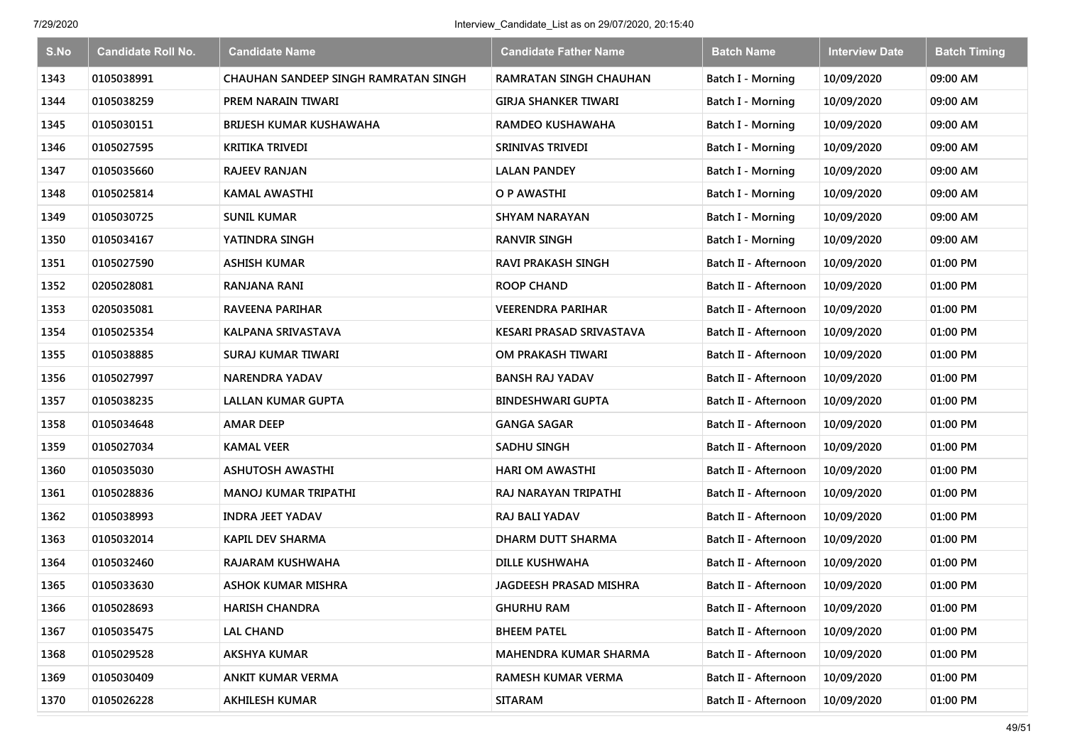| S.No | Candidate Roll No. | Candidate Name | Candidate Father Name | Batch Name | Interview Date | Batch Timing |
|---|---|---|---|---|---|---|
| 1343 | 0105038991 | CHAUHAN SANDEEP SINGH RAMRATAN SINGH | RAMRATAN SINGH CHAUHAN | Batch I - Morning | 10/09/2020 | 09:00 AM |
| 1344 | 0105038259 | PREM NARAIN TIWARI | GIRJA SHANKER TIWARI | Batch I - Morning | 10/09/2020 | 09:00 AM |
| 1345 | 0105030151 | BRIJESH KUMAR KUSHAWAHA | RAMDEO KUSHAWAHA | Batch I - Morning | 10/09/2020 | 09:00 AM |
| 1346 | 0105027595 | KRITIKA TRIVEDI | SRINIVAS TRIVEDI | Batch I - Morning | 10/09/2020 | 09:00 AM |
| 1347 | 0105035660 | RAJEEV RANJAN | LALAN PANDEY | Batch I - Morning | 10/09/2020 | 09:00 AM |
| 1348 | 0105025814 | KAMAL AWASTHI | O P AWASTHI | Batch I - Morning | 10/09/2020 | 09:00 AM |
| 1349 | 0105030725 | SUNIL KUMAR | SHYAM NARAYAN | Batch I - Morning | 10/09/2020 | 09:00 AM |
| 1350 | 0105034167 | YATINDRA SINGH | RANVIR SINGH | Batch I - Morning | 10/09/2020 | 09:00 AM |
| 1351 | 0105027590 | ASHISH KUMAR | RAVI PRAKASH SINGH | Batch II - Afternoon | 10/09/2020 | 01:00 PM |
| 1352 | 0205028081 | RANJANA RANI | ROOP CHAND | Batch II - Afternoon | 10/09/2020 | 01:00 PM |
| 1353 | 0205035081 | RAVEENA PARIHAR | VEERENDRA PARIHAR | Batch II - Afternoon | 10/09/2020 | 01:00 PM |
| 1354 | 0105025354 | KALPANA SRIVASTAVA | KESARI PRASAD SRIVASTAVA | Batch II - Afternoon | 10/09/2020 | 01:00 PM |
| 1355 | 0105038885 | SURAJ KUMAR TIWARI | OM PRAKASH TIWARI | Batch II - Afternoon | 10/09/2020 | 01:00 PM |
| 1356 | 0105027997 | NARENDRA YADAV | BANSH RAJ YADAV | Batch II - Afternoon | 10/09/2020 | 01:00 PM |
| 1357 | 0105038235 | LALLAN KUMAR GUPTA | BINDESHWARI GUPTA | Batch II - Afternoon | 10/09/2020 | 01:00 PM |
| 1358 | 0105034648 | AMAR DEEP | GANGA SAGAR | Batch II - Afternoon | 10/09/2020 | 01:00 PM |
| 1359 | 0105027034 | KAMAL VEER | SADHU SINGH | Batch II - Afternoon | 10/09/2020 | 01:00 PM |
| 1360 | 0105035030 | ASHUTOSH AWASTHI | HARI OM AWASTHI | Batch II - Afternoon | 10/09/2020 | 01:00 PM |
| 1361 | 0105028836 | MANOJ KUMAR TRIPATHI | RAJ NARAYAN TRIPATHI | Batch II - Afternoon | 10/09/2020 | 01:00 PM |
| 1362 | 0105038993 | INDRA JEET YADAV | RAJ BALI YADAV | Batch II - Afternoon | 10/09/2020 | 01:00 PM |
| 1363 | 0105032014 | KAPIL DEV SHARMA | DHARM DUTT SHARMA | Batch II - Afternoon | 10/09/2020 | 01:00 PM |
| 1364 | 0105032460 | RAJARAM KUSHWAHA | DILLE KUSHWAHA | Batch II - Afternoon | 10/09/2020 | 01:00 PM |
| 1365 | 0105033630 | ASHOK KUMAR MISHRA | JAGDEESH PRASAD MISHRA | Batch II - Afternoon | 10/09/2020 | 01:00 PM |
| 1366 | 0105028693 | HARISH CHANDRA | GHURHU RAM | Batch II - Afternoon | 10/09/2020 | 01:00 PM |
| 1367 | 0105035475 | LAL CHAND | BHEEM PATEL | Batch II - Afternoon | 10/09/2020 | 01:00 PM |
| 1368 | 0105029528 | AKSHYA KUMAR | MAHENDRA KUMAR SHARMA | Batch II - Afternoon | 10/09/2020 | 01:00 PM |
| 1369 | 0105030409 | ANKIT KUMAR VERMA | RAMESH KUMAR VERMA | Batch II - Afternoon | 10/09/2020 | 01:00 PM |
| 1370 | 0105026228 | AKHILESH KUMAR | SITARAM | Batch II - Afternoon | 10/09/2020 | 01:00 PM |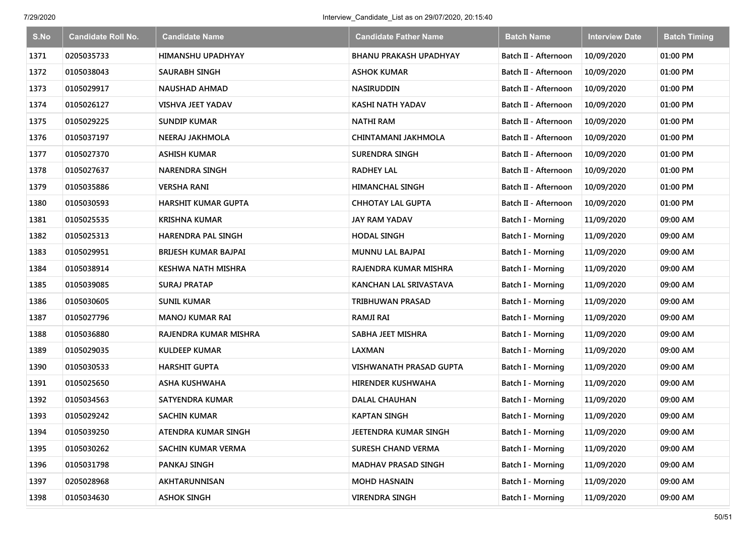| S.No | Candidate Roll No. | Candidate Name | Candidate Father Name | Batch Name | Interview Date | Batch Timing |
|---|---|---|---|---|---|---|
| 1371 | 0205035733 | HIMANSHU UPADHYAY | BHANU PRAKASH UPADHYAY | Batch II - Afternoon | 10/09/2020 | 01:00 PM |
| 1372 | 0105038043 | SAURABH SINGH | ASHOK KUMAR | Batch II - Afternoon | 10/09/2020 | 01:00 PM |
| 1373 | 0105029917 | NAUSHAD AHMAD | NASIRUDDIN | Batch II - Afternoon | 10/09/2020 | 01:00 PM |
| 1374 | 0105026127 | VISHVA JEET YADAV | KASHI NATH YADAV | Batch II - Afternoon | 10/09/2020 | 01:00 PM |
| 1375 | 0105029225 | SUNDIP KUMAR | NATHI RAM | Batch II - Afternoon | 10/09/2020 | 01:00 PM |
| 1376 | 0105037197 | NEERAJ JAKHMOLA | CHINTAMANI JAKHMOLA | Batch II - Afternoon | 10/09/2020 | 01:00 PM |
| 1377 | 0105027370 | ASHISH KUMAR | SURENDRA SINGH | Batch II - Afternoon | 10/09/2020 | 01:00 PM |
| 1378 | 0105027637 | NARENDRA SINGH | RADHEY LAL | Batch II - Afternoon | 10/09/2020 | 01:00 PM |
| 1379 | 0105035886 | VERSHA RANI | HIMANCHAL SINGH | Batch II - Afternoon | 10/09/2020 | 01:00 PM |
| 1380 | 0105030593 | HARSHIT KUMAR GUPTA | CHHOTAY LAL GUPTA | Batch II - Afternoon | 10/09/2020 | 01:00 PM |
| 1381 | 0105025535 | KRISHNA KUMAR | JAY RAM YADAV | Batch I - Morning | 11/09/2020 | 09:00 AM |
| 1382 | 0105025313 | HARENDRA PAL SINGH | HODAL SINGH | Batch I - Morning | 11/09/2020 | 09:00 AM |
| 1383 | 0105029951 | BRIJESH KUMAR BAJPAI | MUNNU LAL BAJPAI | Batch I - Morning | 11/09/2020 | 09:00 AM |
| 1384 | 0105038914 | KESHWA NATH MISHRA | RAJENDRA KUMAR MISHRA | Batch I - Morning | 11/09/2020 | 09:00 AM |
| 1385 | 0105039085 | SURAJ PRATAP | KANCHAN LAL SRIVASTAVA | Batch I - Morning | 11/09/2020 | 09:00 AM |
| 1386 | 0105030605 | SUNIL KUMAR | TRIBHUWAN PRASAD | Batch I - Morning | 11/09/2020 | 09:00 AM |
| 1387 | 0105027796 | MANOJ KUMAR RAI | RAMJI RAI | Batch I - Morning | 11/09/2020 | 09:00 AM |
| 1388 | 0105036880 | RAJENDRA KUMAR MISHRA | SABHA JEET MISHRA | Batch I - Morning | 11/09/2020 | 09:00 AM |
| 1389 | 0105029035 | KULDEEP KUMAR | LAXMAN | Batch I - Morning | 11/09/2020 | 09:00 AM |
| 1390 | 0105030533 | HARSHIT GUPTA | VISHWANATH PRASAD GUPTA | Batch I - Morning | 11/09/2020 | 09:00 AM |
| 1391 | 0105025650 | ASHA KUSHWAHA | HIRENDER KUSHWAHA | Batch I - Morning | 11/09/2020 | 09:00 AM |
| 1392 | 0105034563 | SATYENDRA KUMAR | DALAL CHAUHAN | Batch I - Morning | 11/09/2020 | 09:00 AM |
| 1393 | 0105029242 | SACHIN KUMAR | KAPTAN SINGH | Batch I - Morning | 11/09/2020 | 09:00 AM |
| 1394 | 0105039250 | ATENDRA KUMAR SINGH | JEETENDRA KUMAR SINGH | Batch I - Morning | 11/09/2020 | 09:00 AM |
| 1395 | 0105030262 | SACHIN KUMAR VERMA | SURESH CHAND VERMA | Batch I - Morning | 11/09/2020 | 09:00 AM |
| 1396 | 0105031798 | PANKAJ SINGH | MADHAV PRASAD SINGH | Batch I - Morning | 11/09/2020 | 09:00 AM |
| 1397 | 0205028968 | AKHTARUNNISAN | MOHD HASNAIN | Batch I - Morning | 11/09/2020 | 09:00 AM |
| 1398 | 0105034630 | ASHOK SINGH | VIRENDRA SINGH | Batch I - Morning | 11/09/2020 | 09:00 AM |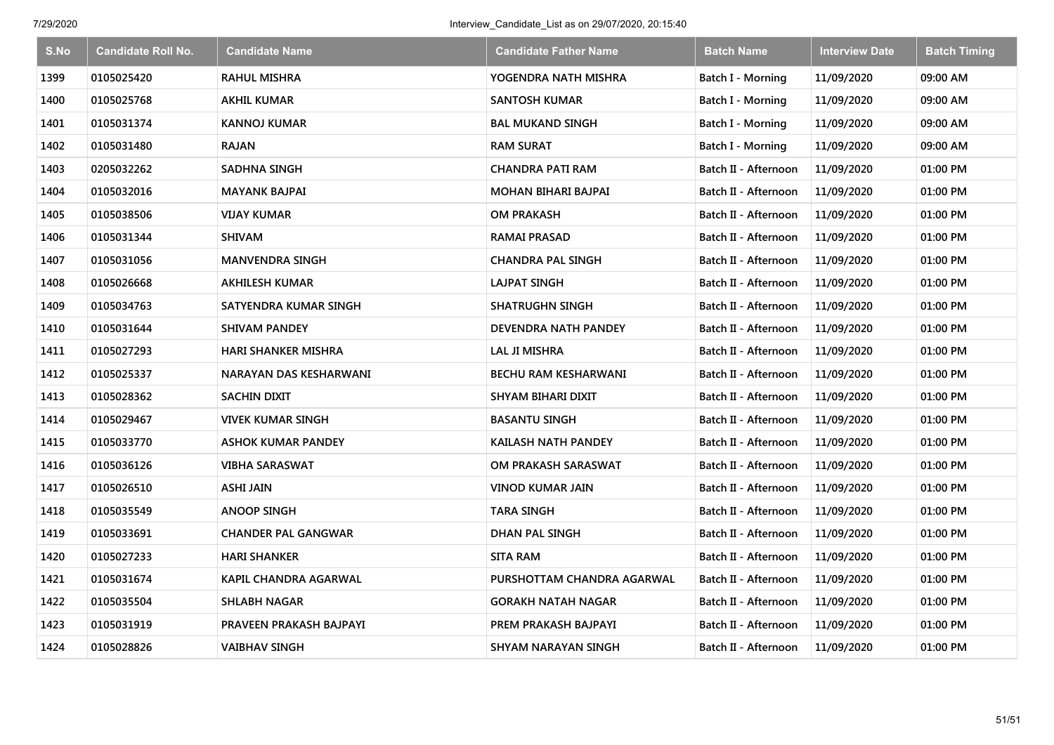| S.No | Candidate Roll No. | Candidate Name | Candidate Father Name | Batch Name | Interview Date | Batch Timing |
|---|---|---|---|---|---|---|
| 1399 | 0105025420 | RAHUL MISHRA | YOGENDRA NATH MISHRA | Batch I - Morning | 11/09/2020 | 09:00 AM |
| 1400 | 0105025768 | AKHIL KUMAR | SANTOSH KUMAR | Batch I - Morning | 11/09/2020 | 09:00 AM |
| 1401 | 0105031374 | KANNOJ KUMAR | BAL MUKAND SINGH | Batch I - Morning | 11/09/2020 | 09:00 AM |
| 1402 | 0105031480 | RAJAN | RAM SURAT | Batch I - Morning | 11/09/2020 | 09:00 AM |
| 1403 | 0205032262 | SADHNA SINGH | CHANDRA PATI RAM | Batch II - Afternoon | 11/09/2020 | 01:00 PM |
| 1404 | 0105032016 | MAYANK BAJPAI | MOHAN BIHARI BAJPAI | Batch II - Afternoon | 11/09/2020 | 01:00 PM |
| 1405 | 0105038506 | VIJAY KUMAR | OM PRAKASH | Batch II - Afternoon | 11/09/2020 | 01:00 PM |
| 1406 | 0105031344 | SHIVAM | RAMAI PRASAD | Batch II - Afternoon | 11/09/2020 | 01:00 PM |
| 1407 | 0105031056 | MANVENDRA SINGH | CHANDRA PAL SINGH | Batch II - Afternoon | 11/09/2020 | 01:00 PM |
| 1408 | 0105026668 | AKHILESH KUMAR | LAJPAT SINGH | Batch II - Afternoon | 11/09/2020 | 01:00 PM |
| 1409 | 0105034763 | SATYENDRA KUMAR SINGH | SHATRUGHN SINGH | Batch II - Afternoon | 11/09/2020 | 01:00 PM |
| 1410 | 0105031644 | SHIVAM PANDEY | DEVENDRA NATH PANDEY | Batch II - Afternoon | 11/09/2020 | 01:00 PM |
| 1411 | 0105027293 | HARI SHANKER MISHRA | LAL JI MISHRA | Batch II - Afternoon | 11/09/2020 | 01:00 PM |
| 1412 | 0105025337 | NARAYAN DAS KESHARWANI | BECHU RAM KESHARWANI | Batch II - Afternoon | 11/09/2020 | 01:00 PM |
| 1413 | 0105028362 | SACHIN DIXIT | SHYAM BIHARI DIXIT | Batch II - Afternoon | 11/09/2020 | 01:00 PM |
| 1414 | 0105029467 | VIVEK KUMAR SINGH | BASANTU SINGH | Batch II - Afternoon | 11/09/2020 | 01:00 PM |
| 1415 | 0105033770 | ASHOK KUMAR PANDEY | KAILASH NATH PANDEY | Batch II - Afternoon | 11/09/2020 | 01:00 PM |
| 1416 | 0105036126 | VIBHA SARASWAT | OM PRAKASH SARASWAT | Batch II - Afternoon | 11/09/2020 | 01:00 PM |
| 1417 | 0105026510 | ASHI JAIN | VINOD KUMAR JAIN | Batch II - Afternoon | 11/09/2020 | 01:00 PM |
| 1418 | 0105035549 | ANOOP SINGH | TARA SINGH | Batch II - Afternoon | 11/09/2020 | 01:00 PM |
| 1419 | 0105033691 | CHANDER PAL GANGWAR | DHAN PAL SINGH | Batch II - Afternoon | 11/09/2020 | 01:00 PM |
| 1420 | 0105027233 | HARI SHANKER | SITA RAM | Batch II - Afternoon | 11/09/2020 | 01:00 PM |
| 1421 | 0105031674 | KAPIL CHANDRA AGARWAL | PURSHOTTAM CHANDRA AGARWAL | Batch II - Afternoon | 11/09/2020 | 01:00 PM |
| 1422 | 0105035504 | SHLABH NAGAR | GORAKH NATAH NAGAR | Batch II - Afternoon | 11/09/2020 | 01:00 PM |
| 1423 | 0105031919 | PRAVEEN PRAKASH BAJPAYI | PREM PRAKASH BAJPAYI | Batch II - Afternoon | 11/09/2020 | 01:00 PM |
| 1424 | 0105028826 | VAIBHAV SINGH | SHYAM NARAYAN SINGH | Batch II - Afternoon | 11/09/2020 | 01:00 PM |